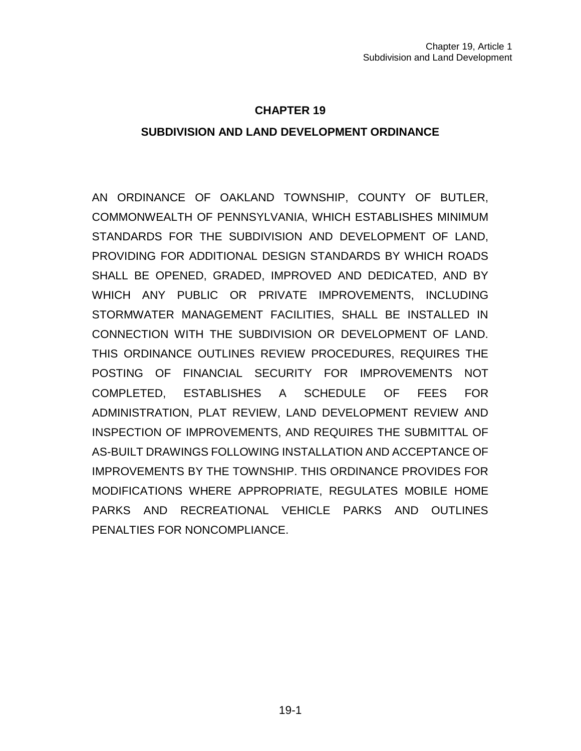# CHAPTER 19

## SUBDIVISION AND LAND DEVELOPMENT ORDINANCE

AN ORDINANCE OF OAKLAND TOWNSHIP, COUNTY OF BUTLER, COMMONWEALTH OF PENNSYLVANIA, WHICH ESTABLISHES MINIMUM STANDARDS FOR THE SUBDIVISION AND DEVELOPMENT OF LAND, PROVIDING FOR ADDITIONAL DESIGN STANDARDS BY WHICH ROADS SHALL BE OPENED, GRADED, IMPROVED AND DEDICATED, AND BY WHICH ANY PUBLIC OR PRIVATE IMPROVEMENTS, INCLUDING STORMWATER MANAGEMENT FACILITIES, SHALL BE INSTALLED IN CONNECTION WITH THE SUBDIVISION OR DEVELOPMENT OF LAND. THIS ORDINANCE OUTLINES REVIEW PROCEDURES, REQUIRES THE POSTING OF FINANCIAL SECURITY FOR IMPROVEMENTS NOT COMPLETED, ESTABLISHES A SCHEDULE OF FEES FOR ADMINISTRATION, PLAT REVIEW, LAND DEVELOPMENT REVIEW AND INSPECTION OF IMPROVEMENTS, AND REQUIRES THE SUBMITTAL OF AS-BUILT DRAWINGS FOLLOWING INSTALLATION AND ACCEPTANCE OF IMPROVEMENTS BY THE TOWNSHIP. THIS ORDINANCE PROVIDES FOR MODIFICATIONS WHERE APPROPRIATE, REGULATES MOBILE HOME PARKS AND RECREATIONAL VEHICLE PARKS AND OUTLINES PENALTIES FOR NONCOMPLIANCE.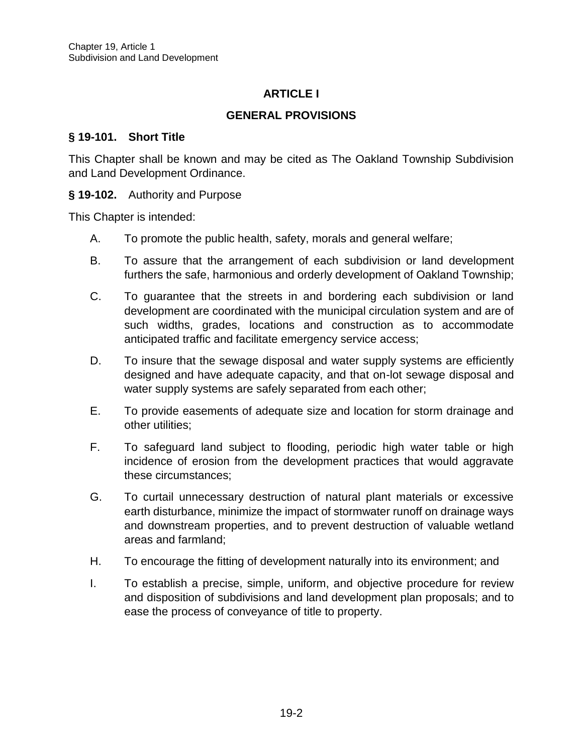# ARTICLE I

## GENERAL PROVISIONS

### § 19-101. Short Title

This Chapter shall be known and may be cited as The Oakland Township Subdivision and Land Development Ordinance.

### § 19-102. Authority and Purpose

This Chapter is intended:

A. To promote the public health, safety, morals and general welfare;

B. To assure that the arrangement of each subdivision or land development furthers the safe, harmonious and orderly development of Oakland Township;

C. To guarantee that the streets in and bordering each subdivision or land development are coordinated with the municipal circulation system and are of such widths, grades, locations and construction as to accommodate anticipated traffic and facilitate emergency service access;

D. To insure that the sewage disposal and water supply systems are efficiently designed and have adequate capacity, and that on-lot sewage disposal and water supply systems are safely separated from each other;

E. To provide easements of adequate size and location for storm drainage and other utilities;

F. To safeguard land subject to flooding, periodic high water table or high incidence of erosion from the development practices that would aggravate these circumstances;

G. To curtail unnecessary destruction of natural plant materials or excessive earth disturbance, minimize the impact of stormwater runoff on drainage ways and downstream properties, and to prevent destruction of valuable wetland areas and farmland;

H. To encourage the fitting of development naturally into its environment; and

I. To establish a precise, simple, uniform, and objective procedure for review and disposition of subdivisions and land development plan proposals; and to ease the process of conveyance of title to property.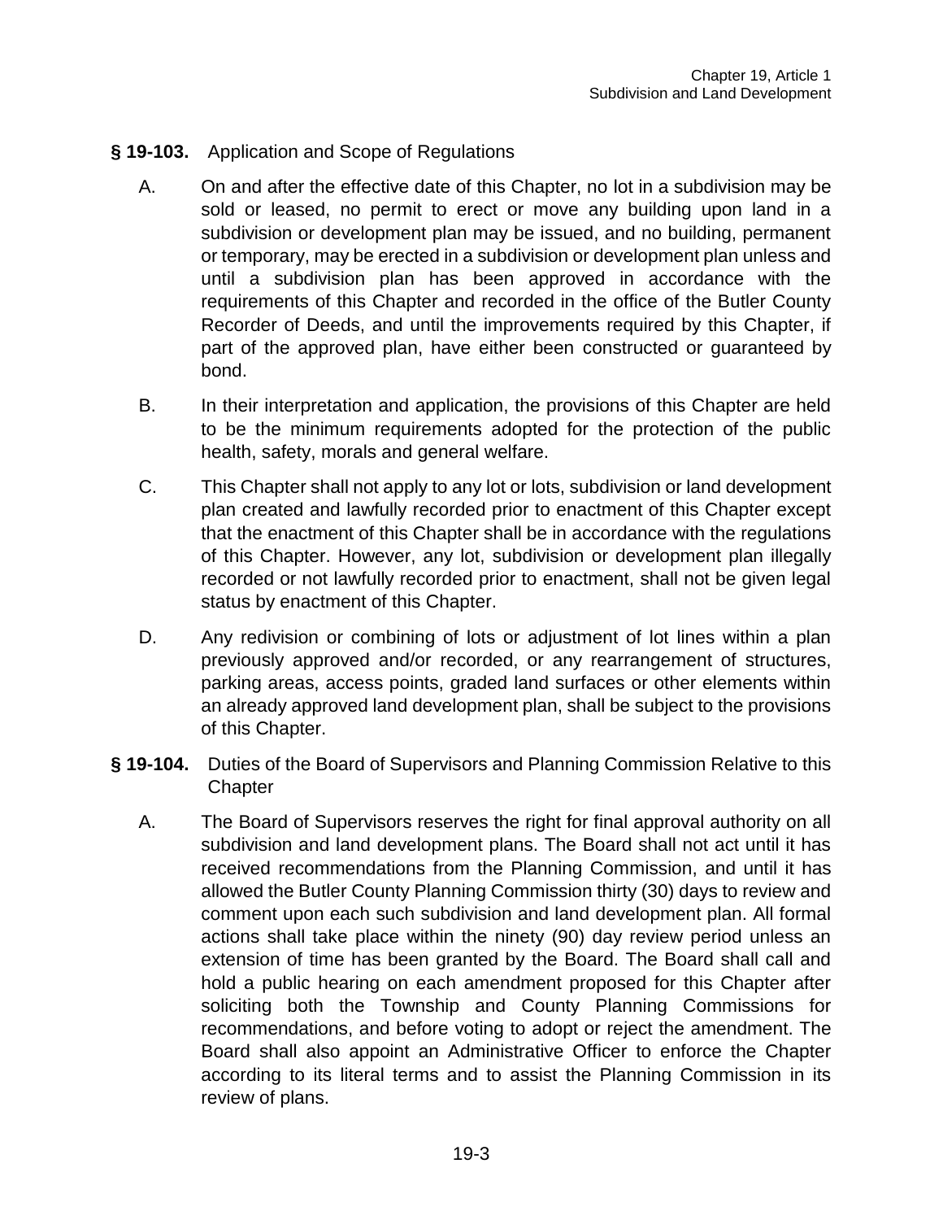## § 19-103. Application and Scope of Regulations

A. On and after the effective date of this Chapter, no lot in a subdivision may be sold or leased, no permit to erect or move any building upon land in a subdivision or development plan may be issued, and no building, permanent or temporary, may be erected in a subdivision or development plan unless and until a subdivision plan has been approved in accordance with the requirements of this Chapter and recorded in the office of the Butler County Recorder of Deeds, and until the improvements required by this Chapter, if part of the approved plan, have either been constructed or guaranteed by bond.

B. In their interpretation and application, the provisions of this Chapter are held to be the minimum requirements adopted for the protection of the public health, safety, morals and general welfare.

C. This Chapter shall not apply to any lot or lots, subdivision or land development plan created and lawfully recorded prior to enactment of this Chapter except that the enactment of this Chapter shall be in accordance with the regulations of this Chapter. However, any lot, subdivision or development plan illegally recorded or not lawfully recorded prior to enactment, shall not be given legal status by enactment of this Chapter.

D. Any redivision or combining of lots or adjustment of lot lines within a plan previously approved and/or recorded, or any rearrangement of structures, parking areas, access points, graded land surfaces or other elements within an already approved land development plan, shall be subject to the provisions of this Chapter.

## § 19-104. Duties of the Board of Supervisors and Planning Commission Relative to this Chapter

A. The Board of Supervisors reserves the right for final approval authority on all subdivision and land development plans. The Board shall not act until it has received recommendations from the Planning Commission, and until it has allowed the Butler County Planning Commission thirty (30) days to review and comment upon each such subdivision and land development plan. All formal actions shall take place within the ninety (90) day review period unless an extension of time has been granted by the Board. The Board shall call and hold a public hearing on each amendment proposed for this Chapter after soliciting both the Township and County Planning Commissions for recommendations, and before voting to adopt or reject the amendment. The Board shall also appoint an Administrative Officer to enforce the Chapter according to its literal terms and to assist the Planning Commission in its review of plans.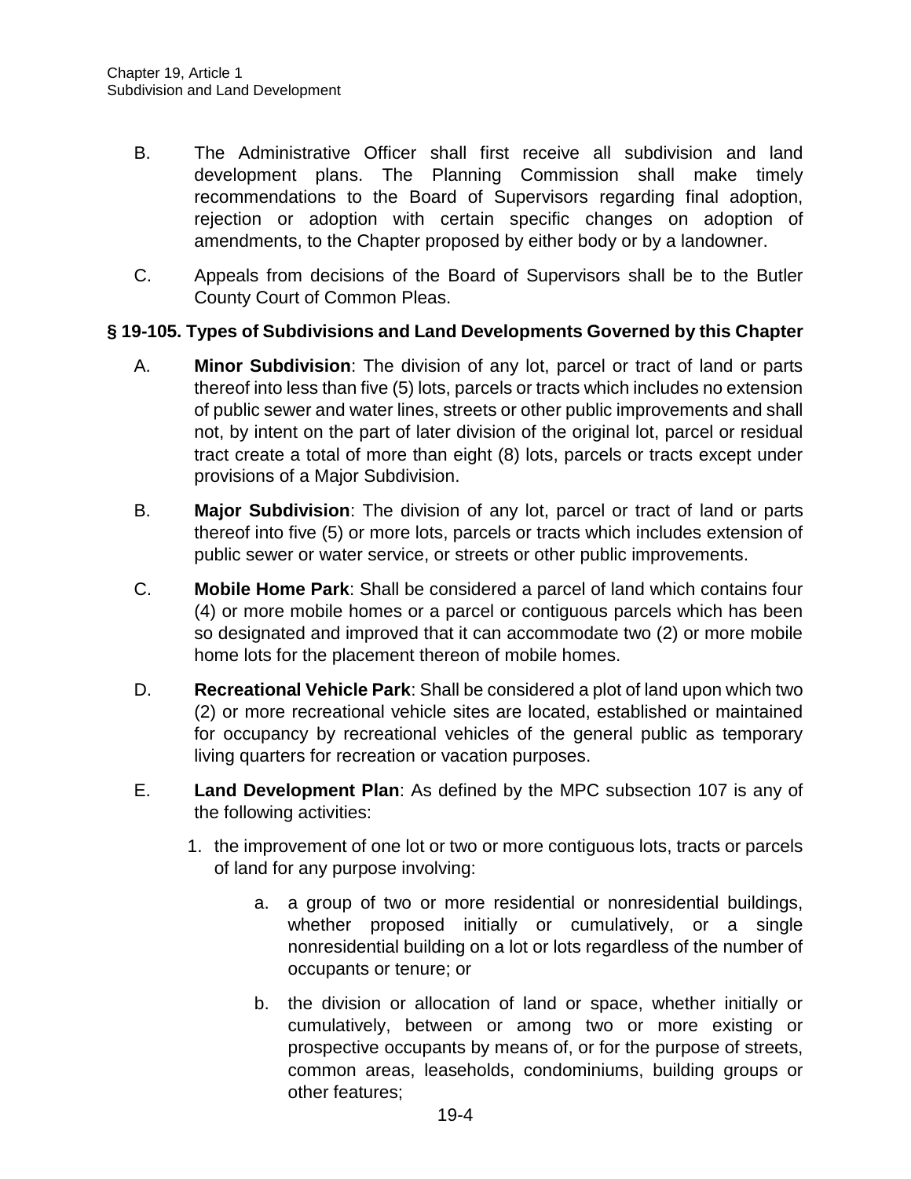B. The Administrative Officer shall first receive all subdivision and land development plans. The Planning Commission shall make timely recommendations to the Board of Supervisors regarding final adoption, rejection or adoption with certain specific changes on adoption of amendments, to the Chapter proposed by either body or by a landowner.

C. Appeals from decisions of the Board of Supervisors shall be to the Butler County Court of Common Pleas.

### § 19-105. Types of Subdivisions and Land Developments Governed by this Chapter

A. **Minor Subdivision**: The division of any lot, parcel or tract of land or parts thereof into less than five (5) lots, parcels or tracts which includes no extension of public sewer and water lines, streets or other public improvements and shall not, by intent on the part of later division of the original lot, parcel or residual tract create a total of more than eight (8) lots, parcels or tracts except under provisions of a Major Subdivision.

B. **Major Subdivision**: The division of any lot, parcel or tract of land or parts thereof into five (5) or more lots, parcels or tracts which includes extension of public sewer or water service, or streets or other public improvements.

C. **Mobile Home Park**: Shall be considered a parcel of land which contains four (4) or more mobile homes or a parcel or contiguous parcels which has been so designated and improved that it can accommodate two (2) or more mobile home lots for the placement thereon of mobile homes.

D. **Recreational Vehicle Park**: Shall be considered a plot of land upon which two (2) or more recreational vehicle sites are located, established or maintained for occupancy by recreational vehicles of the general public as temporary living quarters for recreation or vacation purposes.

E. **Land Development Plan**: As defined by the MPC subsection 107 is any of the following activities:

1. the improvement of one lot or two or more contiguous lots, tracts or parcels of land for any purpose involving:

   a. a group of two or more residential or nonresidential buildings, whether proposed initially or cumulatively, or a single nonresidential building on a lot or lots regardless of the number of occupants or tenure; or

   b. the division or allocation of land or space, whether initially or cumulatively, between or among two or more existing or prospective occupants by means of, or for the purpose of streets, common areas, leaseholds, condominiums, building groups or other features;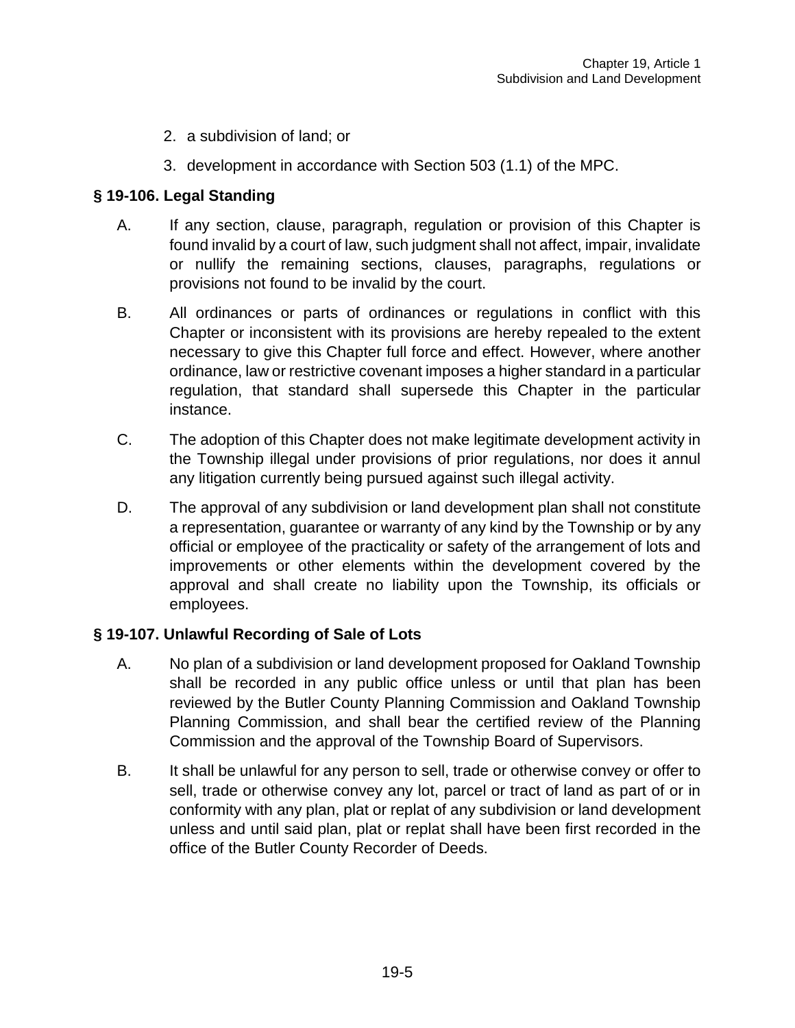2. a subdivision of land; or
3. development in accordance with Section 503 (1.1) of the MPC.

### § 19-106. Legal Standing

A. If any section, clause, paragraph, regulation or provision of this Chapter is found invalid by a court of law, such judgment shall not affect, impair, invalidate or nullify the remaining sections, clauses, paragraphs, regulations or provisions not found to be invalid by the court.

B. All ordinances or parts of ordinances or regulations in conflict with this Chapter or inconsistent with its provisions are hereby repealed to the extent necessary to give this Chapter full force and effect. However, where another ordinance, law or restrictive covenant imposes a higher standard in a particular regulation, that standard shall supersede this Chapter in the particular instance.

C. The adoption of this Chapter does not make legitimate development activity in the Township illegal under provisions of prior regulations, nor does it annul any litigation currently being pursued against such illegal activity.

D. The approval of any subdivision or land development plan shall not constitute a representation, guarantee or warranty of any kind by the Township or by any official or employee of the practicality or safety of the arrangement of lots and improvements or other elements within the development covered by the approval and shall create no liability upon the Township, its officials or employees.

### § 19-107. Unlawful Recording of Sale of Lots

A. No plan of a subdivision or land development proposed for Oakland Township shall be recorded in any public office unless or until that plan has been reviewed by the Butler County Planning Commission and Oakland Township Planning Commission, and shall bear the certified review of the Planning Commission and the approval of the Township Board of Supervisors.

B. It shall be unlawful for any person to sell, trade or otherwise convey or offer to sell, trade or otherwise convey any lot, parcel or tract of land as part of or in conformity with any plan, plat or replat of any subdivision or land development unless and until said plan, plat or replat shall have been first recorded in the office of the Butler County Recorder of Deeds.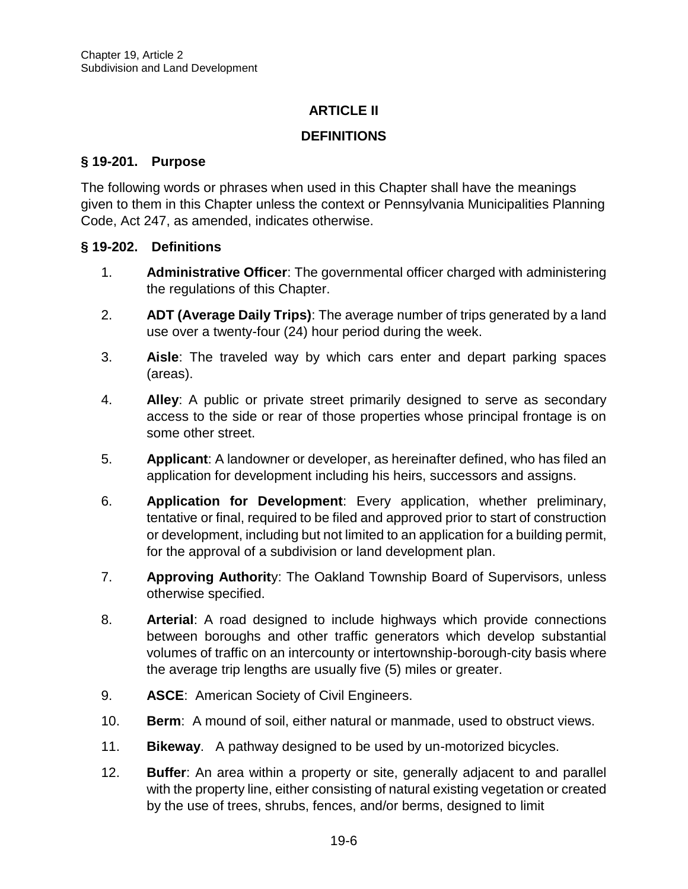## ARTICLE II

## DEFINITIONS

### § 19-201. Purpose

The following words or phrases when used in this Chapter shall have the meanings given to them in this Chapter unless the context or Pennsylvania Municipalities Planning Code, Act 247, as amended, indicates otherwise.

### § 19-202. Definitions

1. **Administrative Officer**: The governmental officer charged with administering the regulations of this Chapter.
2. **ADT (Average Daily Trips)**: The average number of trips generated by a land use over a twenty-four (24) hour period during the week.
3. **Aisle**: The traveled way by which cars enter and depart parking spaces (areas).
4. **Alley**: A public or private street primarily designed to serve as secondary access to the side or rear of those properties whose principal frontage is on some other street.
5. **Applicant**: A landowner or developer, as hereinafter defined, who has filed an application for development including his heirs, successors and assigns.
6. **Application for Development**: Every application, whether preliminary, tentative or final, required to be filed and approved prior to start of construction or development, including but not limited to an application for a building permit, for the approval of a subdivision or land development plan.
7. **Approving Authority**: The Oakland Township Board of Supervisors, unless otherwise specified.
8. **Arterial**: A road designed to include highways which provide connections between boroughs and other traffic generators which develop substantial volumes of traffic on an intercounty or intertownship-borough-city basis where the average trip lengths are usually five (5) miles or greater.
9. **ASCE**: American Society of Civil Engineers.
10. **Berm**: A mound of soil, either natural or manmade, used to obstruct views.
11. **Bikeway**. A pathway designed to be used by un-motorized bicycles.
12. **Buffer**: An area within a property or site, generally adjacent to and parallel with the property line, either consisting of natural existing vegetation or created by the use of trees, shrubs, fences, and/or berms, designed to limit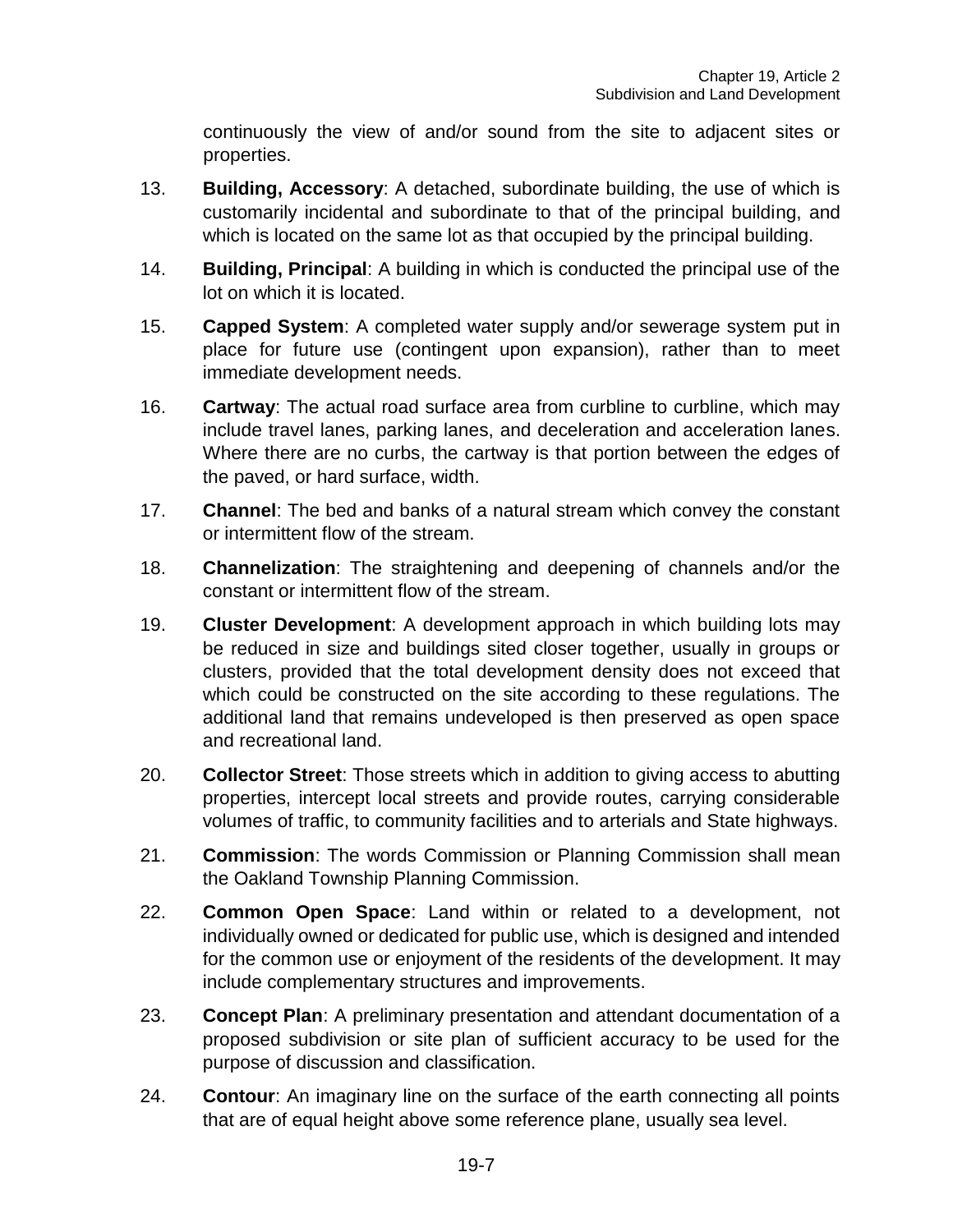continuously the view of and/or sound from the site to adjacent sites or properties.

13. **Building, Accessory**: A detached, subordinate building, the use of which is customarily incidental and subordinate to that of the principal building, and which is located on the same lot as that occupied by the principal building.

14. **Building, Principal**: A building in which is conducted the principal use of the lot on which it is located.

15. **Capped System**: A completed water supply and/or sewerage system put in place for future use (contingent upon expansion), rather than to meet immediate development needs.

16. **Cartway**: The actual road surface area from curbline to curbline, which may include travel lanes, parking lanes, and deceleration and acceleration lanes. Where there are no curbs, the cartway is that portion between the edges of the paved, or hard surface, width.

17. **Channel**: The bed and banks of a natural stream which convey the constant or intermittent flow of the stream.

18. **Channelization**: The straightening and deepening of channels and/or the constant or intermittent flow of the stream.

19. **Cluster Development**: A development approach in which building lots may be reduced in size and buildings sited closer together, usually in groups or clusters, provided that the total development density does not exceed that which could be constructed on the site according to these regulations. The additional land that remains undeveloped is then preserved as open space and recreational land.

20. **Collector Street**: Those streets which in addition to giving access to abutting properties, intercept local streets and provide routes, carrying considerable volumes of traffic, to community facilities and to arterials and State highways.

21. **Commission**: The words Commission or Planning Commission shall mean the Oakland Township Planning Commission.

22. **Common Open Space**: Land within or related to a development, not individually owned or dedicated for public use, which is designed and intended for the common use or enjoyment of the residents of the development. It may include complementary structures and improvements.

23. **Concept Plan**: A preliminary presentation and attendant documentation of a proposed subdivision or site plan of sufficient accuracy to be used for the purpose of discussion and classification.

24. **Contour**: An imaginary line on the surface of the earth connecting all points that are of equal height above some reference plane, usually sea level.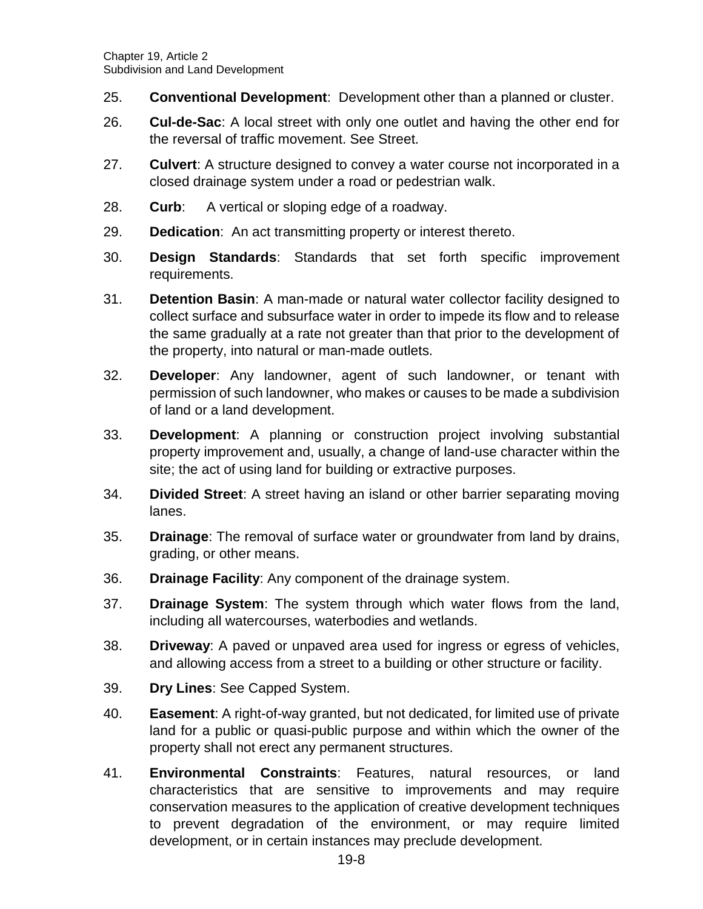25. **Conventional Development**: Development other than a planned or cluster.

26. **Cul-de-Sac**: A local street with only one outlet and having the other end for the reversal of traffic movement. See Street.

27. **Culvert**: A structure designed to convey a water course not incorporated in a closed drainage system under a road or pedestrian walk.

28. **Curb**: A vertical or sloping edge of a roadway.

29. **Dedication**: An act transmitting property or interest thereto.

30. **Design Standards**: Standards that set forth specific improvement requirements.

31. **Detention Basin**: A man-made or natural water collector facility designed to collect surface and subsurface water in order to impede its flow and to release the same gradually at a rate not greater than that prior to the development of the property, into natural or man-made outlets.

32. **Developer**: Any landowner, agent of such landowner, or tenant with permission of such landowner, who makes or causes to be made a subdivision of land or a land development.

33. **Development**: A planning or construction project involving substantial property improvement and, usually, a change of land-use character within the site; the act of using land for building or extractive purposes.

34. **Divided Street**: A street having an island or other barrier separating moving lanes.

35. **Drainage**: The removal of surface water or groundwater from land by drains, grading, or other means.

36. **Drainage Facility**: Any component of the drainage system.

37. **Drainage System**: The system through which water flows from the land, including all watercourses, waterbodies and wetlands.

38. **Driveway**: A paved or unpaved area used for ingress or egress of vehicles, and allowing access from a street to a building or other structure or facility.

39. **Dry Lines**: See Capped System.

40. **Easement**: A right-of-way granted, but not dedicated, for limited use of private land for a public or quasi-public purpose and within which the owner of the property shall not erect any permanent structures.

41. **Environmental Constraints**: Features, natural resources, or land characteristics that are sensitive to improvements and may require conservation measures to the application of creative development techniques to prevent degradation of the environment, or may require limited development, or in certain instances may preclude development.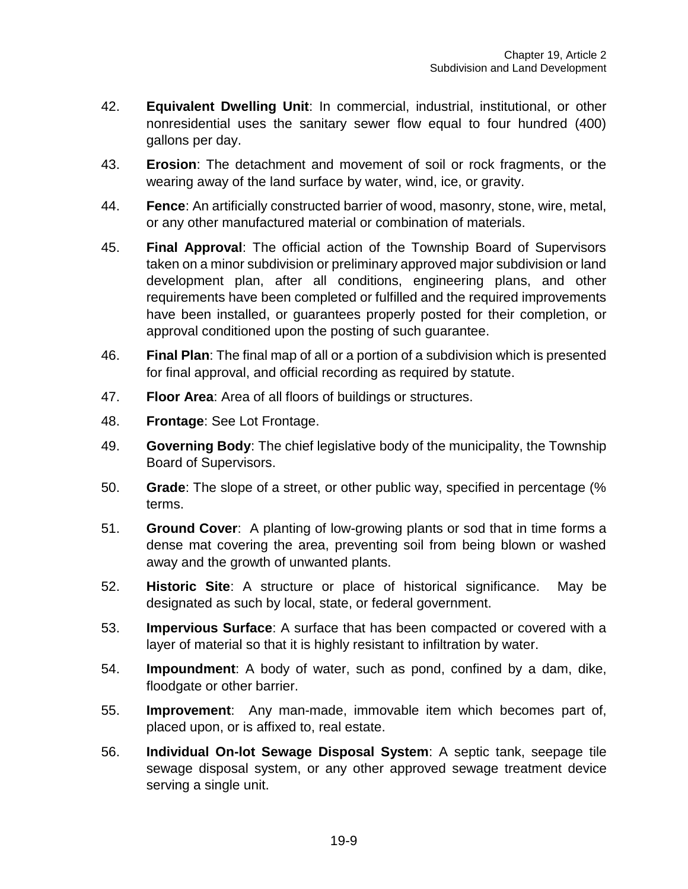42. **Equivalent Dwelling Unit**: In commercial, industrial, institutional, or other nonresidential uses the sanitary sewer flow equal to four hundred (400) gallons per day.

43. **Erosion**: The detachment and movement of soil or rock fragments, or the wearing away of the land surface by water, wind, ice, or gravity.

44. **Fence**: An artificially constructed barrier of wood, masonry, stone, wire, metal, or any other manufactured material or combination of materials.

45. **Final Approval**: The official action of the Township Board of Supervisors taken on a minor subdivision or preliminary approved major subdivision or land development plan, after all conditions, engineering plans, and other requirements have been completed or fulfilled and the required improvements have been installed, or guarantees properly posted for their completion, or approval conditioned upon the posting of such guarantee.

46. **Final Plan**: The final map of all or a portion of a subdivision which is presented for final approval, and official recording as required by statute.

47. **Floor Area**: Area of all floors of buildings or structures.

48. **Frontage**: See Lot Frontage.

49. **Governing Body**: The chief legislative body of the municipality, the Township Board of Supervisors.

50. **Grade**: The slope of a street, or other public way, specified in percentage (% terms.

51. **Ground Cover**: A planting of low-growing plants or sod that in time forms a dense mat covering the area, preventing soil from being blown or washed away and the growth of unwanted plants.

52. **Historic Site**: A structure or place of historical significance. May be designated as such by local, state, or federal government.

53. **Impervious Surface**: A surface that has been compacted or covered with a layer of material so that it is highly resistant to infiltration by water.

54. **Impoundment**: A body of water, such as pond, confined by a dam, dike, floodgate or other barrier.

55. **Improvement**: Any man-made, immovable item which becomes part of, placed upon, or is affixed to, real estate.

56. **Individual On-lot Sewage Disposal System**: A septic tank, seepage tile sewage disposal system, or any other approved sewage treatment device serving a single unit.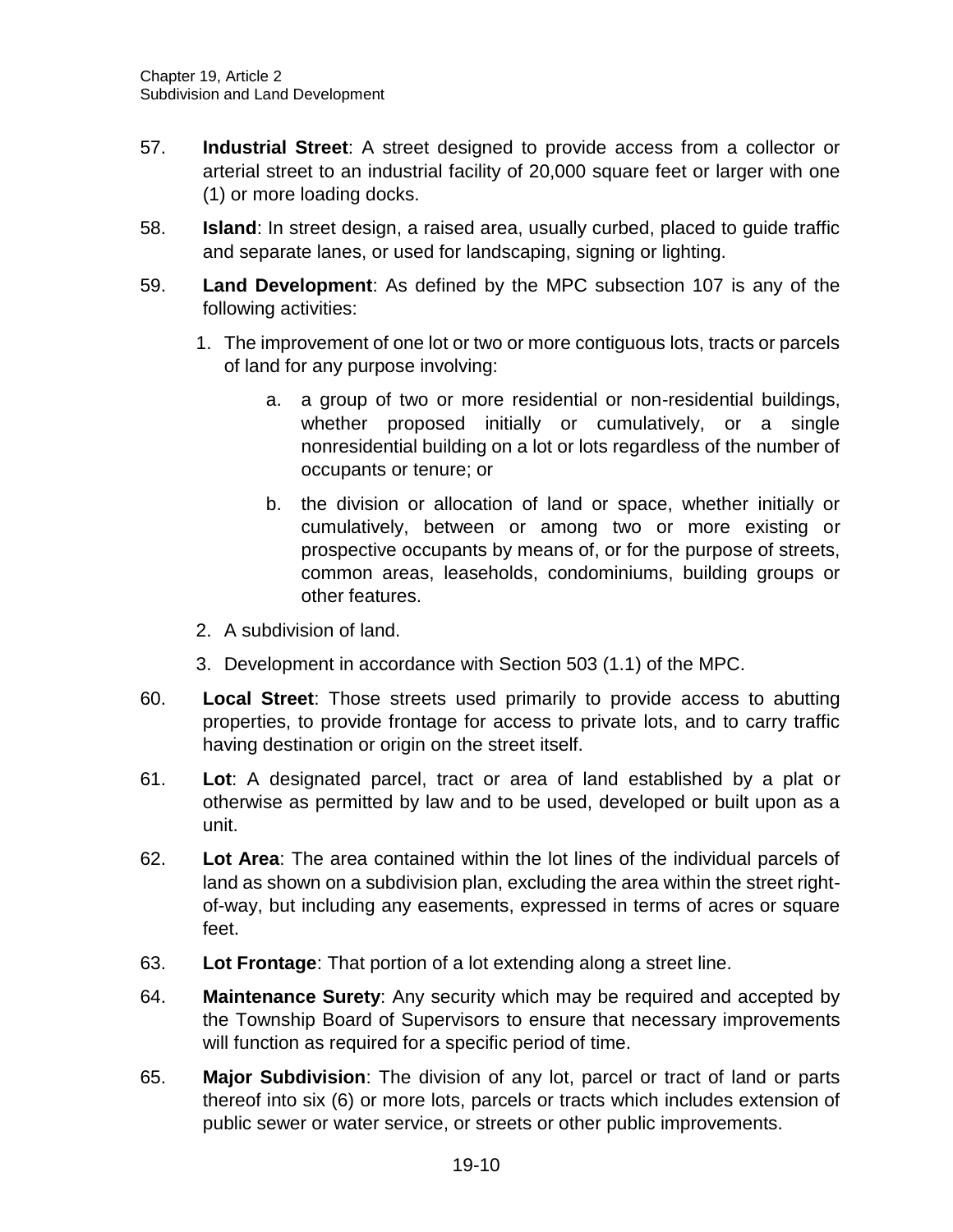57. **Industrial Street**: A street designed to provide access from a collector or arterial street to an industrial facility of 20,000 square feet or larger with one (1) or more loading docks.

58. **Island**: In street design, a raised area, usually curbed, placed to guide traffic and separate lanes, or used for landscaping, signing or lighting.

59. **Land Development**: As defined by the MPC subsection 107 is any of the following activities:

    1. The improvement of one lot or two or more contiguous lots, tracts or parcels of land for any purpose involving:

        a. a group of two or more residential or non-residential buildings, whether proposed initially or cumulatively, or a single nonresidential building on a lot or lots regardless of the number of occupants or tenure; or

        b. the division or allocation of land or space, whether initially or cumulatively, between or among two or more existing or prospective occupants by means of, or for the purpose of streets, common areas, leaseholds, condominiums, building groups or other features.

    2. A subdivision of land.

    3. Development in accordance with Section 503 (1.1) of the MPC.

60. **Local Street**: Those streets used primarily to provide access to abutting properties, to provide frontage for access to private lots, and to carry traffic having destination or origin on the street itself.

61. **Lot**: A designated parcel, tract or area of land established by a plat or otherwise as permitted by law and to be used, developed or built upon as a unit.

62. **Lot Area**: The area contained within the lot lines of the individual parcels of land as shown on a subdivision plan, excluding the area within the street right-of-way, but including any easements, expressed in terms of acres or square feet.

63. **Lot Frontage**: That portion of a lot extending along a street line.

64. **Maintenance Surety**: Any security which may be required and accepted by the Township Board of Supervisors to ensure that necessary improvements will function as required for a specific period of time.

65. **Major Subdivision**: The division of any lot, parcel or tract of land or parts thereof into six (6) or more lots, parcels or tracts which includes extension of public sewer or water service, or streets or other public improvements.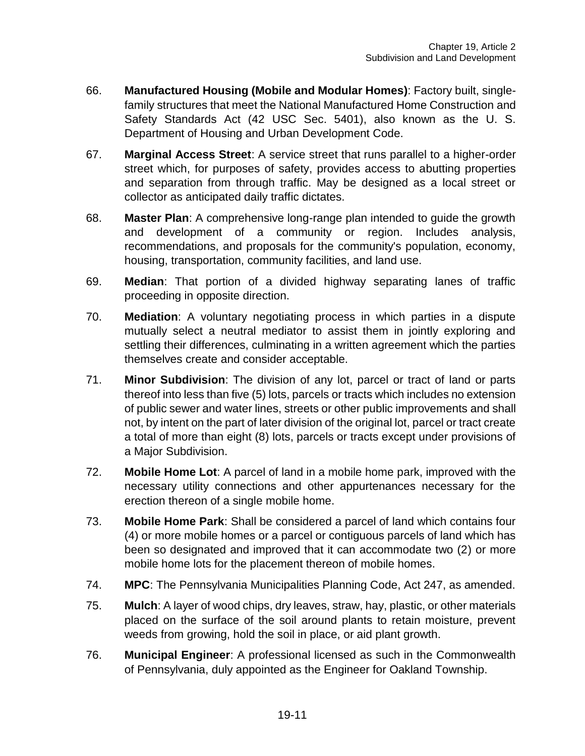66. **Manufactured Housing (Mobile and Modular Homes)**: Factory built, single-family structures that meet the National Manufactured Home Construction and Safety Standards Act (42 USC Sec. 5401), also known as the U. S. Department of Housing and Urban Development Code.

67. **Marginal Access Street**: A service street that runs parallel to a higher-order street which, for purposes of safety, provides access to abutting properties and separation from through traffic. May be designed as a local street or collector as anticipated daily traffic dictates.

68. **Master Plan**: A comprehensive long-range plan intended to guide the growth and development of a community or region. Includes analysis, recommendations, and proposals for the community's population, economy, housing, transportation, community facilities, and land use.

69. **Median**: That portion of a divided highway separating lanes of traffic proceeding in opposite direction.

70. **Mediation**: A voluntary negotiating process in which parties in a dispute mutually select a neutral mediator to assist them in jointly exploring and settling their differences, culminating in a written agreement which the parties themselves create and consider acceptable.

71. **Minor Subdivision**: The division of any lot, parcel or tract of land or parts thereof into less than five (5) lots, parcels or tracts which includes no extension of public sewer and water lines, streets or other public improvements and shall not, by intent on the part of later division of the original lot, parcel or tract create a total of more than eight (8) lots, parcels or tracts except under provisions of a Major Subdivision.

72. **Mobile Home Lot**: A parcel of land in a mobile home park, improved with the necessary utility connections and other appurtenances necessary for the erection thereon of a single mobile home.

73. **Mobile Home Park**: Shall be considered a parcel of land which contains four (4) or more mobile homes or a parcel or contiguous parcels of land which has been so designated and improved that it can accommodate two (2) or more mobile home lots for the placement thereon of mobile homes.

74. **MPC**: The Pennsylvania Municipalities Planning Code, Act 247, as amended.

75. **Mulch**: A layer of wood chips, dry leaves, straw, hay, plastic, or other materials placed on the surface of the soil around plants to retain moisture, prevent weeds from growing, hold the soil in place, or aid plant growth.

76. **Municipal Engineer**: A professional licensed as such in the Commonwealth of Pennsylvania, duly appointed as the Engineer for Oakland Township.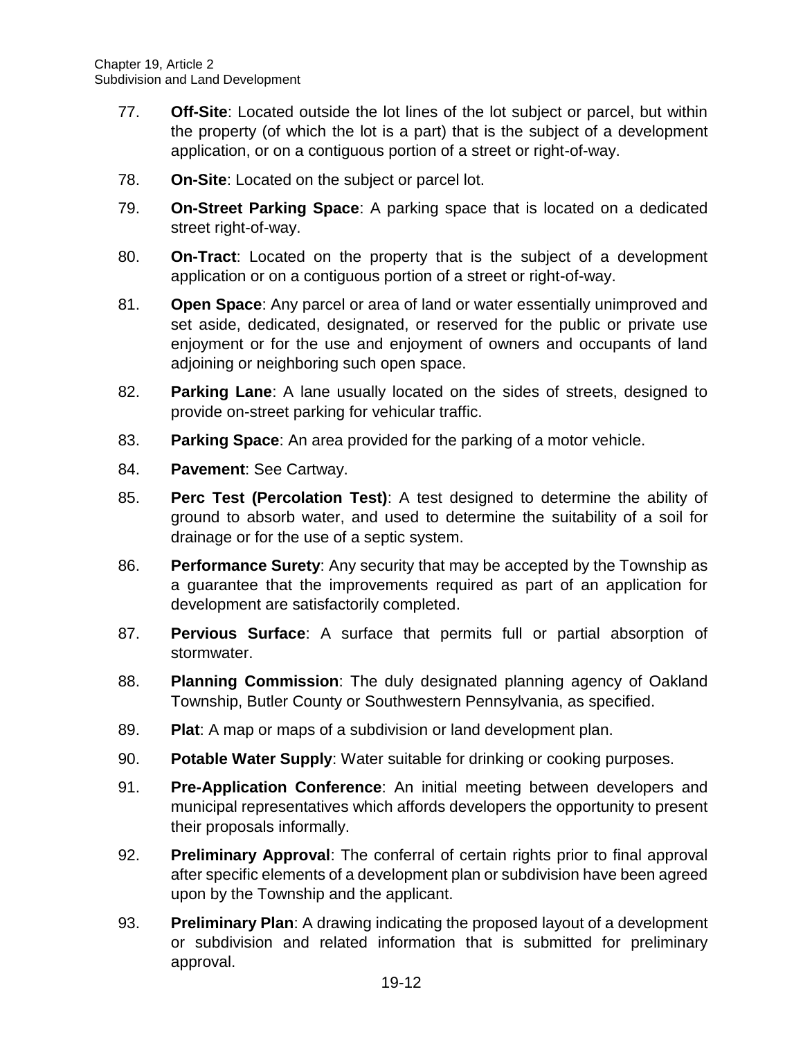77. **Off-Site**: Located outside the lot lines of the lot subject or parcel, but within the property (of which the lot is a part) that is the subject of a development application, or on a contiguous portion of a street or right-of-way.

78. **On-Site**: Located on the subject or parcel lot.

79. **On-Street Parking Space**: A parking space that is located on a dedicated street right-of-way.

80. **On-Tract**: Located on the property that is the subject of a development application or on a contiguous portion of a street or right-of-way.

81. **Open Space**: Any parcel or area of land or water essentially unimproved and set aside, dedicated, designated, or reserved for the public or private use enjoyment or for the use and enjoyment of owners and occupants of land adjoining or neighboring such open space.

82. **Parking Lane**: A lane usually located on the sides of streets, designed to provide on-street parking for vehicular traffic.

83. **Parking Space**: An area provided for the parking of a motor vehicle.

84. **Pavement**: See Cartway.

85. **Perc Test (Percolation Test)**: A test designed to determine the ability of ground to absorb water, and used to determine the suitability of a soil for drainage or for the use of a septic system.

86. **Performance Surety**: Any security that may be accepted by the Township as a guarantee that the improvements required as part of an application for development are satisfactorily completed.

87. **Pervious Surface**: A surface that permits full or partial absorption of stormwater.

88. **Planning Commission**: The duly designated planning agency of Oakland Township, Butler County or Southwestern Pennsylvania, as specified.

89. **Plat**: A map or maps of a subdivision or land development plan.

90. **Potable Water Supply**: Water suitable for drinking or cooking purposes.

91. **Pre-Application Conference**: An initial meeting between developers and municipal representatives which affords developers the opportunity to present their proposals informally.

92. **Preliminary Approval**: The conferral of certain rights prior to final approval after specific elements of a development plan or subdivision have been agreed upon by the Township and the applicant.

93. **Preliminary Plan**: A drawing indicating the proposed layout of a development or subdivision and related information that is submitted for preliminary approval.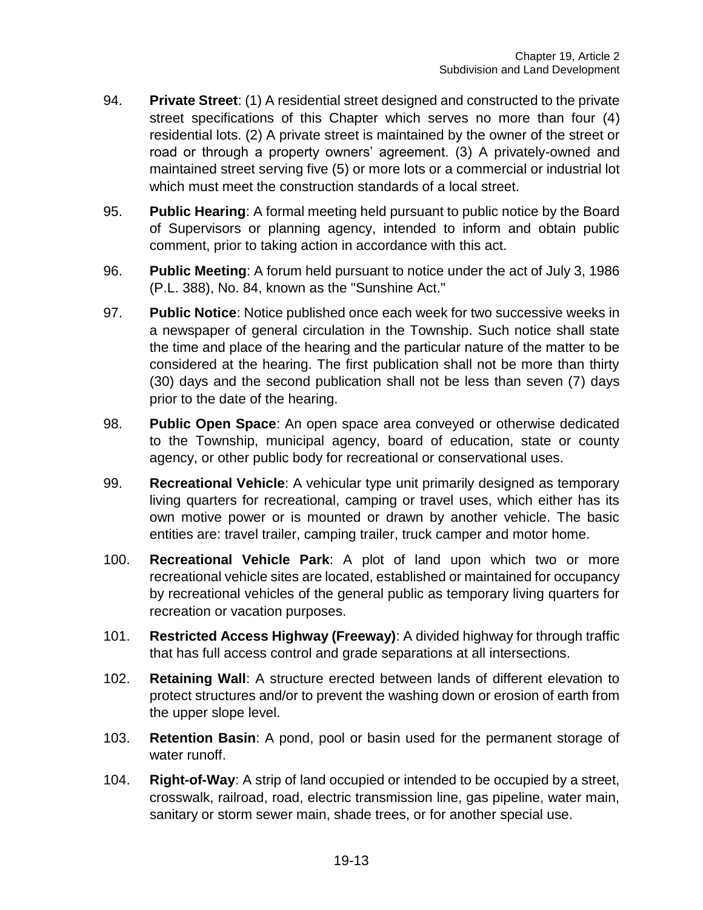94. **Private Street**: (1) A residential street designed and constructed to the private street specifications of this Chapter which serves no more than four (4) residential lots. (2) A private street is maintained by the owner of the street or road or through a property owners' agreement. (3) A privately-owned and maintained street serving five (5) or more lots or a commercial or industrial lot which must meet the construction standards of a local street.

95. **Public Hearing**: A formal meeting held pursuant to public notice by the Board of Supervisors or planning agency, intended to inform and obtain public comment, prior to taking action in accordance with this act.

96. **Public Meeting**: A forum held pursuant to notice under the act of July 3, 1986 (P.L. 388), No. 84, known as the "Sunshine Act."

97. **Public Notice**: Notice published once each week for two successive weeks in a newspaper of general circulation in the Township. Such notice shall state the time and place of the hearing and the particular nature of the matter to be considered at the hearing. The first publication shall not be more than thirty (30) days and the second publication shall not be less than seven (7) days prior to the date of the hearing.

98. **Public Open Space**: An open space area conveyed or otherwise dedicated to the Township, municipal agency, board of education, state or county agency, or other public body for recreational or conservational uses.

99. **Recreational Vehicle**: A vehicular type unit primarily designed as temporary living quarters for recreational, camping or travel uses, which either has its own motive power or is mounted or drawn by another vehicle. The basic entities are: travel trailer, camping trailer, truck camper and motor home.

100. **Recreational Vehicle Park**: A plot of land upon which two or more recreational vehicle sites are located, established or maintained for occupancy by recreational vehicles of the general public as temporary living quarters for recreation or vacation purposes.

101. **Restricted Access Highway (Freeway)**: A divided highway for through traffic that has full access control and grade separations at all intersections.

102. **Retaining Wall**: A structure erected between lands of different elevation to protect structures and/or to prevent the washing down or erosion of earth from the upper slope level.

103. **Retention Basin**: A pond, pool or basin used for the permanent storage of water runoff.

104. **Right-of-Way**: A strip of land occupied or intended to be occupied by a street, crosswalk, railroad, road, electric transmission line, gas pipeline, water main, sanitary or storm sewer main, shade trees, or for another special use.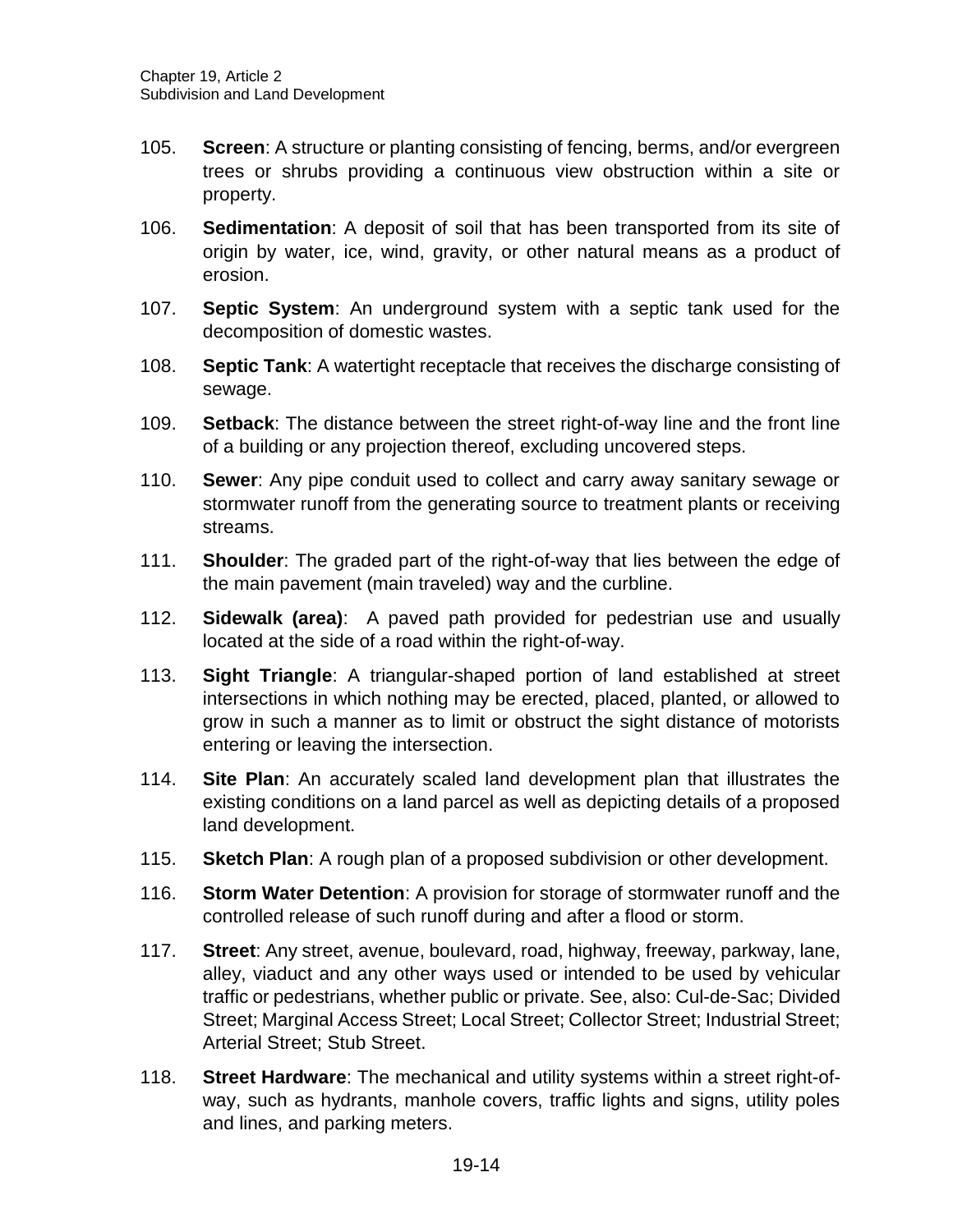105. **Screen**: A structure or planting consisting of fencing, berms, and/or evergreen trees or shrubs providing a continuous view obstruction within a site or property.

106. **Sedimentation**: A deposit of soil that has been transported from its site of origin by water, ice, wind, gravity, or other natural means as a product of erosion.

107. **Septic System**: An underground system with a septic tank used for the decomposition of domestic wastes.

108. **Septic Tank**: A watertight receptacle that receives the discharge consisting of sewage.

109. **Setback**: The distance between the street right-of-way line and the front line of a building or any projection thereof, excluding uncovered steps.

110. **Sewer**: Any pipe conduit used to collect and carry away sanitary sewage or stormwater runoff from the generating source to treatment plants or receiving streams.

111. **Shoulder**: The graded part of the right-of-way that lies between the edge of the main pavement (main traveled) way and the curbline.

112. **Sidewalk (area)**: A paved path provided for pedestrian use and usually located at the side of a road within the right-of-way.

113. **Sight Triangle**: A triangular-shaped portion of land established at street intersections in which nothing may be erected, placed, planted, or allowed to grow in such a manner as to limit or obstruct the sight distance of motorists entering or leaving the intersection.

114. **Site Plan**: An accurately scaled land development plan that illustrates the existing conditions on a land parcel as well as depicting details of a proposed land development.

115. **Sketch Plan**: A rough plan of a proposed subdivision or other development.

116. **Storm Water Detention**: A provision for storage of stormwater runoff and the controlled release of such runoff during and after a flood or storm.

117. **Street**: Any street, avenue, boulevard, road, highway, freeway, parkway, lane, alley, viaduct and any other ways used or intended to be used by vehicular traffic or pedestrians, whether public or private. See, also: Cul-de-Sac; Divided Street; Marginal Access Street; Local Street; Collector Street; Industrial Street; Arterial Street; Stub Street.

118. **Street Hardware**: The mechanical and utility systems within a street right-of-way, such as hydrants, manhole covers, traffic lights and signs, utility poles and lines, and parking meters.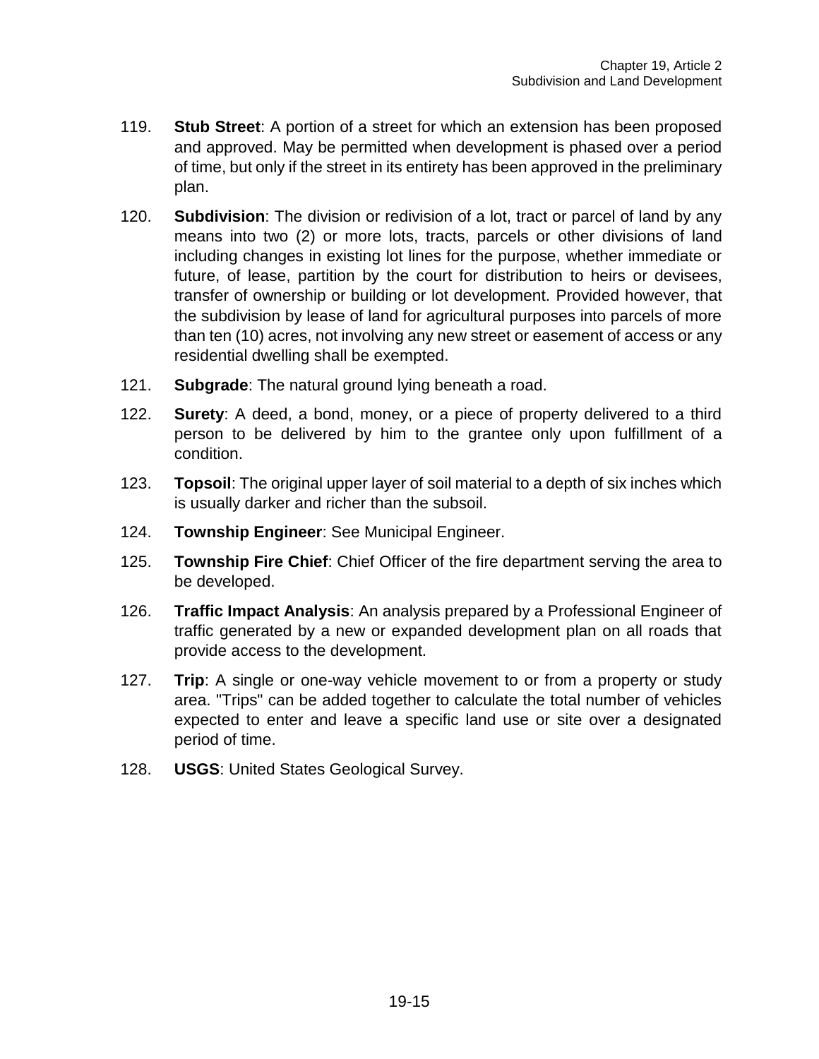119. **Stub Street**: A portion of a street for which an extension has been proposed and approved. May be permitted when development is phased over a period of time, but only if the street in its entirety has been approved in the preliminary plan.

120. **Subdivision**: The division or redivision of a lot, tract or parcel of land by any means into two (2) or more lots, tracts, parcels or other divisions of land including changes in existing lot lines for the purpose, whether immediate or future, of lease, partition by the court for distribution to heirs or devisees, transfer of ownership or building or lot development. Provided however, that the subdivision by lease of land for agricultural purposes into parcels of more than ten (10) acres, not involving any new street or easement of access or any residential dwelling shall be exempted.

121. **Subgrade**: The natural ground lying beneath a road.

122. **Surety**: A deed, a bond, money, or a piece of property delivered to a third person to be delivered by him to the grantee only upon fulfillment of a condition.

123. **Topsoil**: The original upper layer of soil material to a depth of six inches which is usually darker and richer than the subsoil.

124. **Township Engineer**: See Municipal Engineer.

125. **Township Fire Chief**: Chief Officer of the fire department serving the area to be developed.

126. **Traffic Impact Analysis**: An analysis prepared by a Professional Engineer of traffic generated by a new or expanded development plan on all roads that provide access to the development.

127. **Trip**: A single or one-way vehicle movement to or from a property or study area. "Trips" can be added together to calculate the total number of vehicles expected to enter and leave a specific land use or site over a designated period of time.

128. **USGS**: United States Geological Survey.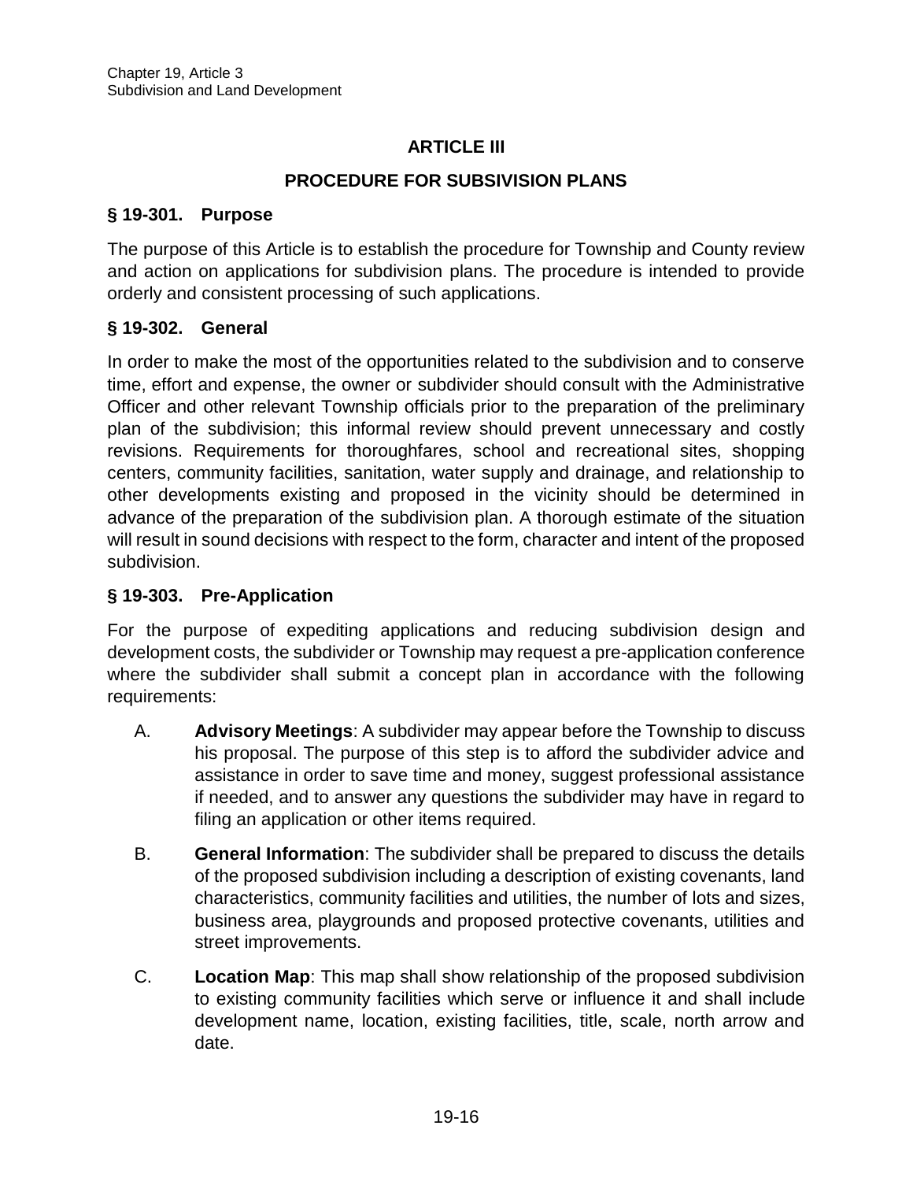# ARTICLE III

## PROCEDURE FOR SUBSIVISION PLANS

### § 19-301. Purpose

The purpose of this Article is to establish the procedure for Township and County review and action on applications for subdivision plans. The procedure is intended to provide orderly and consistent processing of such applications.

### § 19-302. General

In order to make the most of the opportunities related to the subdivision and to conserve time, effort and expense, the owner or subdivider should consult with the Administrative Officer and other relevant Township officials prior to the preparation of the preliminary plan of the subdivision; this informal review should prevent unnecessary and costly revisions. Requirements for thoroughfares, school and recreational sites, shopping centers, community facilities, sanitation, water supply and drainage, and relationship to other developments existing and proposed in the vicinity should be determined in advance of the preparation of the subdivision plan. A thorough estimate of the situation will result in sound decisions with respect to the form, character and intent of the proposed subdivision.

### § 19-303. Pre-Application

For the purpose of expediting applications and reducing subdivision design and development costs, the subdivider or Township may request a pre-application conference where the subdivider shall submit a concept plan in accordance with the following requirements:

A. **Advisory Meetings**: A subdivider may appear before the Township to discuss his proposal. The purpose of this step is to afford the subdivider advice and assistance in order to save time and money, suggest professional assistance if needed, and to answer any questions the subdivider may have in regard to filing an application or other items required.

B. **General Information**: The subdivider shall be prepared to discuss the details of the proposed subdivision including a description of existing covenants, land characteristics, community facilities and utilities, the number of lots and sizes, business area, playgrounds and proposed protective covenants, utilities and street improvements.

C. **Location Map**: This map shall show relationship of the proposed subdivision to existing community facilities which serve or influence it and shall include development name, location, existing facilities, title, scale, north arrow and date.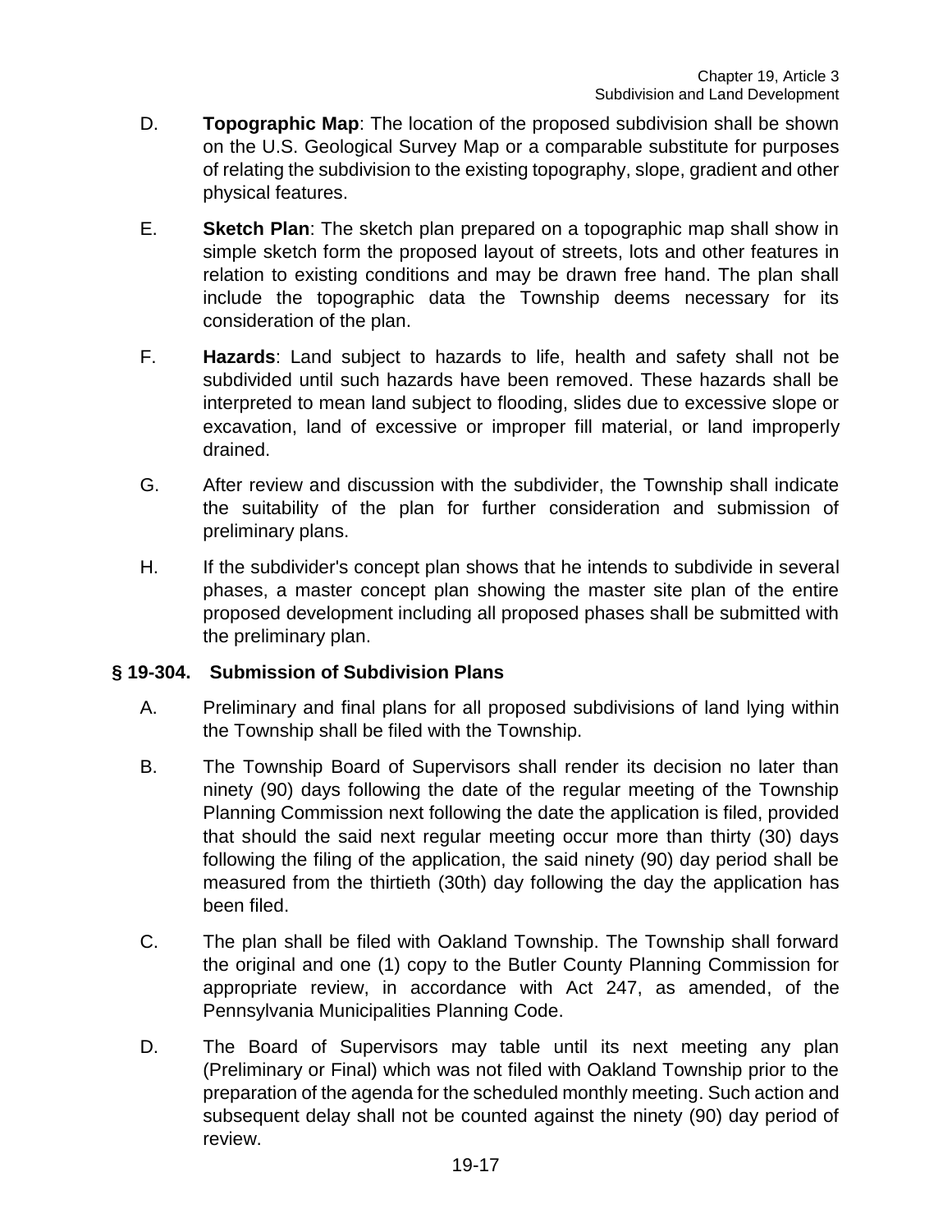D. **Topographic Map**: The location of the proposed subdivision shall be shown on the U.S. Geological Survey Map or a comparable substitute for purposes of relating the subdivision to the existing topography, slope, gradient and other physical features.

E. **Sketch Plan**: The sketch plan prepared on a topographic map shall show in simple sketch form the proposed layout of streets, lots and other features in relation to existing conditions and may be drawn free hand. The plan shall include the topographic data the Township deems necessary for its consideration of the plan.

F. **Hazards**: Land subject to hazards to life, health and safety shall not be subdivided until such hazards have been removed. These hazards shall be interpreted to mean land subject to flooding, slides due to excessive slope or excavation, land of excessive or improper fill material, or land improperly drained.

G. After review and discussion with the subdivider, the Township shall indicate the suitability of the plan for further consideration and submission of preliminary plans.

H. If the subdivider's concept plan shows that he intends to subdivide in several phases, a master concept plan showing the master site plan of the entire proposed development including all proposed phases shall be submitted with the preliminary plan.

## § 19-304. Submission of Subdivision Plans

A. Preliminary and final plans for all proposed subdivisions of land lying within the Township shall be filed with the Township.

B. The Township Board of Supervisors shall render its decision no later than ninety (90) days following the date of the regular meeting of the Township Planning Commission next following the date the application is filed, provided that should the said next regular meeting occur more than thirty (30) days following the filing of the application, the said ninety (90) day period shall be measured from the thirtieth (30th) day following the day the application has been filed.

C. The plan shall be filed with Oakland Township. The Township shall forward the original and one (1) copy to the Butler County Planning Commission for appropriate review, in accordance with Act 247, as amended, of the Pennsylvania Municipalities Planning Code.

D. The Board of Supervisors may table until its next meeting any plan (Preliminary or Final) which was not filed with Oakland Township prior to the preparation of the agenda for the scheduled monthly meeting. Such action and subsequent delay shall not be counted against the ninety (90) day period of review.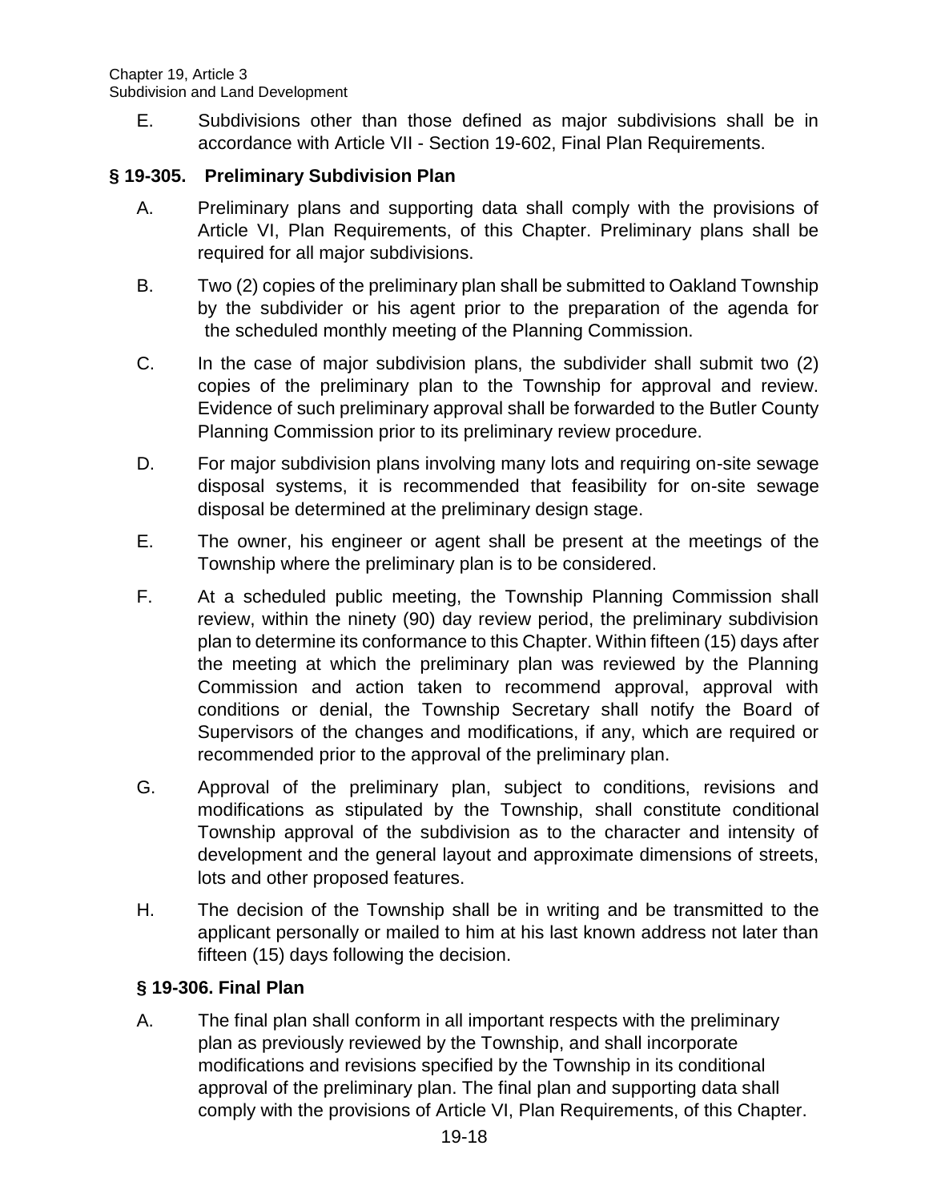E. Subdivisions other than those defined as major subdivisions shall be in accordance with Article VII - Section 19-602, Final Plan Requirements.

## § 19-305. Preliminary Subdivision Plan

A. Preliminary plans and supporting data shall comply with the provisions of Article VI, Plan Requirements, of this Chapter. Preliminary plans shall be required for all major subdivisions.

B. Two (2) copies of the preliminary plan shall be submitted to Oakland Township by the subdivider or his agent prior to the preparation of the agenda for the scheduled monthly meeting of the Planning Commission.

C. In the case of major subdivision plans, the subdivider shall submit two (2) copies of the preliminary plan to the Township for approval and review. Evidence of such preliminary approval shall be forwarded to the Butler County Planning Commission prior to its preliminary review procedure.

D. For major subdivision plans involving many lots and requiring on-site sewage disposal systems, it is recommended that feasibility for on-site sewage disposal be determined at the preliminary design stage.

E. The owner, his engineer or agent shall be present at the meetings of the Township where the preliminary plan is to be considered.

F. At a scheduled public meeting, the Township Planning Commission shall review, within the ninety (90) day review period, the preliminary subdivision plan to determine its conformance to this Chapter. Within fifteen (15) days after the meeting at which the preliminary plan was reviewed by the Planning Commission and action taken to recommend approval, approval with conditions or denial, the Township Secretary shall notify the Board of Supervisors of the changes and modifications, if any, which are required or recommended prior to the approval of the preliminary plan.

G. Approval of the preliminary plan, subject to conditions, revisions and modifications as stipulated by the Township, shall constitute conditional Township approval of the subdivision as to the character and intensity of development and the general layout and approximate dimensions of streets, lots and other proposed features.

H. The decision of the Township shall be in writing and be transmitted to the applicant personally or mailed to him at his last known address not later than fifteen (15) days following the decision.

## § 19-306. Final Plan

A. The final plan shall conform in all important respects with the preliminary plan as previously reviewed by the Township, and shall incorporate modifications and revisions specified by the Township in its conditional approval of the preliminary plan. The final plan and supporting data shall comply with the provisions of Article VI, Plan Requirements, of this Chapter.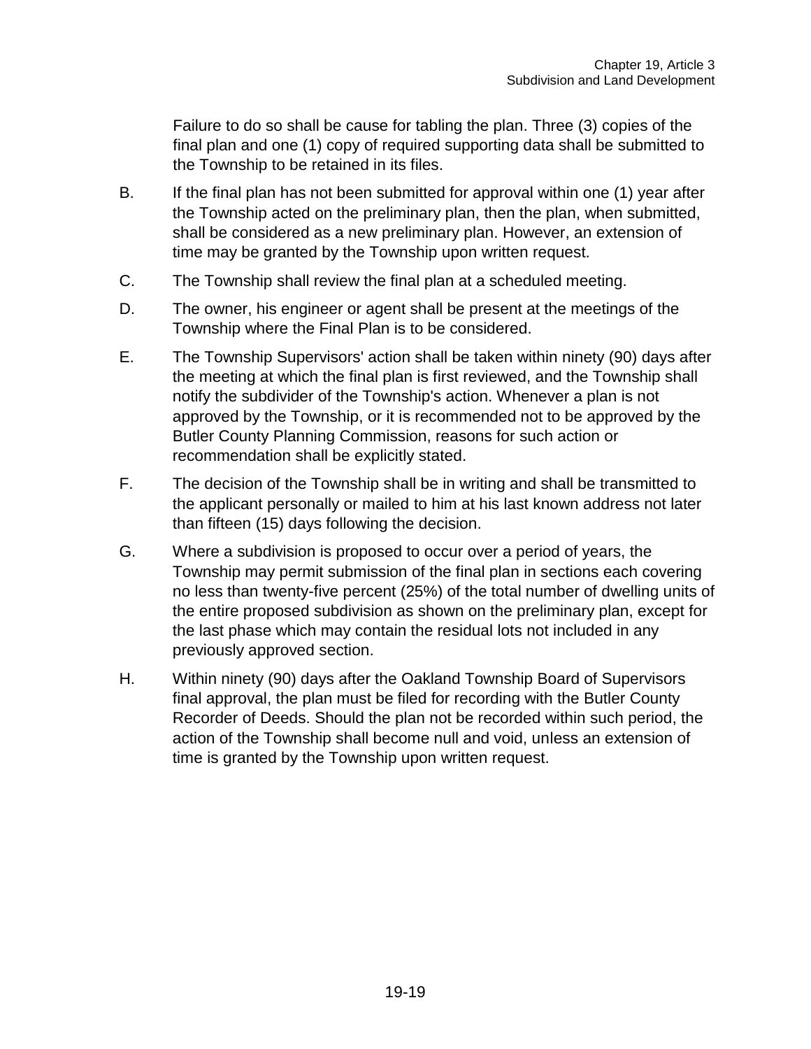Failure to do so shall be cause for tabling the plan. Three (3) copies of the final plan and one (1) copy of required supporting data shall be submitted to the Township to be retained in its files.

B. If the final plan has not been submitted for approval within one (1) year after the Township acted on the preliminary plan, then the plan, when submitted, shall be considered as a new preliminary plan. However, an extension of time may be granted by the Township upon written request.

C. The Township shall review the final plan at a scheduled meeting.

D. The owner, his engineer or agent shall be present at the meetings of the Township where the Final Plan is to be considered.

E. The Township Supervisors' action shall be taken within ninety (90) days after the meeting at which the final plan is first reviewed, and the Township shall notify the subdivider of the Township's action. Whenever a plan is not approved by the Township, or it is recommended not to be approved by the Butler County Planning Commission, reasons for such action or recommendation shall be explicitly stated.

F. The decision of the Township shall be in writing and shall be transmitted to the applicant personally or mailed to him at his last known address not later than fifteen (15) days following the decision.

G. Where a subdivision is proposed to occur over a period of years, the Township may permit submission of the final plan in sections each covering no less than twenty-five percent (25%) of the total number of dwelling units of the entire proposed subdivision as shown on the preliminary plan, except for the last phase which may contain the residual lots not included in any previously approved section.

H. Within ninety (90) days after the Oakland Township Board of Supervisors final approval, the plan must be filed for recording with the Butler County Recorder of Deeds. Should the plan not be recorded within such period, the action of the Township shall become null and void, unless an extension of time is granted by the Township upon written request.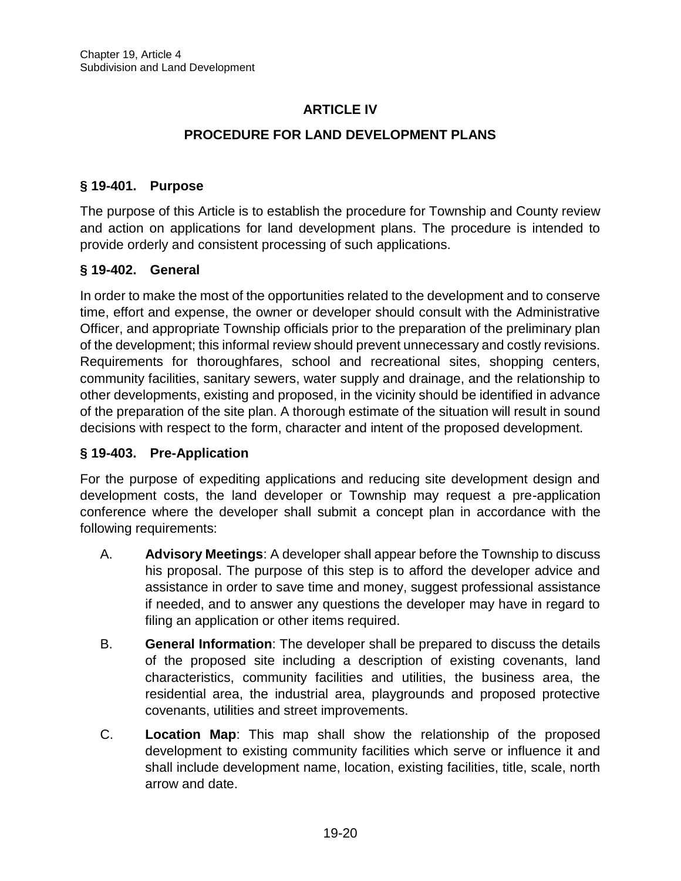# ARTICLE IV

## PROCEDURE FOR LAND DEVELOPMENT PLANS

### § 19-401. Purpose

The purpose of this Article is to establish the procedure for Township and County review and action on applications for land development plans. The procedure is intended to provide orderly and consistent processing of such applications.

### § 19-402. General

In order to make the most of the opportunities related to the development and to conserve time, effort and expense, the owner or developer should consult with the Administrative Officer, and appropriate Township officials prior to the preparation of the preliminary plan of the development; this informal review should prevent unnecessary and costly revisions. Requirements for thoroughfares, school and recreational sites, shopping centers, community facilities, sanitary sewers, water supply and drainage, and the relationship to other developments, existing and proposed, in the vicinity should be identified in advance of the preparation of the site plan. A thorough estimate of the situation will result in sound decisions with respect to the form, character and intent of the proposed development.

### § 19-403. Pre-Application

For the purpose of expediting applications and reducing site development design and development costs, the land developer or Township may request a pre-application conference where the developer shall submit a concept plan in accordance with the following requirements:

A. **Advisory Meetings**: A developer shall appear before the Township to discuss his proposal. The purpose of this step is to afford the developer advice and assistance in order to save time and money, suggest professional assistance if needed, and to answer any questions the developer may have in regard to filing an application or other items required.

B. **General Information**: The developer shall be prepared to discuss the details of the proposed site including a description of existing covenants, land characteristics, community facilities and utilities, the business area, the residential area, the industrial area, playgrounds and proposed protective covenants, utilities and street improvements.

C. **Location Map**: This map shall show the relationship of the proposed development to existing community facilities which serve or influence it and shall include development name, location, existing facilities, title, scale, north arrow and date.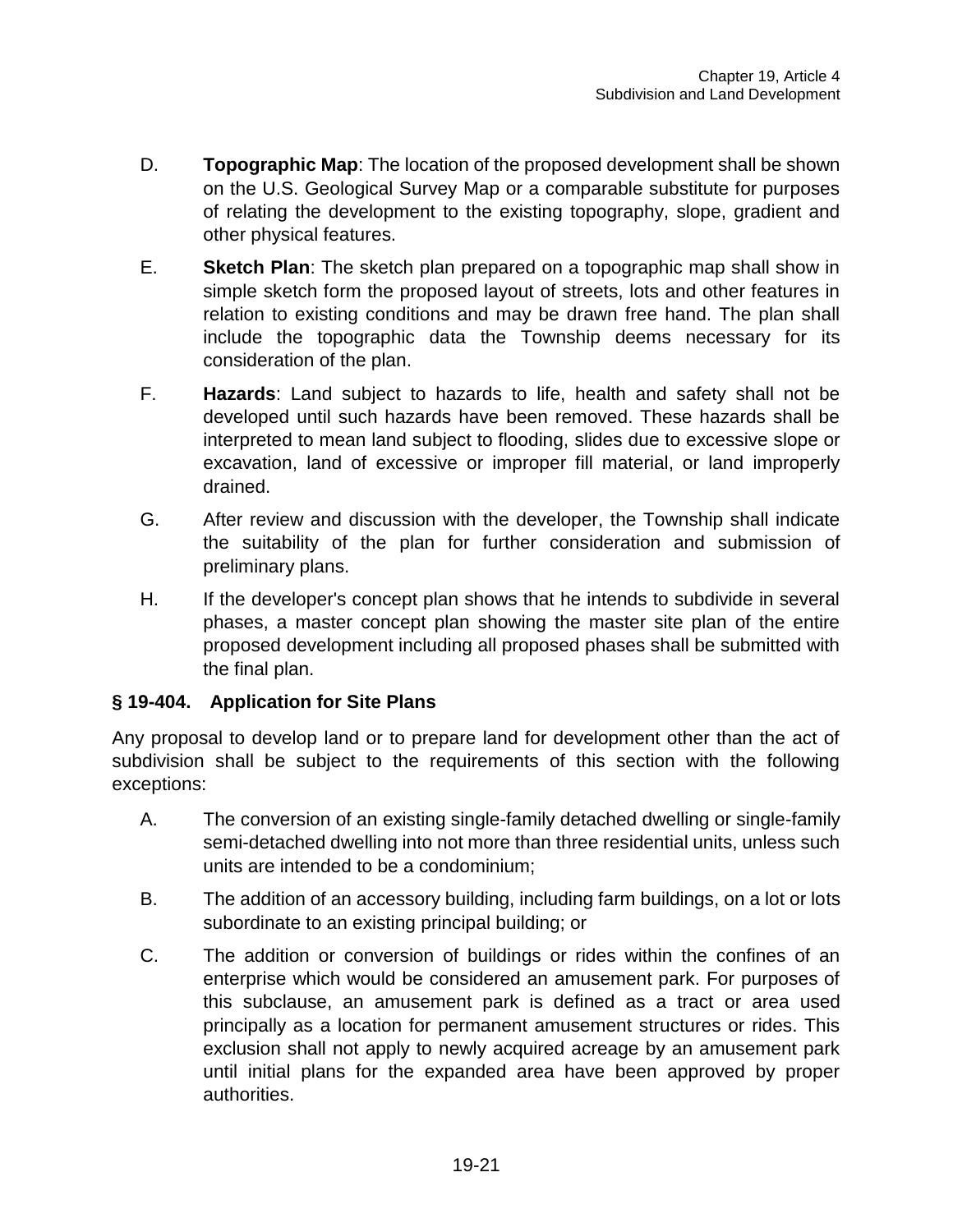D. **Topographic Map**: The location of the proposed development shall be shown on the U.S. Geological Survey Map or a comparable substitute for purposes of relating the development to the existing topography, slope, gradient and other physical features.

E. **Sketch Plan**: The sketch plan prepared on a topographic map shall show in simple sketch form the proposed layout of streets, lots and other features in relation to existing conditions and may be drawn free hand. The plan shall include the topographic data the Township deems necessary for its consideration of the plan.

F. **Hazards**: Land subject to hazards to life, health and safety shall not be developed until such hazards have been removed. These hazards shall be interpreted to mean land subject to flooding, slides due to excessive slope or excavation, land of excessive or improper fill material, or land improperly drained.

G. After review and discussion with the developer, the Township shall indicate the suitability of the plan for further consideration and submission of preliminary plans.

H. If the developer's concept plan shows that he intends to subdivide in several phases, a master concept plan showing the master site plan of the entire proposed development including all proposed phases shall be submitted with the final plan.

### § 19-404. Application for Site Plans

Any proposal to develop land or to prepare land for development other than the act of subdivision shall be subject to the requirements of this section with the following exceptions:

A. The conversion of an existing single-family detached dwelling or single-family semi-detached dwelling into not more than three residential units, unless such units are intended to be a condominium;

B. The addition of an accessory building, including farm buildings, on a lot or lots subordinate to an existing principal building; or

C. The addition or conversion of buildings or rides within the confines of an enterprise which would be considered an amusement park. For purposes of this subclause, an amusement park is defined as a tract or area used principally as a location for permanent amusement structures or rides. This exclusion shall not apply to newly acquired acreage by an amusement park until initial plans for the expanded area have been approved by proper authorities.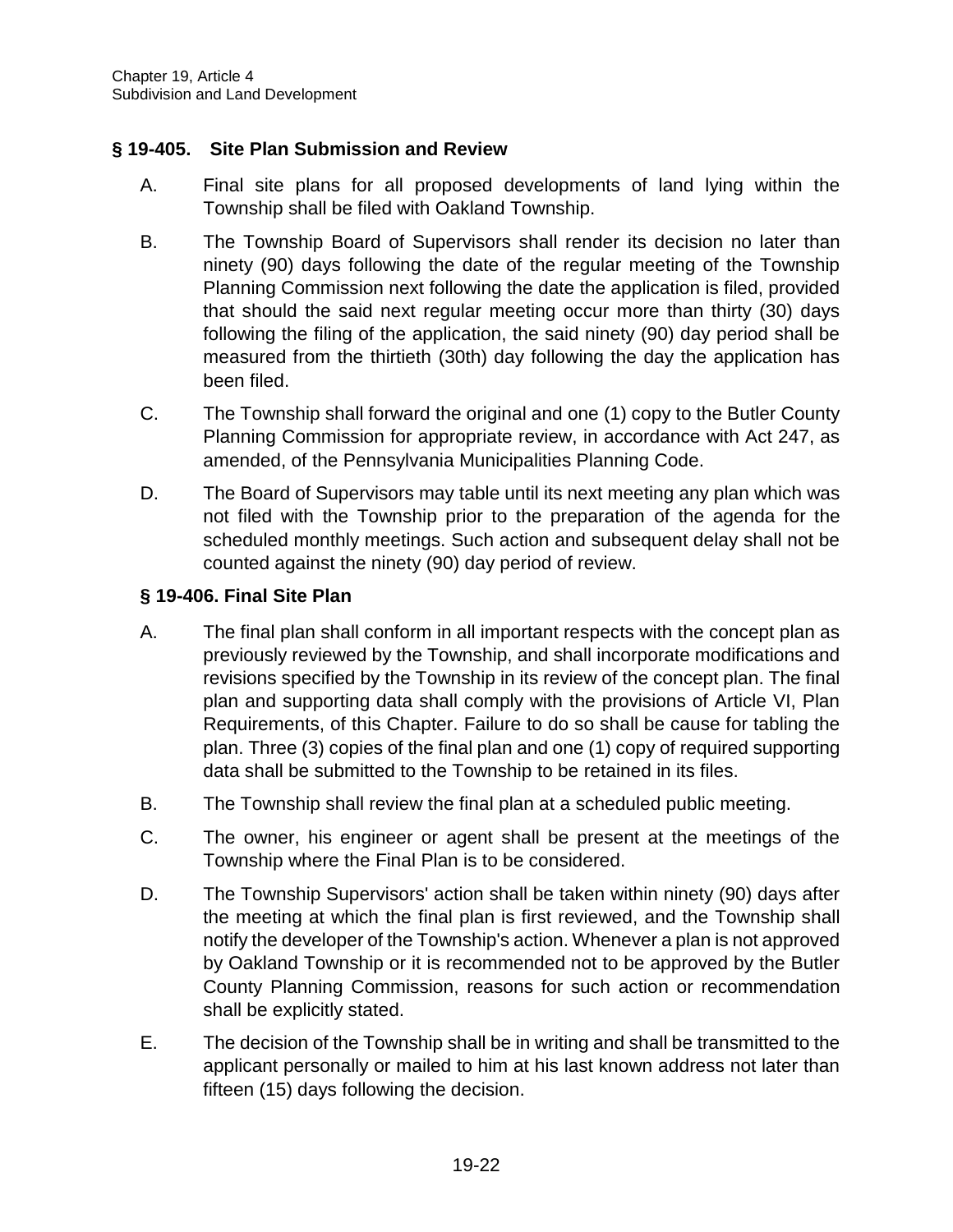## § 19-405. Site Plan Submission and Review

A. Final site plans for all proposed developments of land lying within the Township shall be filed with Oakland Township.

B. The Township Board of Supervisors shall render its decision no later than ninety (90) days following the date of the regular meeting of the Township Planning Commission next following the date the application is filed, provided that should the said next regular meeting occur more than thirty (30) days following the filing of the application, the said ninety (90) day period shall be measured from the thirtieth (30th) day following the day the application has been filed.

C. The Township shall forward the original and one (1) copy to the Butler County Planning Commission for appropriate review, in accordance with Act 247, as amended, of the Pennsylvania Municipalities Planning Code.

D. The Board of Supervisors may table until its next meeting any plan which was not filed with the Township prior to the preparation of the agenda for the scheduled monthly meetings. Such action and subsequent delay shall not be counted against the ninety (90) day period of review.

## § 19-406. Final Site Plan

A. The final plan shall conform in all important respects with the concept plan as previously reviewed by the Township, and shall incorporate modifications and revisions specified by the Township in its review of the concept plan. The final plan and supporting data shall comply with the provisions of Article VI, Plan Requirements, of this Chapter. Failure to do so shall be cause for tabling the plan. Three (3) copies of the final plan and one (1) copy of required supporting data shall be submitted to the Township to be retained in its files.

B. The Township shall review the final plan at a scheduled public meeting.

C. The owner, his engineer or agent shall be present at the meetings of the Township where the Final Plan is to be considered.

D. The Township Supervisors' action shall be taken within ninety (90) days after the meeting at which the final plan is first reviewed, and the Township shall notify the developer of the Township's action. Whenever a plan is not approved by Oakland Township or it is recommended not to be approved by the Butler County Planning Commission, reasons for such action or recommendation shall be explicitly stated.

E. The decision of the Township shall be in writing and shall be transmitted to the applicant personally or mailed to him at his last known address not later than fifteen (15) days following the decision.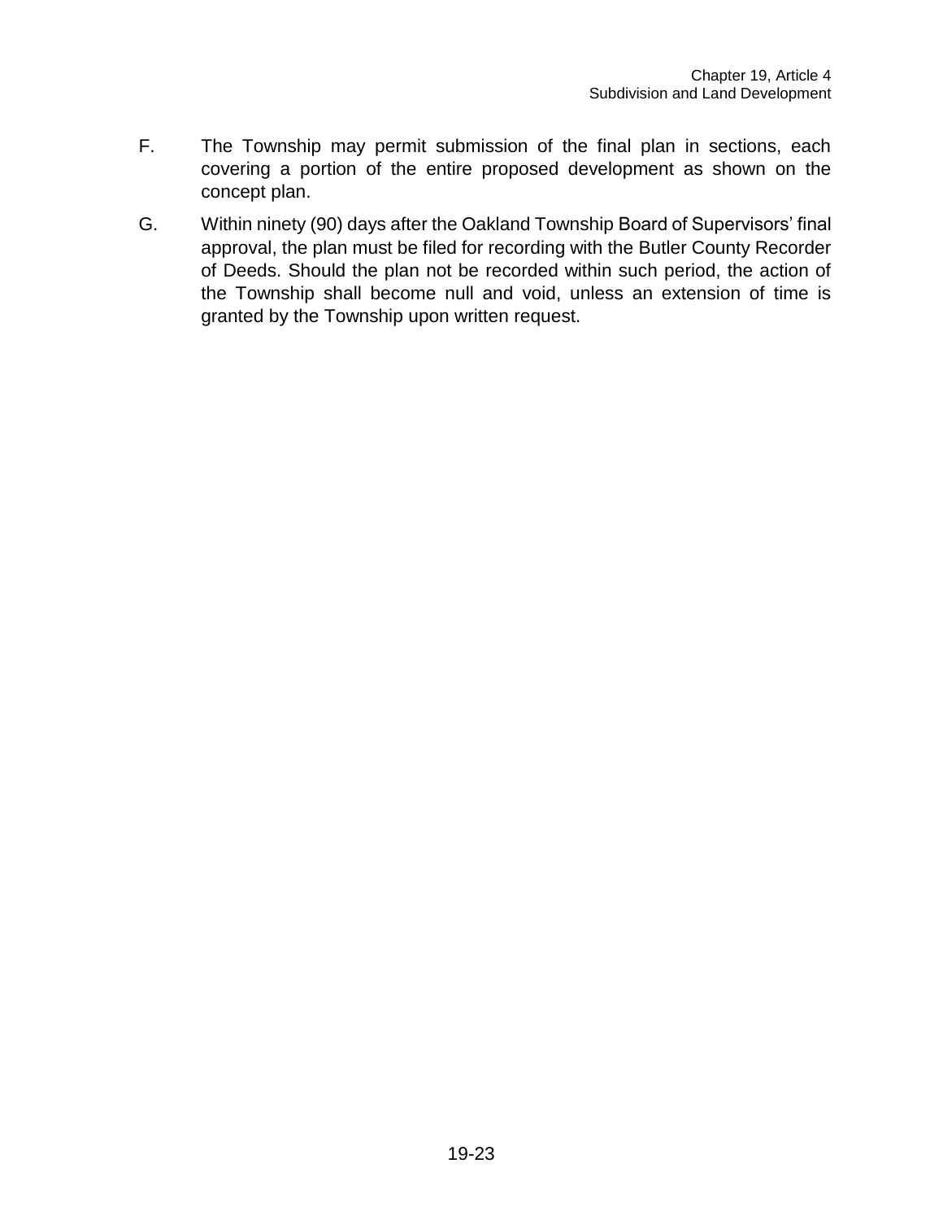F. The Township may permit submission of the final plan in sections, each covering a portion of the entire proposed development as shown on the concept plan.

G. Within ninety (90) days after the Oakland Township Board of Supervisors' final approval, the plan must be filed for recording with the Butler County Recorder of Deeds. Should the plan not be recorded within such period, the action of the Township shall become null and void, unless an extension of time is granted by the Township upon written request.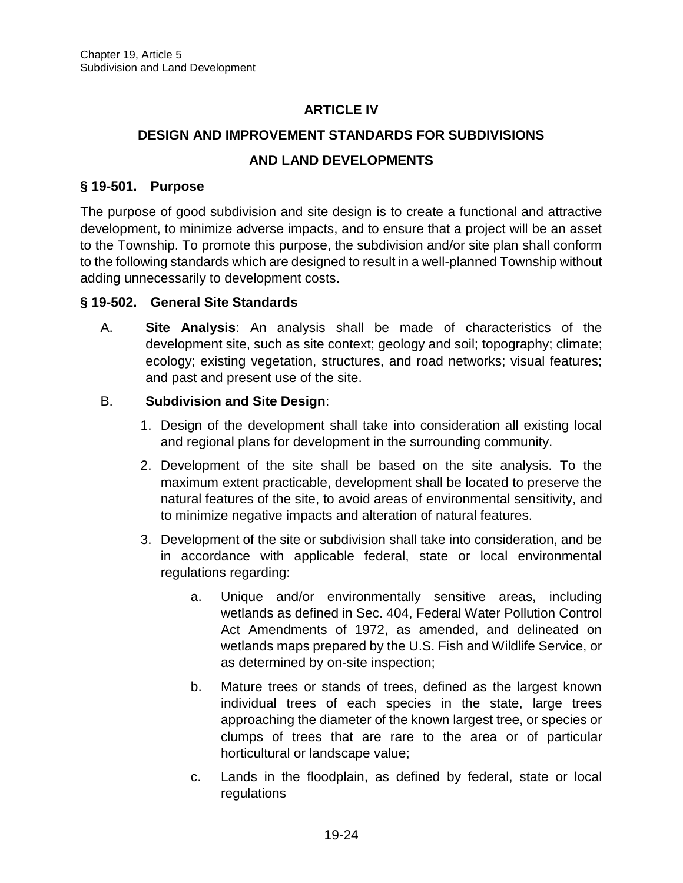## ARTICLE IV

## DESIGN AND IMPROVEMENT STANDARDS FOR SUBDIVISIONS AND LAND DEVELOPMENTS

### § 19-501. Purpose

The purpose of good subdivision and site design is to create a functional and attractive development, to minimize adverse impacts, and to ensure that a project will be an asset to the Township. To promote this purpose, the subdivision and/or site plan shall conform to the following standards which are designed to result in a well-planned Township without adding unnecessarily to development costs.

### § 19-502. General Site Standards

A. **Site Analysis**: An analysis shall be made of characteristics of the development site, such as site context; geology and soil; topography; climate; ecology; existing vegetation, structures, and road networks; visual features; and past and present use of the site.

B. **Subdivision and Site Design**:

1. Design of the development shall take into consideration all existing local and regional plans for development in the surrounding community.
2. Development of the site shall be based on the site analysis. To the maximum extent practicable, development shall be located to preserve the natural features of the site, to avoid areas of environmental sensitivity, and to minimize negative impacts and alteration of natural features.
3. Development of the site or subdivision shall take into consideration, and be in accordance with applicable federal, state or local environmental regulations regarding:
    a. Unique and/or environmentally sensitive areas, including wetlands as defined in Sec. 404, Federal Water Pollution Control Act Amendments of 1972, as amended, and delineated on wetlands maps prepared by the U.S. Fish and Wildlife Service, or as determined by on-site inspection;
    b. Mature trees or stands of trees, defined as the largest known individual trees of each species in the state, large trees approaching the diameter of the known largest tree, or species or clumps of trees that are rare to the area or of particular horticultural or landscape value;
    c. Lands in the floodplain, as defined by federal, state or local regulations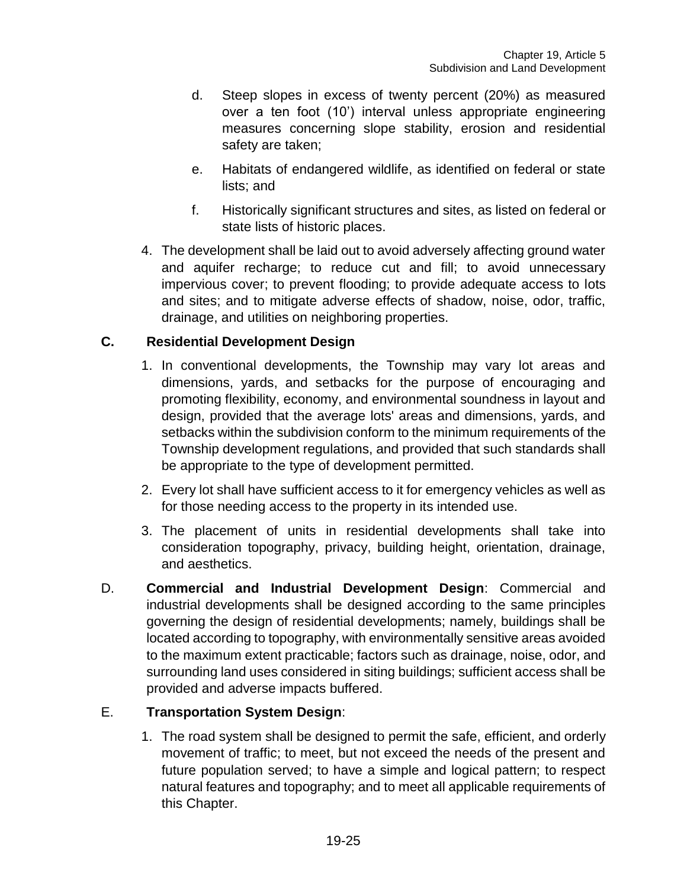d. Steep slopes in excess of twenty percent (20%) as measured over a ten foot (10') interval unless appropriate engineering measures concerning slope stability, erosion and residential safety are taken;

e. Habitats of endangered wildlife, as identified on federal or state lists; and

f. Historically significant structures and sites, as listed on federal or state lists of historic places.

4. The development shall be laid out to avoid adversely affecting ground water and aquifer recharge; to reduce cut and fill; to avoid unnecessary impervious cover; to prevent flooding; to provide adequate access to lots and sites; and to mitigate adverse effects of shadow, noise, odor, traffic, drainage, and utilities on neighboring properties.

## C. Residential Development Design

1. In conventional developments, the Township may vary lot areas and dimensions, yards, and setbacks for the purpose of encouraging and promoting flexibility, economy, and environmental soundness in layout and design, provided that the average lots' areas and dimensions, yards, and setbacks within the subdivision conform to the minimum requirements of the Township development regulations, and provided that such standards shall be appropriate to the type of development permitted.

2. Every lot shall have sufficient access to it for emergency vehicles as well as for those needing access to the property in its intended use.

3. The placement of units in residential developments shall take into consideration topography, privacy, building height, orientation, drainage, and aesthetics.

D. **Commercial and Industrial Development Design**: Commercial and industrial developments shall be designed according to the same principles governing the design of residential developments; namely, buildings shall be located according to topography, with environmentally sensitive areas avoided to the maximum extent practicable; factors such as drainage, noise, odor, and surrounding land uses considered in siting buildings; sufficient access shall be provided and adverse impacts buffered.

E. **Transportation System Design**:

1. The road system shall be designed to permit the safe, efficient, and orderly movement of traffic; to meet, but not exceed the needs of the present and future population served; to have a simple and logical pattern; to respect natural features and topography; and to meet all applicable requirements of this Chapter.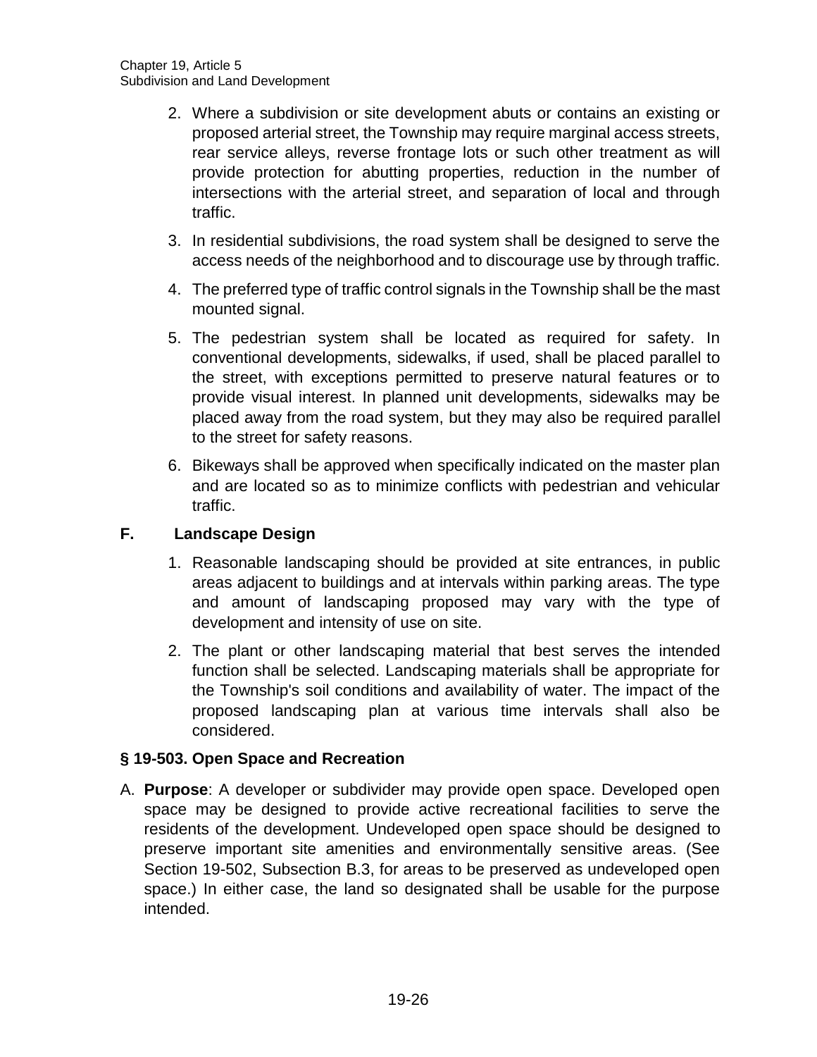2. Where a subdivision or site development abuts or contains an existing or proposed arterial street, the Township may require marginal access streets, rear service alleys, reverse frontage lots or such other treatment as will provide protection for abutting properties, reduction in the number of intersections with the arterial street, and separation of local and through traffic.
3. In residential subdivisions, the road system shall be designed to serve the access needs of the neighborhood and to discourage use by through traffic.
4. The preferred type of traffic control signals in the Township shall be the mast mounted signal.
5. The pedestrian system shall be located as required for safety. In conventional developments, sidewalks, if used, shall be placed parallel to the street, with exceptions permitted to preserve natural features or to provide visual interest. In planned unit developments, sidewalks may be placed away from the road system, but they may also be required parallel to the street for safety reasons.
6. Bikeways shall be approved when specifically indicated on the master plan and are located so as to minimize conflicts with pedestrian and vehicular traffic.

**F. Landscape Design**

1. Reasonable landscaping should be provided at site entrances, in public areas adjacent to buildings and at intervals within parking areas. The type and amount of landscaping proposed may vary with the type of development and intensity of use on site.
2. The plant or other landscaping material that best serves the intended function shall be selected. Landscaping materials shall be appropriate for the Township's soil conditions and availability of water. The impact of the proposed landscaping plan at various time intervals shall also be considered.

## § 19-503. Open Space and Recreation

A. **Purpose**: A developer or subdivider may provide open space. Developed open space may be designed to provide active recreational facilities to serve the residents of the development. Undeveloped open space should be designed to preserve important site amenities and environmentally sensitive areas. (See Section 19-502, Subsection B.3, for areas to be preserved as undeveloped open space.) In either case, the land so designated shall be usable for the purpose intended.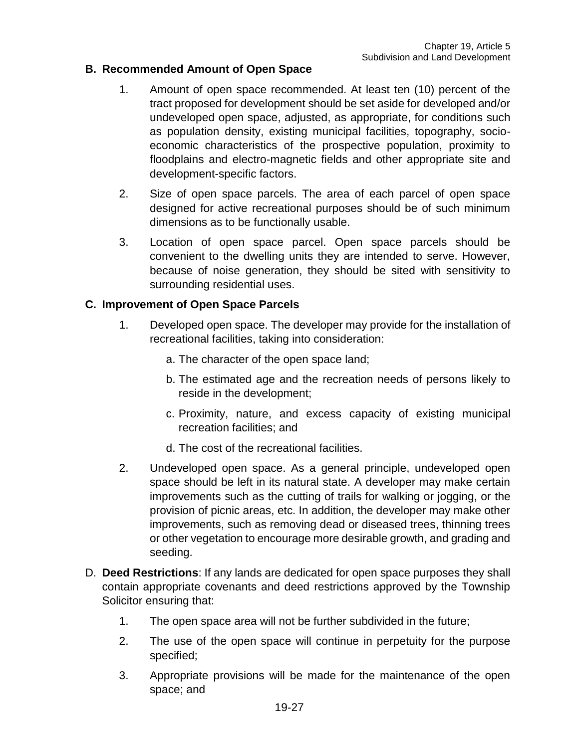## B. Recommended Amount of Open Space

1. Amount of open space recommended. At least ten (10) percent of the tract proposed for development should be set aside for developed and/or undeveloped open space, adjusted, as appropriate, for conditions such as population density, existing municipal facilities, topography, socio-economic characteristics of the prospective population, proximity to floodplains and electro-magnetic fields and other appropriate site and development-specific factors.

2. Size of open space parcels. The area of each parcel of open space designed for active recreational purposes should be of such minimum dimensions as to be functionally usable.

3. Location of open space parcel. Open space parcels should be convenient to the dwelling units they are intended to serve. However, because of noise generation, they should be sited with sensitivity to surrounding residential uses.

## C. Improvement of Open Space Parcels

1. Developed open space. The developer may provide for the installation of recreational facilities, taking into consideration:

   a. The character of the open space land;

   b. The estimated age and the recreation needs of persons likely to reside in the development;

   c. Proximity, nature, and excess capacity of existing municipal recreation facilities; and

   d. The cost of the recreational facilities.

2. Undeveloped open space. As a general principle, undeveloped open space should be left in its natural state. A developer may make certain improvements such as the cutting of trails for walking or jogging, or the provision of picnic areas, etc. In addition, the developer may make other improvements, such as removing dead or diseased trees, thinning trees or other vegetation to encourage more desirable growth, and grading and seeding.

D. **Deed Restrictions**: If any lands are dedicated for open space purposes they shall contain appropriate covenants and deed restrictions approved by the Township Solicitor ensuring that:

1. The open space area will not be further subdivided in the future;

2. The use of the open space will continue in perpetuity for the purpose specified;

3. Appropriate provisions will be made for the maintenance of the open space; and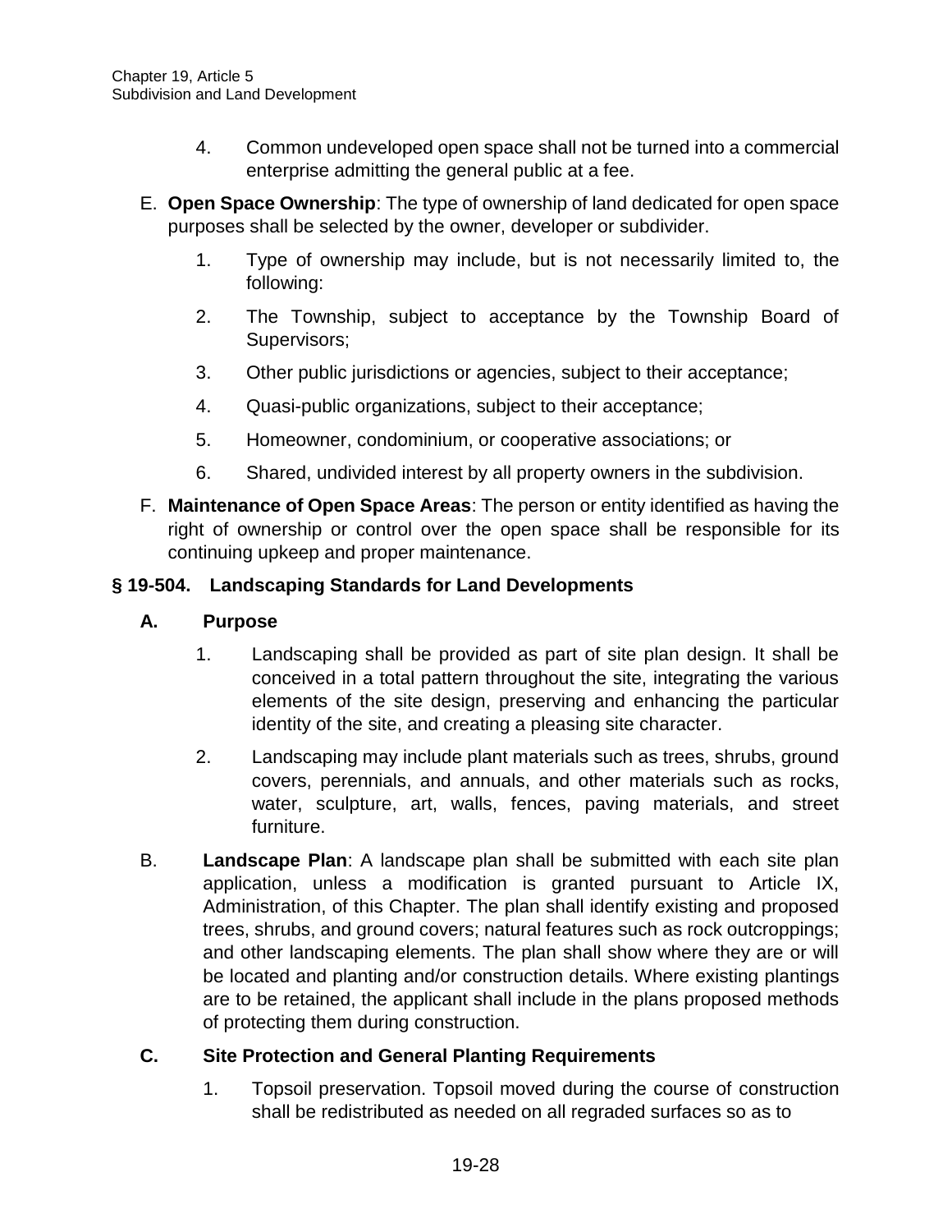4. Common undeveloped open space shall not be turned into a commercial enterprise admitting the general public at a fee.

E. **Open Space Ownership**: The type of ownership of land dedicated for open space purposes shall be selected by the owner, developer or subdivider.

   1. Type of ownership may include, but is not necessarily limited to, the following:
   2. The Township, subject to acceptance by the Township Board of Supervisors;
   3. Other public jurisdictions or agencies, subject to their acceptance;
   4. Quasi-public organizations, subject to their acceptance;
   5. Homeowner, condominium, or cooperative associations; or
   6. Shared, undivided interest by all property owners in the subdivision.

F. **Maintenance of Open Space Areas**: The person or entity identified as having the right of ownership or control over the open space shall be responsible for its continuing upkeep and proper maintenance.

## § 19-504. Landscaping Standards for Land Developments

### A. Purpose

1. Landscaping shall be provided as part of site plan design. It shall be conceived in a total pattern throughout the site, integrating the various elements of the site design, preserving and enhancing the particular identity of the site, and creating a pleasing site character.
2. Landscaping may include plant materials such as trees, shrubs, ground covers, perennials, and annuals, and other materials such as rocks, water, sculpture, art, walls, fences, paving materials, and street furniture.

B. **Landscape Plan**: A landscape plan shall be submitted with each site plan application, unless a modification is granted pursuant to Article IX, Administration, of this Chapter. The plan shall identify existing and proposed trees, shrubs, and ground covers; natural features such as rock outcroppings; and other landscaping elements. The plan shall show where they are or will be located and planting and/or construction details. Where existing plantings are to be retained, the applicant shall include in the plans proposed methods of protecting them during construction.

### C. Site Protection and General Planting Requirements

1. Topsoil preservation. Topsoil moved during the course of construction shall be redistributed as needed on all regraded surfaces so as to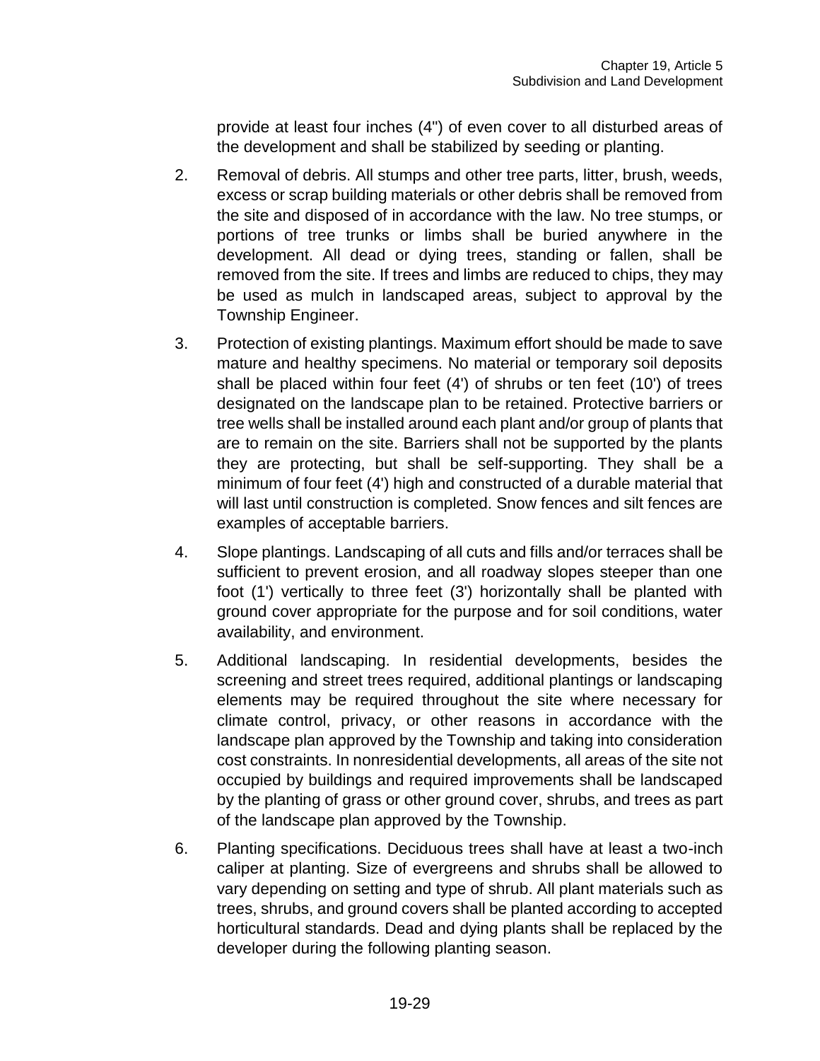provide at least four inches (4") of even cover to all disturbed areas of the development and shall be stabilized by seeding or planting.

2. Removal of debris. All stumps and other tree parts, litter, brush, weeds, excess or scrap building materials or other debris shall be removed from the site and disposed of in accordance with the law. No tree stumps, or portions of tree trunks or limbs shall be buried anywhere in the development. All dead or dying trees, standing or fallen, shall be removed from the site. If trees and limbs are reduced to chips, they may be used as mulch in landscaped areas, subject to approval by the Township Engineer.

3. Protection of existing plantings. Maximum effort should be made to save mature and healthy specimens. No material or temporary soil deposits shall be placed within four feet (4') of shrubs or ten feet (10') of trees designated on the landscape plan to be retained. Protective barriers or tree wells shall be installed around each plant and/or group of plants that are to remain on the site. Barriers shall not be supported by the plants they are protecting, but shall be self-supporting. They shall be a minimum of four feet (4') high and constructed of a durable material that will last until construction is completed. Snow fences and silt fences are examples of acceptable barriers.

4. Slope plantings. Landscaping of all cuts and fills and/or terraces shall be sufficient to prevent erosion, and all roadway slopes steeper than one foot (1') vertically to three feet (3') horizontally shall be planted with ground cover appropriate for the purpose and for soil conditions, water availability, and environment.

5. Additional landscaping. In residential developments, besides the screening and street trees required, additional plantings or landscaping elements may be required throughout the site where necessary for climate control, privacy, or other reasons in accordance with the landscape plan approved by the Township and taking into consideration cost constraints. In nonresidential developments, all areas of the site not occupied by buildings and required improvements shall be landscaped by the planting of grass or other ground cover, shrubs, and trees as part of the landscape plan approved by the Township.

6. Planting specifications. Deciduous trees shall have at least a two-inch caliper at planting. Size of evergreens and shrubs shall be allowed to vary depending on setting and type of shrub. All plant materials such as trees, shrubs, and ground covers shall be planted according to accepted horticultural standards. Dead and dying plants shall be replaced by the developer during the following planting season.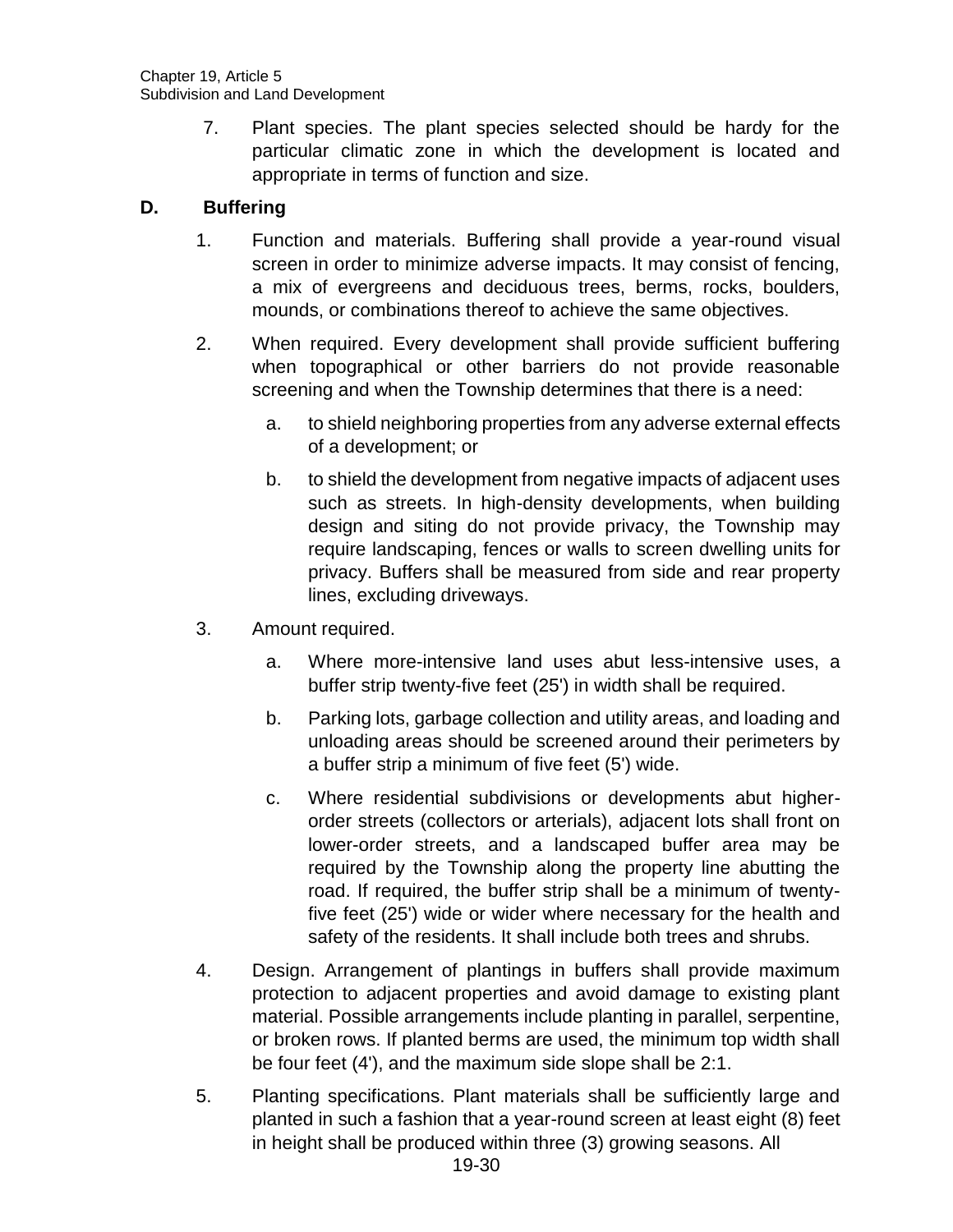7. Plant species. The plant species selected should be hardy for the particular climatic zone in which the development is located and appropriate in terms of function and size.

## D. Buffering

1. Function and materials. Buffering shall provide a year-round visual screen in order to minimize adverse impacts. It may consist of fencing, a mix of evergreens and deciduous trees, berms, rocks, boulders, mounds, or combinations thereof to achieve the same objectives.

2. When required. Every development shall provide sufficient buffering when topographical or other barriers do not provide reasonable screening and when the Township determines that there is a need:

   a. to shield neighboring properties from any adverse external effects of a development; or

   b. to shield the development from negative impacts of adjacent uses such as streets. In high-density developments, when building design and siting do not provide privacy, the Township may require landscaping, fences or walls to screen dwelling units for privacy. Buffers shall be measured from side and rear property lines, excluding driveways.

3. Amount required.

   a. Where more-intensive land uses abut less-intensive uses, a buffer strip twenty-five feet (25') in width shall be required.

   b. Parking lots, garbage collection and utility areas, and loading and unloading areas should be screened around their perimeters by a buffer strip a minimum of five feet (5') wide.

   c. Where residential subdivisions or developments abut higher-order streets (collectors or arterials), adjacent lots shall front on lower-order streets, and a landscaped buffer area may be required by the Township along the property line abutting the road. If required, the buffer strip shall be a minimum of twenty-five feet (25') wide or wider where necessary for the health and safety of the residents. It shall include both trees and shrubs.

4. Design. Arrangement of plantings in buffers shall provide maximum protection to adjacent properties and avoid damage to existing plant material. Possible arrangements include planting in parallel, serpentine, or broken rows. If planted berms are used, the minimum top width shall be four feet (4'), and the maximum side slope shall be 2:1.

5. Planting specifications. Plant materials shall be sufficiently large and planted in such a fashion that a year-round screen at least eight (8) feet in height shall be produced within three (3) growing seasons. All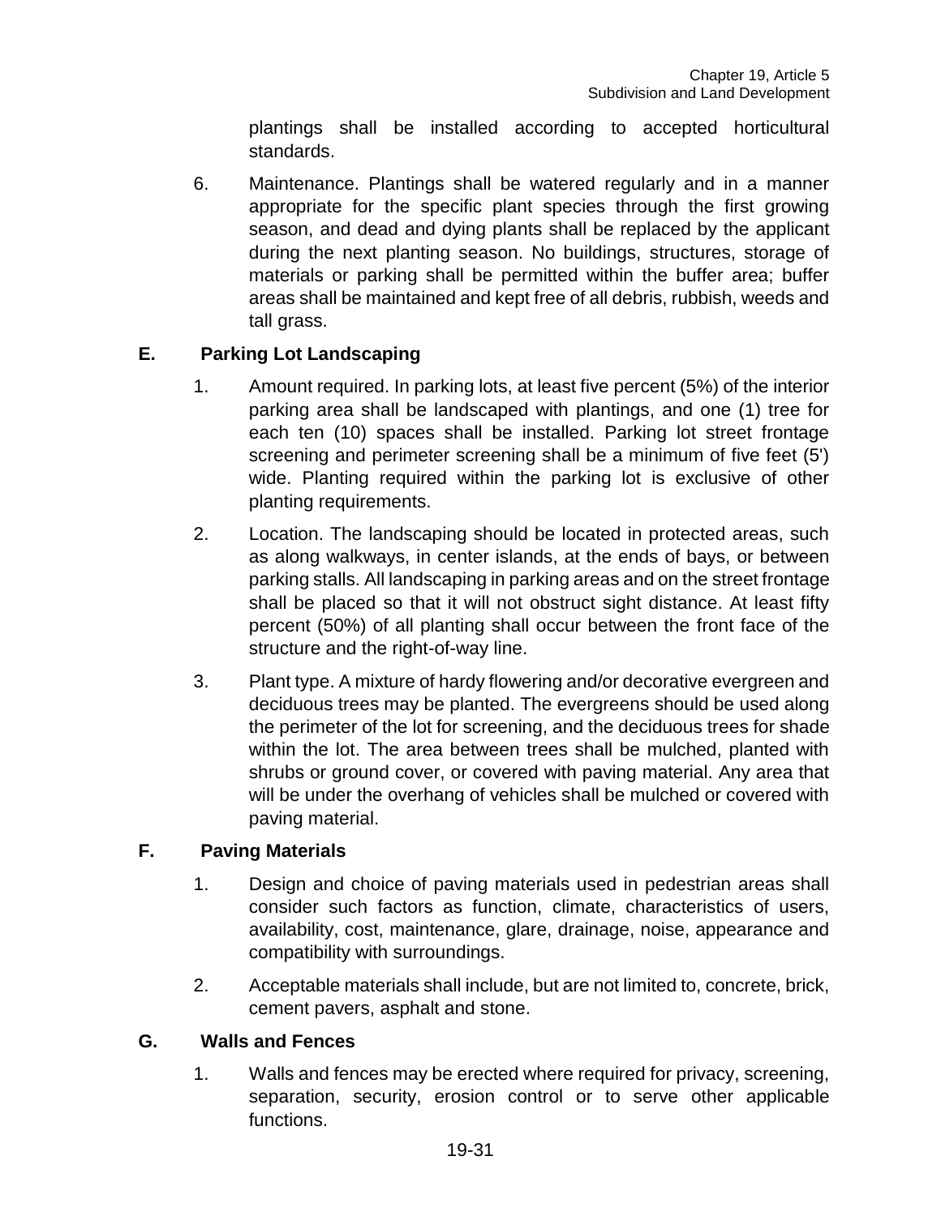plantings shall be installed according to accepted horticultural standards.

6. Maintenance. Plantings shall be watered regularly and in a manner appropriate for the specific plant species through the first growing season, and dead and dying plants shall be replaced by the applicant during the next planting season. No buildings, structures, storage of materials or parking shall be permitted within the buffer area; buffer areas shall be maintained and kept free of all debris, rubbish, weeds and tall grass.

### E. Parking Lot Landscaping

1. Amount required. In parking lots, at least five percent (5%) of the interior parking area shall be landscaped with plantings, and one (1) tree for each ten (10) spaces shall be installed. Parking lot street frontage screening and perimeter screening shall be a minimum of five feet (5') wide. Planting required within the parking lot is exclusive of other planting requirements.

2. Location. The landscaping should be located in protected areas, such as along walkways, in center islands, at the ends of bays, or between parking stalls. All landscaping in parking areas and on the street frontage shall be placed so that it will not obstruct sight distance. At least fifty percent (50%) of all planting shall occur between the front face of the structure and the right-of-way line.

3. Plant type. A mixture of hardy flowering and/or decorative evergreen and deciduous trees may be planted. The evergreens should be used along the perimeter of the lot for screening, and the deciduous trees for shade within the lot. The area between trees shall be mulched, planted with shrubs or ground cover, or covered with paving material. Any area that will be under the overhang of vehicles shall be mulched or covered with paving material.

### F. Paving Materials

1. Design and choice of paving materials used in pedestrian areas shall consider such factors as function, climate, characteristics of users, availability, cost, maintenance, glare, drainage, noise, appearance and compatibility with surroundings.

2. Acceptable materials shall include, but are not limited to, concrete, brick, cement pavers, asphalt and stone.

### G. Walls and Fences

1. Walls and fences may be erected where required for privacy, screening, separation, security, erosion control or to serve other applicable functions.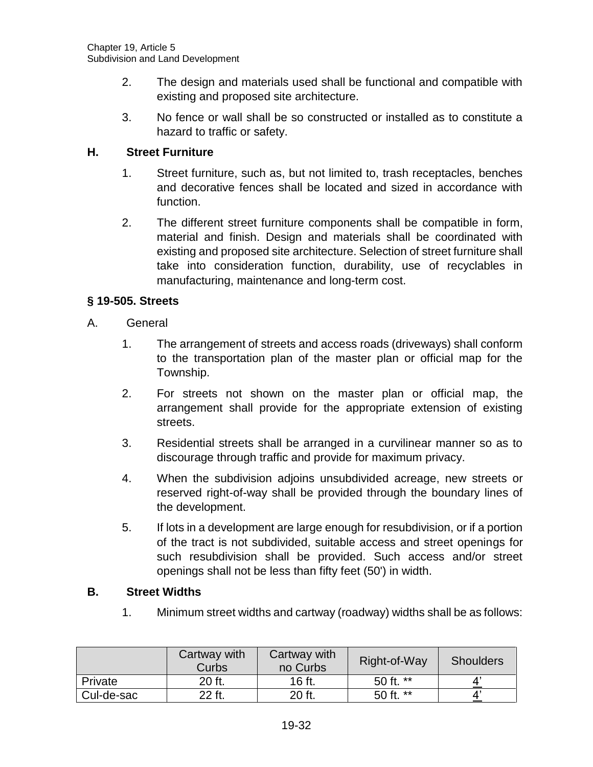2. The design and materials used shall be functional and compatible with existing and proposed site architecture.

3. No fence or wall shall be so constructed or installed as to constitute a hazard to traffic or safety.

### H. Street Furniture

1. Street furniture, such as, but not limited to, trash receptacles, benches and decorative fences shall be located and sized in accordance with function.

2. The different street furniture components shall be compatible in form, material and finish. Design and materials shall be coordinated with existing and proposed site architecture. Selection of street furniture shall take into consideration function, durability, use of recyclables in manufacturing, maintenance and long-term cost.

## § 19-505. Streets

A. General

1. The arrangement of streets and access roads (driveways) shall conform to the transportation plan of the master plan or official map for the Township.

2. For streets not shown on the master plan or official map, the arrangement shall provide for the appropriate extension of existing streets.

3. Residential streets shall be arranged in a curvilinear manner so as to discourage through traffic and provide for maximum privacy.

4. When the subdivision adjoins unsubdivided acreage, new streets or reserved right-of-way shall be provided through the boundary lines of the development.

5. If lots in a development are large enough for resubdivision, or if a portion of the tract is not subdivided, suitable access and street openings for such resubdivision shall be provided. Such access and/or street openings shall not be less than fifty feet (50') in width.

### B. Street Widths

1. Minimum street widths and cartway (roadway) widths shall be as follows:

| | Cartway with Curbs | Cartway with no Curbs | Right-of-Way | Shoulders |
|---|---|---|---|---|
| Private | 20 ft. | 16 ft. | 50 ft. ** | 4’ |
| Cul-de-sac | 22 ft. | 20 ft. | 50 ft. ** | 4’ |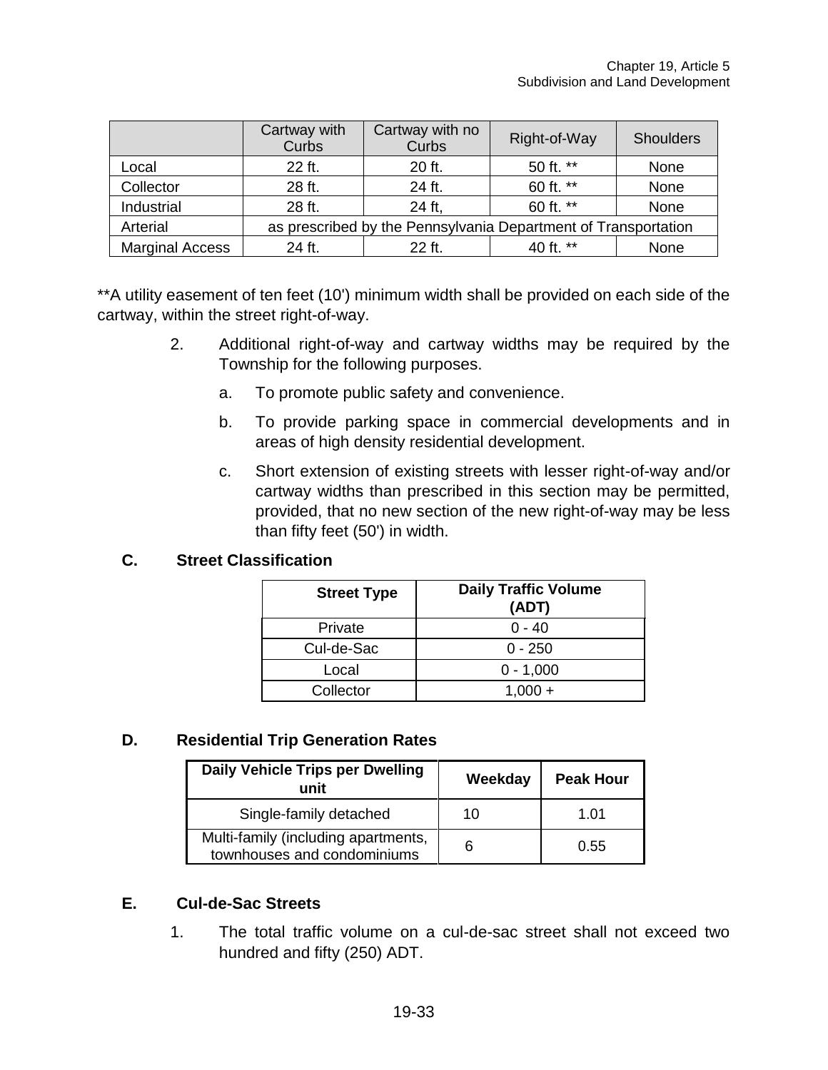| | Cartway with Curbs | Cartway with no Curbs | Right-of-Way | Shoulders |
|---|---|---|---|---|
| Local | 22 ft. | 20 ft. | 50 ft. ** | None |
| Collector | 28 ft. | 24 ft. | 60 ft. ** | None |
| Industrial | 28 ft. | 24 ft, | 60 ft. ** | None |
| Arterial | as prescribed by the Pennsylvania Department of Transportation | | | |
| Marginal Access | 24 ft. | 22 ft. | 40 ft. ** | None |

**A utility easement of ten feet (10') minimum width shall be provided on each side of the cartway, within the street right-of-way.

2. Additional right-of-way and cartway widths may be required by the Township for the following purposes.

   a. To promote public safety and convenience.

   b. To provide parking space in commercial developments and in areas of high density residential development.

   c. Short extension of existing streets with lesser right-of-way and/or cartway widths than prescribed in this section may be permitted, provided, that no new section of the new right-of-way may be less than fifty feet (50') in width.

### C. Street Classification

| Street Type | Daily Traffic Volume (ADT) |
|---|---|
| Private | 0 - 40 |
| Cul-de-Sac | 0 - 250 |
| Local | 0 - 1,000 |
| Collector | 1,000 + |

### D. Residential Trip Generation Rates

| Daily Vehicle Trips per Dwelling unit | Weekday | Peak Hour |
|---|---|---|
| Single-family detached | 10 | 1.01 |
| Multi-family (including apartments, townhouses and condominiums | 6 | 0.55 |

### E. Cul-de-Sac Streets

1. The total traffic volume on a cul-de-sac street shall not exceed two hundred and fifty (250) ADT.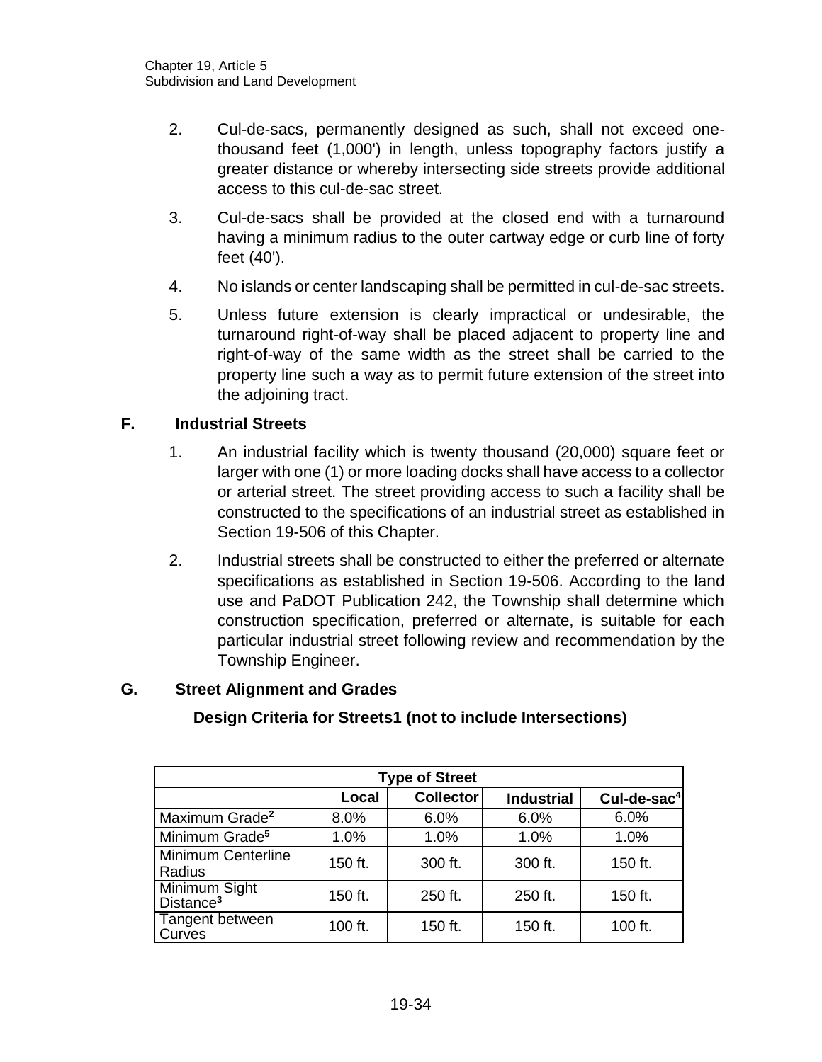2. Cul-de-sacs, permanently designed as such, shall not exceed one-thousand feet (1,000') in length, unless topography factors justify a greater distance or whereby intersecting side streets provide additional access to this cul-de-sac street.

3. Cul-de-sacs shall be provided at the closed end with a turnaround having a minimum radius to the outer cartway edge or curb line of forty feet (40').

4. No islands or center landscaping shall be permitted in cul-de-sac streets.

5. Unless future extension is clearly impractical or undesirable, the turnaround right-of-way shall be placed adjacent to property line and right-of-way of the same width as the street shall be carried to the property line such a way as to permit future extension of the street into the adjoining tract.

## F. Industrial Streets

1. An industrial facility which is twenty thousand (20,000) square feet or larger with one (1) or more loading docks shall have access to a collector or arterial street. The street providing access to such a facility shall be constructed to the specifications of an industrial street as established in Section 19-506 of this Chapter.

2. Industrial streets shall be constructed to either the preferred or alternate specifications as established in Section 19-506. According to the land use and PaDOT Publication 242, the Township shall determine which construction specification, preferred or alternate, is suitable for each particular industrial street following review and recommendation by the Township Engineer.

## G. Street Alignment and Grades

### Design Criteria for Streets1 (not to include Intersections)

| Type of Street | | | | |
|---|---|---|---|---|
| | **Local** | **Collector** | **Industrial** | **Cul-de-sac[4]** |
| Maximum Grade[2] | 8.0% | 6.0% | 6.0% | 6.0% |
| Minimum Grade[5] | 1.0% | 1.0% | 1.0% | 1.0% |
| Minimum Centerline Radius | 150 ft. | 300 ft. | 300 ft. | 150 ft. |
| Minimum Sight Distance[3] | 150 ft. | 250 ft. | 250 ft. | 150 ft. |
| Tangent between Curves | 100 ft. | 150 ft. | 150 ft. | 100 ft. |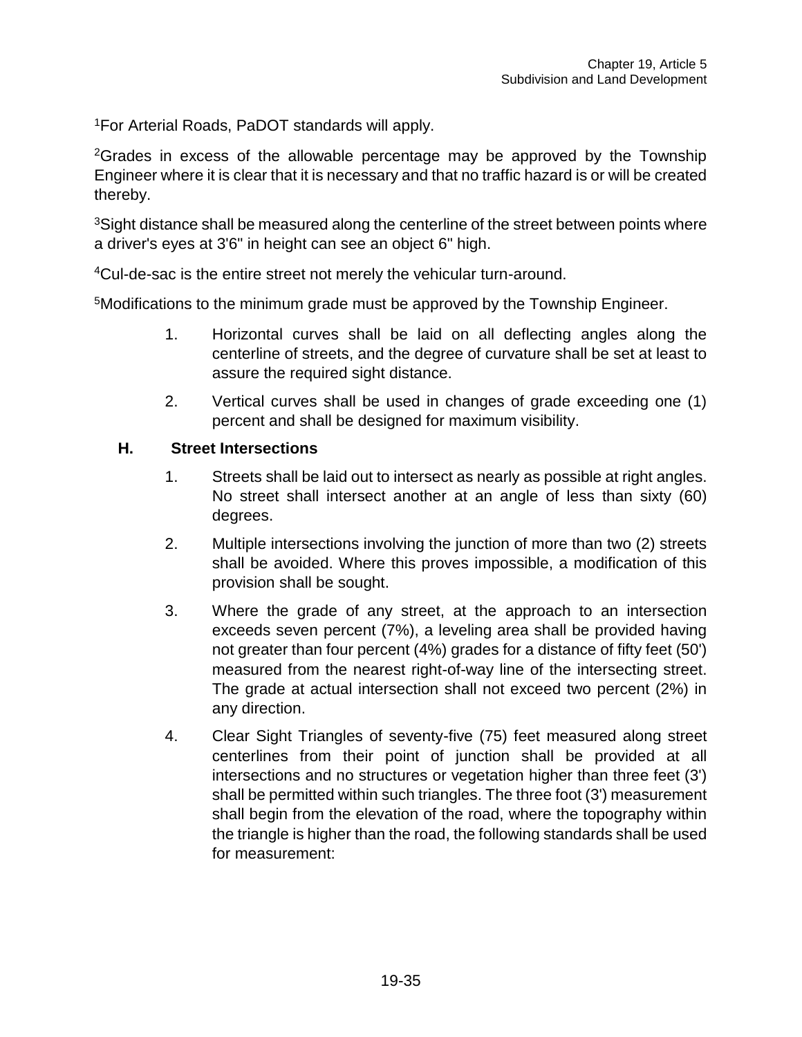[1]For Arterial Roads, PaDOT standards will apply.

[2]Grades in excess of the allowable percentage may be approved by the Township Engineer where it is clear that it is necessary and that no traffic hazard is or will be created thereby.

[3]Sight distance shall be measured along the centerline of the street between points where a driver's eyes at 3'6" in height can see an object 6" high.

[4]Cul-de-sac is the entire street not merely the vehicular turn-around.

[5]Modifications to the minimum grade must be approved by the Township Engineer.

1. Horizontal curves shall be laid on all deflecting angles along the centerline of streets, and the degree of curvature shall be set at least to assure the required sight distance.

2. Vertical curves shall be used in changes of grade exceeding one (1) percent and shall be designed for maximum visibility.

**H. Street Intersections**

1. Streets shall be laid out to intersect as nearly as possible at right angles. No street shall intersect another at an angle of less than sixty (60) degrees.

2. Multiple intersections involving the junction of more than two (2) streets shall be avoided. Where this proves impossible, a modification of this provision shall be sought.

3. Where the grade of any street, at the approach to an intersection exceeds seven percent (7%), a leveling area shall be provided having not greater than four percent (4%) grades for a distance of fifty feet (50') measured from the nearest right-of-way line of the intersecting street. The grade at actual intersection shall not exceed two percent (2%) in any direction.

4. Clear Sight Triangles of seventy-five (75) feet measured along street centerlines from their point of junction shall be provided at all intersections and no structures or vegetation higher than three feet (3') shall be permitted within such triangles. The three foot (3') measurement shall begin from the elevation of the road, where the topography within the triangle is higher than the road, the following standards shall be used for measurement: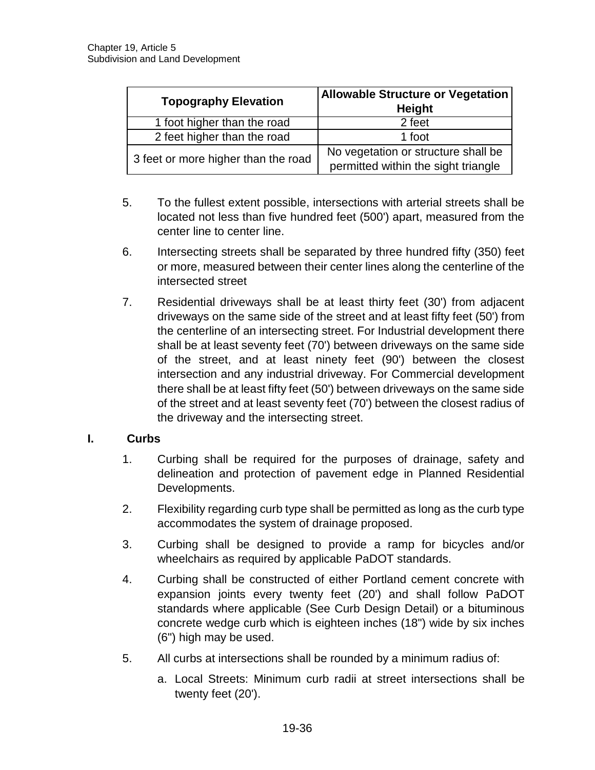| Topography Elevation | Allowable Structure or Vegetation Height |
| --- | --- |
| 1 foot higher than the road | 2 feet |
| 2 feet higher than the road | 1 foot |
| 3 feet or more higher than the road | No vegetation or structure shall be permitted within the sight triangle |

5. To the fullest extent possible, intersections with arterial streets shall be located not less than five hundred feet (500') apart, measured from the center line to center line.

6. Intersecting streets shall be separated by three hundred fifty (350) feet or more, measured between their center lines along the centerline of the intersected street

7. Residential driveways shall be at least thirty feet (30') from adjacent driveways on the same side of the street and at least fifty feet (50') from the centerline of an intersecting street. For Industrial development there shall be at least seventy feet (70') between driveways on the same side of the street, and at least ninety feet (90') between the closest intersection and any industrial driveway. For Commercial development there shall be at least fifty feet (50') between driveways on the same side of the street and at least seventy feet (70') between the closest radius of the driveway and the intersecting street.

**I. Curbs**

1. Curbing shall be required for the purposes of drainage, safety and delineation and protection of pavement edge in Planned Residential Developments.

2. Flexibility regarding curb type shall be permitted as long as the curb type accommodates the system of drainage proposed.

3. Curbing shall be designed to provide a ramp for bicycles and/or wheelchairs as required by applicable PaDOT standards.

4. Curbing shall be constructed of either Portland cement concrete with expansion joints every twenty feet (20') and shall follow PaDOT standards where applicable (See Curb Design Detail) or a bituminous concrete wedge curb which is eighteen inches (18") wide by six inches (6") high may be used.

5. All curbs at intersections shall be rounded by a minimum radius of:

   a. Local Streets: Minimum curb radii at street intersections shall be twenty feet (20').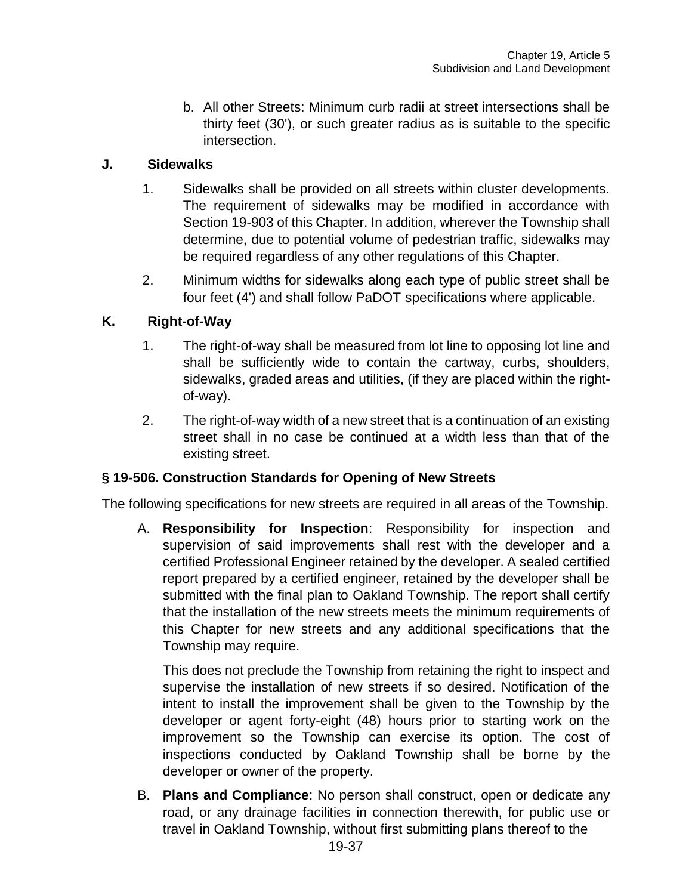b. All other Streets: Minimum curb radii at street intersections shall be thirty feet (30'), or such greater radius as is suitable to the specific intersection.

**J. Sidewalks**

1. Sidewalks shall be provided on all streets within cluster developments. The requirement of sidewalks may be modified in accordance with Section 19-903 of this Chapter. In addition, wherever the Township shall determine, due to potential volume of pedestrian traffic, sidewalks may be required regardless of any other regulations of this Chapter.

2. Minimum widths for sidewalks along each type of public street shall be four feet (4') and shall follow PaDOT specifications where applicable.

**K. Right-of-Way**

1. The right-of-way shall be measured from lot line to opposing lot line and shall be sufficiently wide to contain the cartway, curbs, shoulders, sidewalks, graded areas and utilities, (if they are placed within the right-of-way).

2. The right-of-way width of a new street that is a continuation of an existing street shall in no case be continued at a width less than that of the existing street.

### § 19-506. Construction Standards for Opening of New Streets

The following specifications for new streets are required in all areas of the Township.

A. **Responsibility for Inspection**: Responsibility for inspection and supervision of said improvements shall rest with the developer and a certified Professional Engineer retained by the developer. A sealed certified report prepared by a certified engineer, retained by the developer shall be submitted with the final plan to Oakland Township. The report shall certify that the installation of the new streets meets the minimum requirements of this Chapter for new streets and any additional specifications that the Township may require.

   This does not preclude the Township from retaining the right to inspect and supervise the installation of new streets if so desired. Notification of the intent to install the improvement shall be given to the Township by the developer or agent forty-eight (48) hours prior to starting work on the improvement so the Township can exercise its option. The cost of inspections conducted by Oakland Township shall be borne by the developer or owner of the property.

B. **Plans and Compliance**: No person shall construct, open or dedicate any road, or any drainage facilities in connection therewith, for public use or travel in Oakland Township, without first submitting plans thereof to the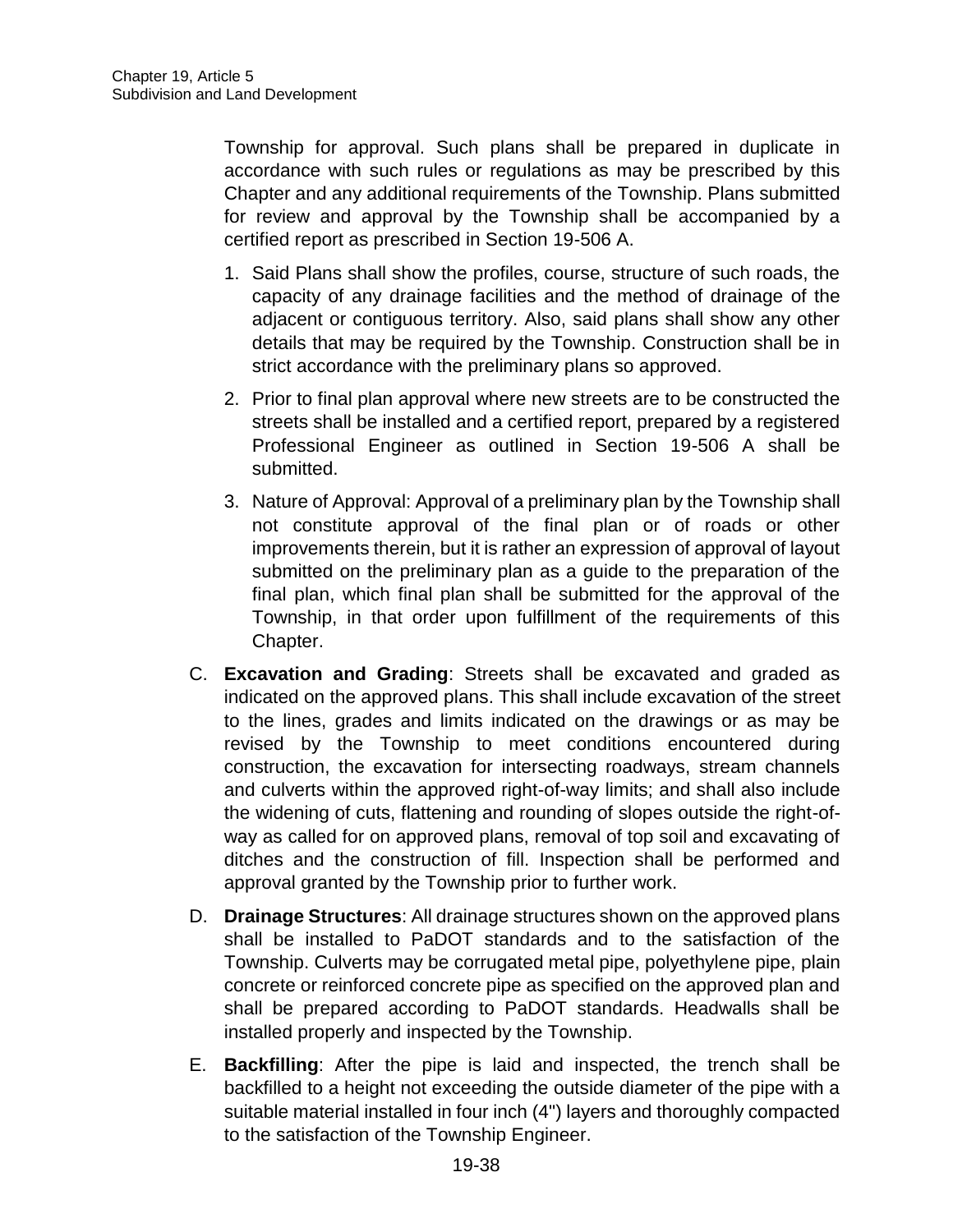Township for approval. Such plans shall be prepared in duplicate in accordance with such rules or regulations as may be prescribed by this Chapter and any additional requirements of the Township. Plans submitted for review and approval by the Township shall be accompanied by a certified report as prescribed in Section 19-506 A.

1. Said Plans shall show the profiles, course, structure of such roads, the capacity of any drainage facilities and the method of drainage of the adjacent or contiguous territory. Also, said plans shall show any other details that may be required by the Township. Construction shall be in strict accordance with the preliminary plans so approved.
2. Prior to final plan approval where new streets are to be constructed the streets shall be installed and a certified report, prepared by a registered Professional Engineer as outlined in Section 19-506 A shall be submitted.
3. Nature of Approval: Approval of a preliminary plan by the Township shall not constitute approval of the final plan or of roads or other improvements therein, but it is rather an expression of approval of layout submitted on the preliminary plan as a guide to the preparation of the final plan, which final plan shall be submitted for the approval of the Township, in that order upon fulfillment of the requirements of this Chapter.

C. **Excavation and Grading**: Streets shall be excavated and graded as indicated on the approved plans. This shall include excavation of the street to the lines, grades and limits indicated on the drawings or as may be revised by the Township to meet conditions encountered during construction, the excavation for intersecting roadways, stream channels and culverts within the approved right-of-way limits; and shall also include the widening of cuts, flattening and rounding of slopes outside the right-of-way as called for on approved plans, removal of top soil and excavating of ditches and the construction of fill. Inspection shall be performed and approval granted by the Township prior to further work.

D. **Drainage Structures**: All drainage structures shown on the approved plans shall be installed to PaDOT standards and to the satisfaction of the Township. Culverts may be corrugated metal pipe, polyethylene pipe, plain concrete or reinforced concrete pipe as specified on the approved plan and shall be prepared according to PaDOT standards. Headwalls shall be installed properly and inspected by the Township.

E. **Backfilling**: After the pipe is laid and inspected, the trench shall be backfilled to a height not exceeding the outside diameter of the pipe with a suitable material installed in four inch (4") layers and thoroughly compacted to the satisfaction of the Township Engineer.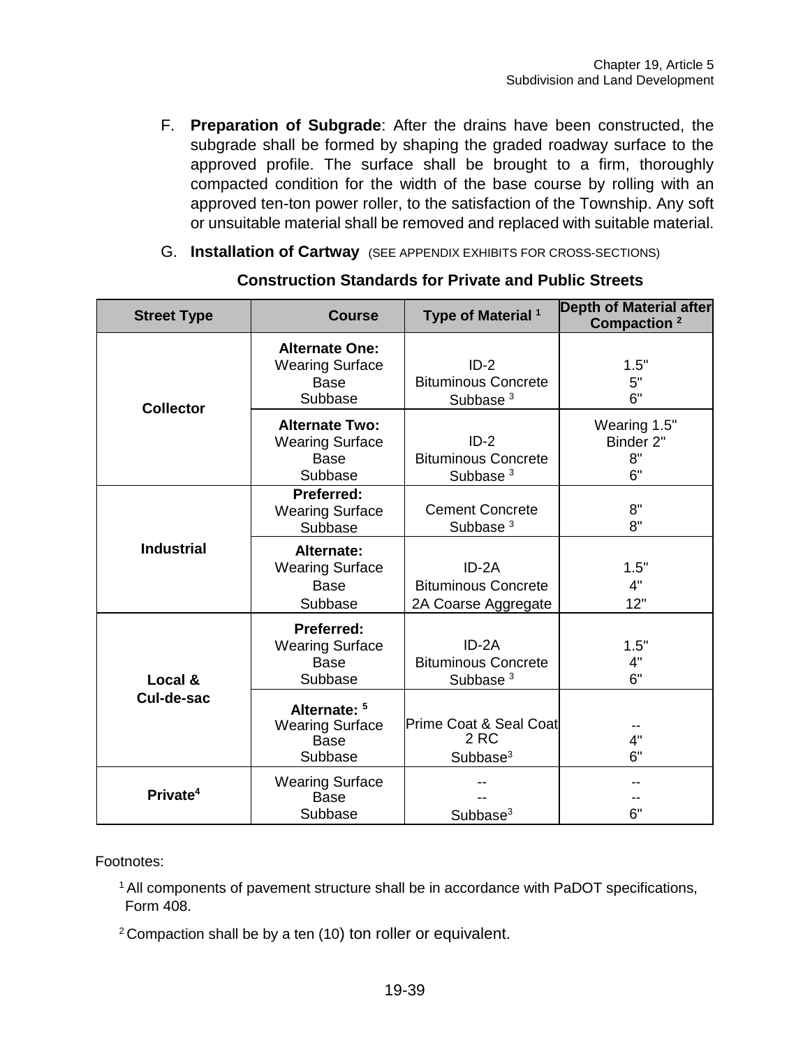F. **Preparation of Subgrade**: After the drains have been constructed, the subgrade shall be formed by shaping the graded roadway surface to the approved profile. The surface shall be brought to a firm, thoroughly compacted condition for the width of the base course by rolling with an approved ten-ton power roller, to the satisfaction of the Township. Any soft or unsuitable material shall be removed and replaced with suitable material.

G. **Installation of Cartway** (SEE APPENDIX EXHIBITS FOR CROSS-SECTIONS)

**Construction Standards for Private and Public Streets**

| Street Type | Course | Type of Material [1] | Depth of Material after Compaction [2] |
|---|---|---|---|
| **Collector** | **Alternate One:**<br>Wearing Surface<br>Base<br>Subbase | ID-2<br>Bituminous Concrete<br>Subbase [3] | 1.5"<br>5"<br>6" |
| | **Alternate Two:**<br>Wearing Surface<br>Base<br>Subbase | ID-2<br>Bituminous Concrete<br>Subbase [3] | Wearing 1.5"<br>Binder 2"<br>8"<br>6" |
| **Industrial** | **Preferred:**<br>Wearing Surface<br>Subbase | Cement Concrete<br>Subbase [3] | 8"<br>8" |
| | **Alternate:**<br>Wearing Surface<br>Base<br>Subbase | ID-2A<br>Bituminous Concrete<br>2A Coarse Aggregate | 1.5"<br>4"<br>12" |
| **Local & Cul-de-sac** | **Preferred:**<br>Wearing Surface<br>Base<br>Subbase | ID-2A<br>Bituminous Concrete<br>Subbase [3] | 1.5"<br>4"<br>6" |
| | **Alternate:** [5]<br>Wearing Surface<br>Base<br>Subbase | Prime Coat & Seal Coat<br>2 RC<br>Subbase[3] | --<br>4"<br>6" |
| **Private**[4] | Wearing Surface<br>Base<br>Subbase | --<br>--<br>Subbase[3] | --<br>--<br>6" |

Footnotes:

[1] All components of pavement structure shall be in accordance with PaDOT specifications, Form 408.

[2] Compaction shall be by a ten (10) ton roller or equivalent.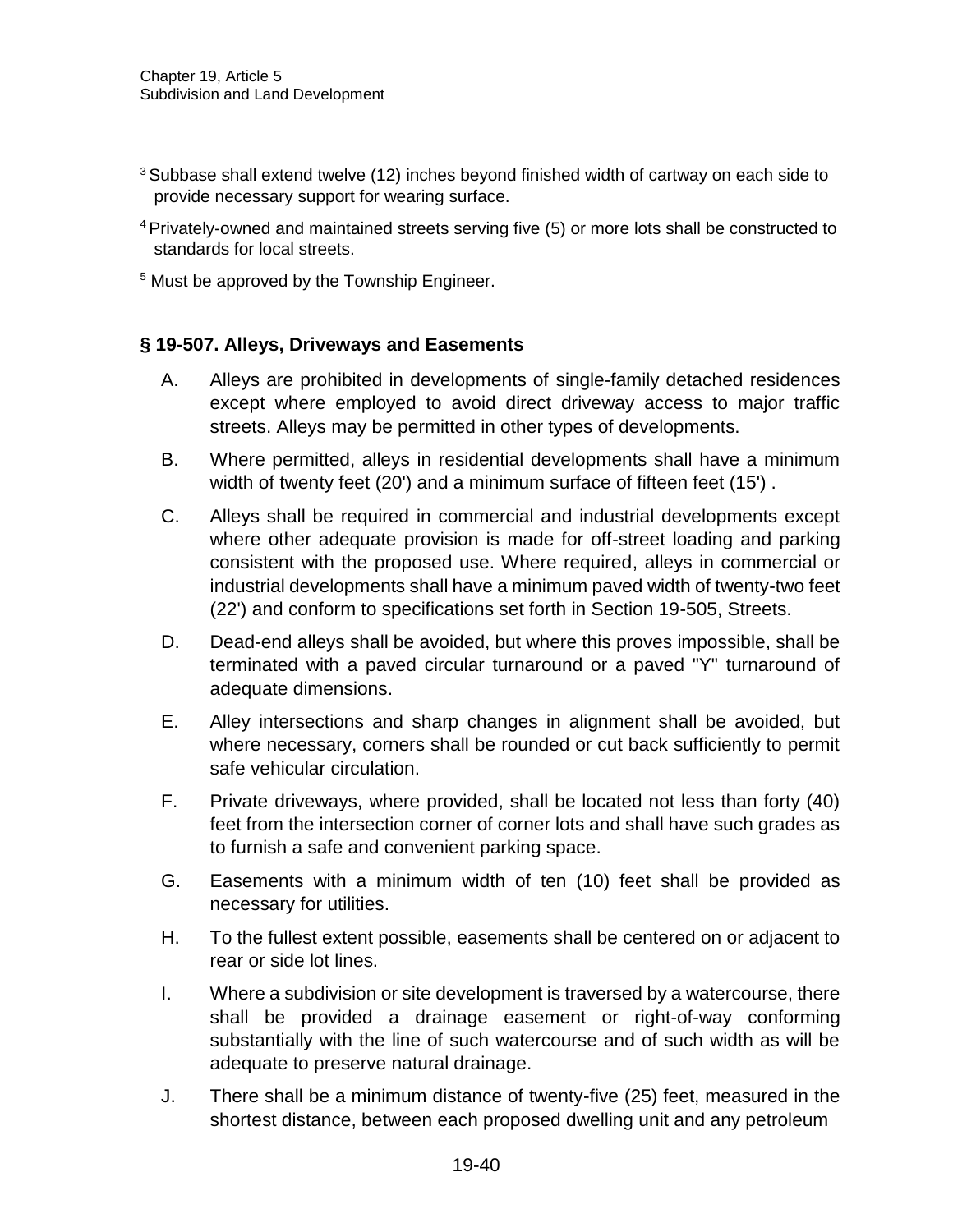[3] Subbase shall extend twelve (12) inches beyond finished width of cartway on each side to provide necessary support for wearing surface.

[4] Privately-owned and maintained streets serving five (5) or more lots shall be constructed to standards for local streets.

[5] Must be approved by the Township Engineer.

### § 19-507. Alleys, Driveways and Easements

A. Alleys are prohibited in developments of single-family detached residences except where employed to avoid direct driveway access to major traffic streets. Alleys may be permitted in other types of developments.

B. Where permitted, alleys in residential developments shall have a minimum width of twenty feet (20') and a minimum surface of fifteen feet (15') .

C. Alleys shall be required in commercial and industrial developments except where other adequate provision is made for off-street loading and parking consistent with the proposed use. Where required, alleys in commercial or industrial developments shall have a minimum paved width of twenty-two feet (22') and conform to specifications set forth in Section 19-505, Streets.

D. Dead-end alleys shall be avoided, but where this proves impossible, shall be terminated with a paved circular turnaround or a paved "Y" turnaround of adequate dimensions.

E. Alley intersections and sharp changes in alignment shall be avoided, but where necessary, corners shall be rounded or cut back sufficiently to permit safe vehicular circulation.

F. Private driveways, where provided, shall be located not less than forty (40) feet from the intersection corner of corner lots and shall have such grades as to furnish a safe and convenient parking space.

G. Easements with a minimum width of ten (10) feet shall be provided as necessary for utilities.

H. To the fullest extent possible, easements shall be centered on or adjacent to rear or side lot lines.

I. Where a subdivision or site development is traversed by a watercourse, there shall be provided a drainage easement or right-of-way conforming substantially with the line of such watercourse and of such width as will be adequate to preserve natural drainage.

J. There shall be a minimum distance of twenty-five (25) feet, measured in the shortest distance, between each proposed dwelling unit and any petroleum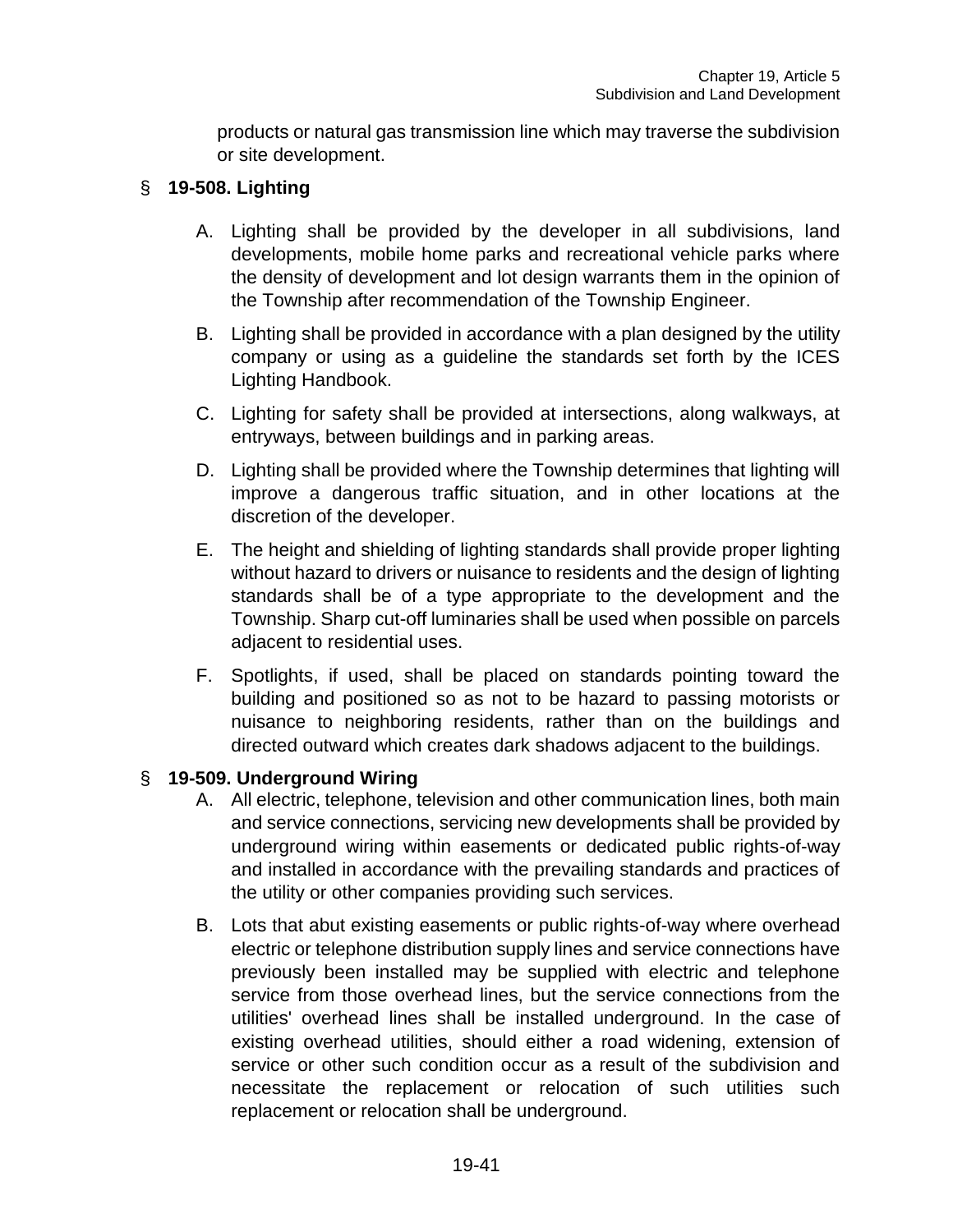products or natural gas transmission line which may traverse the subdivision or site development.

## § 19-508. Lighting

A. Lighting shall be provided by the developer in all subdivisions, land developments, mobile home parks and recreational vehicle parks where the density of development and lot design warrants them in the opinion of the Township after recommendation of the Township Engineer.

B. Lighting shall be provided in accordance with a plan designed by the utility company or using as a guideline the standards set forth by the ICES Lighting Handbook.

C. Lighting for safety shall be provided at intersections, along walkways, at entryways, between buildings and in parking areas.

D. Lighting shall be provided where the Township determines that lighting will improve a dangerous traffic situation, and in other locations at the discretion of the developer.

E. The height and shielding of lighting standards shall provide proper lighting without hazard to drivers or nuisance to residents and the design of lighting standards shall be of a type appropriate to the development and the Township. Sharp cut-off luminaries shall be used when possible on parcels adjacent to residential uses.

F. Spotlights, if used, shall be placed on standards pointing toward the building and positioned so as not to be hazard to passing motorists or nuisance to neighboring residents, rather than on the buildings and directed outward which creates dark shadows adjacent to the buildings.

## § 19-509. Underground Wiring

A. All electric, telephone, television and other communication lines, both main and service connections, servicing new developments shall be provided by underground wiring within easements or dedicated public rights-of-way and installed in accordance with the prevailing standards and practices of the utility or other companies providing such services.

B. Lots that abut existing easements or public rights-of-way where overhead electric or telephone distribution supply lines and service connections have previously been installed may be supplied with electric and telephone service from those overhead lines, but the service connections from the utilities' overhead lines shall be installed underground. In the case of existing overhead utilities, should either a road widening, extension of service or other such condition occur as a result of the subdivision and necessitate the replacement or relocation of such utilities such replacement or relocation shall be underground.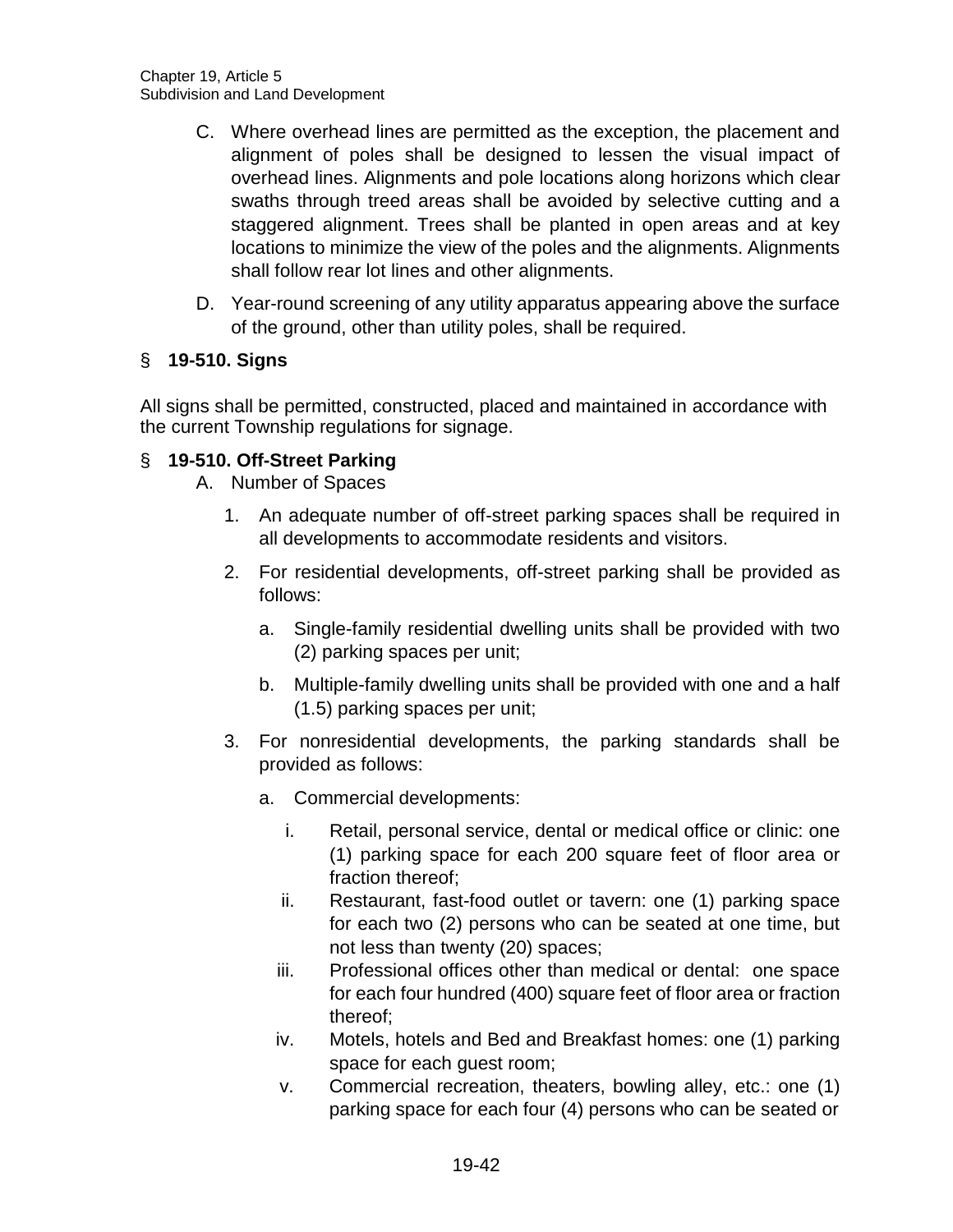C. Where overhead lines are permitted as the exception, the placement and alignment of poles shall be designed to lessen the visual impact of overhead lines. Alignments and pole locations along horizons which clear swaths through treed areas shall be avoided by selective cutting and a staggered alignment. Trees shall be planted in open areas and at key locations to minimize the view of the poles and the alignments. Alignments shall follow rear lot lines and other alignments.

D. Year-round screening of any utility apparatus appearing above the surface of the ground, other than utility poles, shall be required.

## § 19-510. Signs

All signs shall be permitted, constructed, placed and maintained in accordance with the current Township regulations for signage.

## § 19-510. Off-Street Parking

A. Number of Spaces

1. An adequate number of off-street parking spaces shall be required in all developments to accommodate residents and visitors.

2. For residential developments, off-street parking shall be provided as follows:

   a. Single-family residential dwelling units shall be provided with two (2) parking spaces per unit;

   b. Multiple-family dwelling units shall be provided with one and a half (1.5) parking spaces per unit;

3. For nonresidential developments, the parking standards shall be provided as follows:

   a. Commercial developments:

      i. Retail, personal service, dental or medical office or clinic: one (1) parking space for each 200 square feet of floor area or fraction thereof;

      ii. Restaurant, fast-food outlet or tavern: one (1) parking space for each two (2) persons who can be seated at one time, but not less than twenty (20) spaces;

      iii. Professional offices other than medical or dental: one space for each four hundred (400) square feet of floor area or fraction thereof;

      iv. Motels, hotels and Bed and Breakfast homes: one (1) parking space for each guest room;

      v. Commercial recreation, theaters, bowling alley, etc.: one (1) parking space for each four (4) persons who can be seated or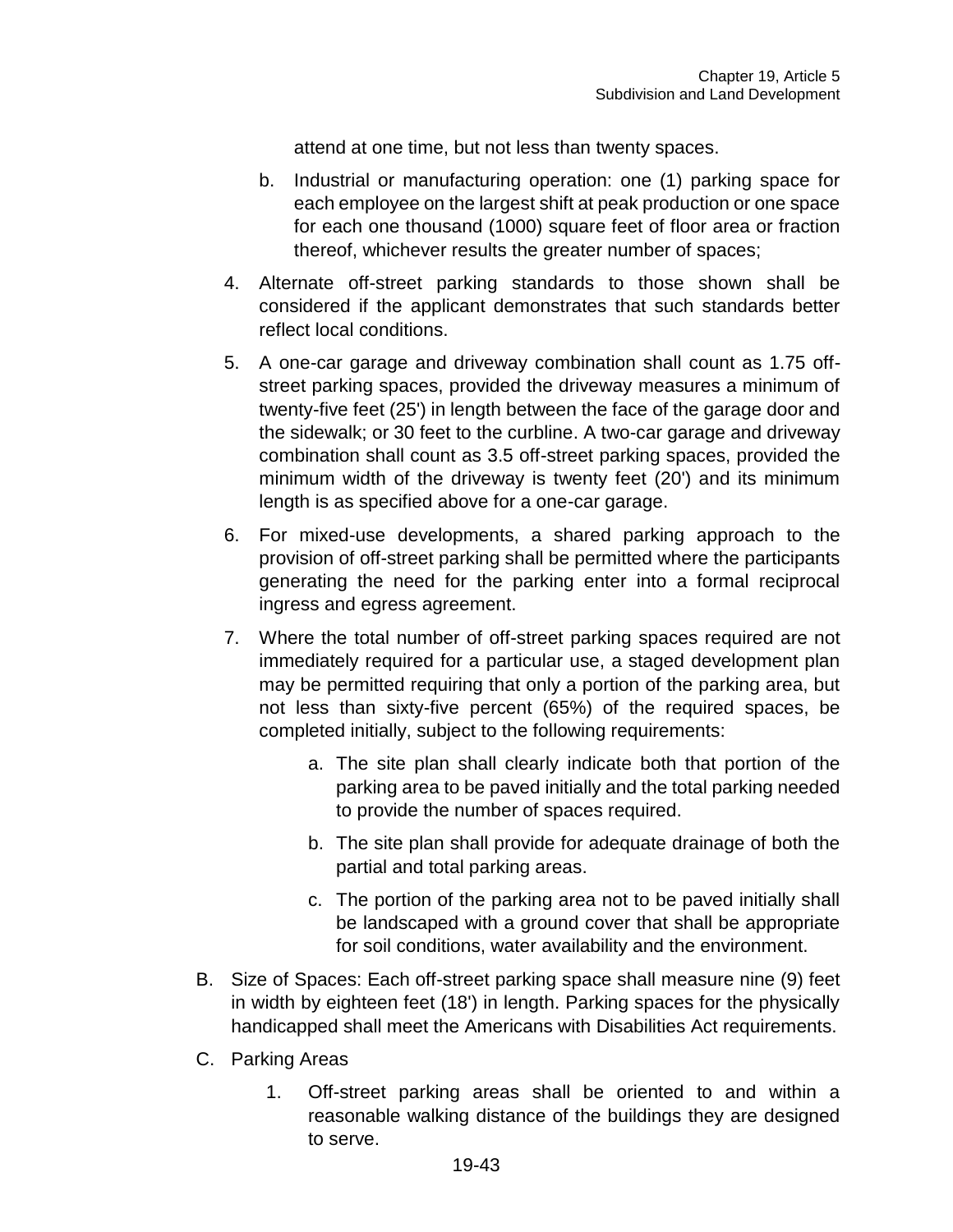attend at one time, but not less than twenty spaces.

   b. Industrial or manufacturing operation: one (1) parking space for each employee on the largest shift at peak production or one space for each one thousand (1000) square feet of floor area or fraction thereof, whichever results the greater number of spaces;

4. Alternate off-street parking standards to those shown shall be considered if the applicant demonstrates that such standards better reflect local conditions.

5. A one-car garage and driveway combination shall count as 1.75 off-street parking spaces, provided the driveway measures a minimum of twenty-five feet (25') in length between the face of the garage door and the sidewalk; or 30 feet to the curbline. A two-car garage and driveway combination shall count as 3.5 off-street parking spaces, provided the minimum width of the driveway is twenty feet (20') and its minimum length is as specified above for a one-car garage.

6. For mixed-use developments, a shared parking approach to the provision of off-street parking shall be permitted where the participants generating the need for the parking enter into a formal reciprocal ingress and egress agreement.

7. Where the total number of off-street parking spaces required are not immediately required for a particular use, a staged development plan may be permitted requiring that only a portion of the parking area, but not less than sixty-five percent (65%) of the required spaces, be completed initially, subject to the following requirements:

   a. The site plan shall clearly indicate both that portion of the parking area to be paved initially and the total parking needed to provide the number of spaces required.

   b. The site plan shall provide for adequate drainage of both the partial and total parking areas.

   c. The portion of the parking area not to be paved initially shall be landscaped with a ground cover that shall be appropriate for soil conditions, water availability and the environment.

B. Size of Spaces: Each off-street parking space shall measure nine (9) feet in width by eighteen feet (18') in length. Parking spaces for the physically handicapped shall meet the Americans with Disabilities Act requirements.

C. Parking Areas

   1. Off-street parking areas shall be oriented to and within a reasonable walking distance of the buildings they are designed to serve.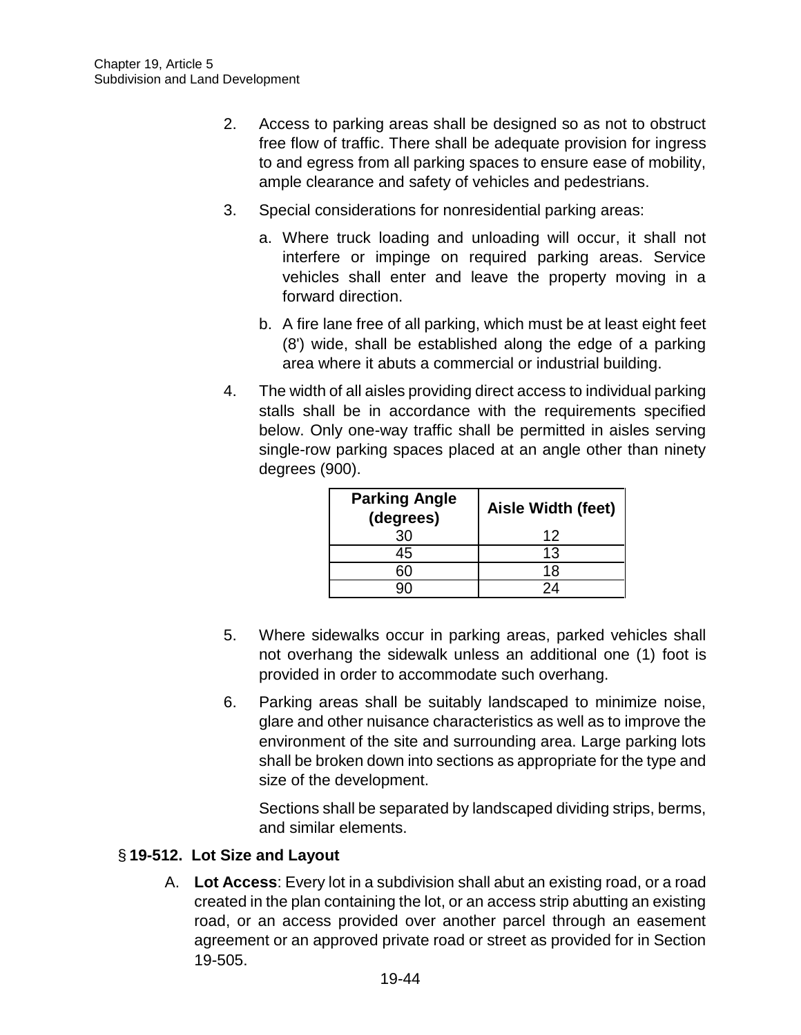2. Access to parking areas shall be designed so as not to obstruct free flow of traffic. There shall be adequate provision for ingress to and egress from all parking spaces to ensure ease of mobility, ample clearance and safety of vehicles and pedestrians.

3. Special considerations for nonresidential parking areas:

   a. Where truck loading and unloading will occur, it shall not interfere or impinge on required parking areas. Service vehicles shall enter and leave the property moving in a forward direction.

   b. A fire lane free of all parking, which must be at least eight feet (8') wide, shall be established along the edge of a parking area where it abuts a commercial or industrial building.

4. The width of all aisles providing direct access to individual parking stalls shall be in accordance with the requirements specified below. Only one-way traffic shall be permitted in aisles serving single-row parking spaces placed at an angle other than ninety degrees (900).

| Parking Angle (degrees) | Aisle Width (feet) |
|---|---|
| 30 | 12 |
| 45 | 13 |
| 60 | 18 |
| 90 | 24 |

5. Where sidewalks occur in parking areas, parked vehicles shall not overhang the sidewalk unless an additional one (1) foot is provided in order to accommodate such overhang.

6. Parking areas shall be suitably landscaped to minimize noise, glare and other nuisance characteristics as well as to improve the environment of the site and surrounding area. Large parking lots shall be broken down into sections as appropriate for the type and size of the development.

   Sections shall be separated by landscaped dividing strips, berms, and similar elements.

## § 19-512. Lot Size and Layout

A. **Lot Access**: Every lot in a subdivision shall abut an existing road, or a road created in the plan containing the lot, or an access strip abutting an existing road, or an access provided over another parcel through an easement agreement or an approved private road or street as provided for in Section 19-505.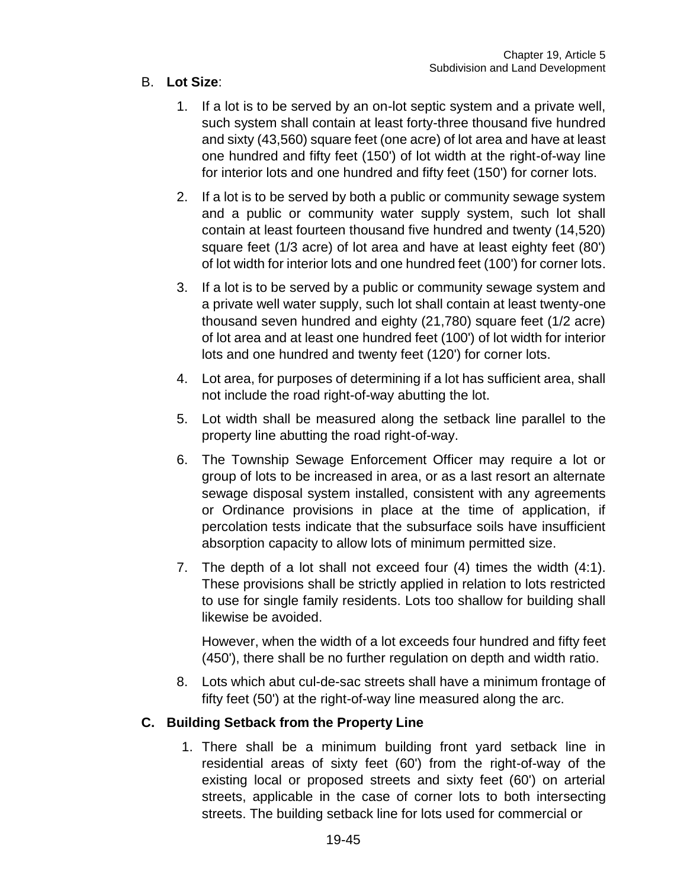B. **Lot Size**:

1. If a lot is to be served by an on-lot septic system and a private well, such system shall contain at least forty-three thousand five hundred and sixty (43,560) square feet (one acre) of lot area and have at least one hundred and fifty feet (150') of lot width at the right-of-way line for interior lots and one hundred and fifty feet (150') for corner lots.

2. If a lot is to be served by both a public or community sewage system and a public or community water supply system, such lot shall contain at least fourteen thousand five hundred and twenty (14,520) square feet (1/3 acre) of lot area and have at least eighty feet (80') of lot width for interior lots and one hundred feet (100') for corner lots.

3. If a lot is to be served by a public or community sewage system and a private well water supply, such lot shall contain at least twenty-one thousand seven hundred and eighty (21,780) square feet (1/2 acre) of lot area and at least one hundred feet (100') of lot width for interior lots and one hundred and twenty feet (120') for corner lots.

4. Lot area, for purposes of determining if a lot has sufficient area, shall not include the road right-of-way abutting the lot.

5. Lot width shall be measured along the setback line parallel to the property line abutting the road right-of-way.

6. The Township Sewage Enforcement Officer may require a lot or group of lots to be increased in area, or as a last resort an alternate sewage disposal system installed, consistent with any agreements or Ordinance provisions in place at the time of application, if percolation tests indicate that the subsurface soils have insufficient absorption capacity to allow lots of minimum permitted size.

7. The depth of a lot shall not exceed four (4) times the width (4:1). These provisions shall be strictly applied in relation to lots restricted to use for single family residents. Lots too shallow for building shall likewise be avoided.

   However, when the width of a lot exceeds four hundred and fifty feet (450'), there shall be no further regulation on depth and width ratio.

8. Lots which abut cul-de-sac streets shall have a minimum frontage of fifty feet (50') at the right-of-way line measured along the arc.

**C. Building Setback from the Property Line**

1. There shall be a minimum building front yard setback line in residential areas of sixty feet (60') from the right-of-way of the existing local or proposed streets and sixty feet (60') on arterial streets, applicable in the case of corner lots to both intersecting streets. The building setback line for lots used for commercial or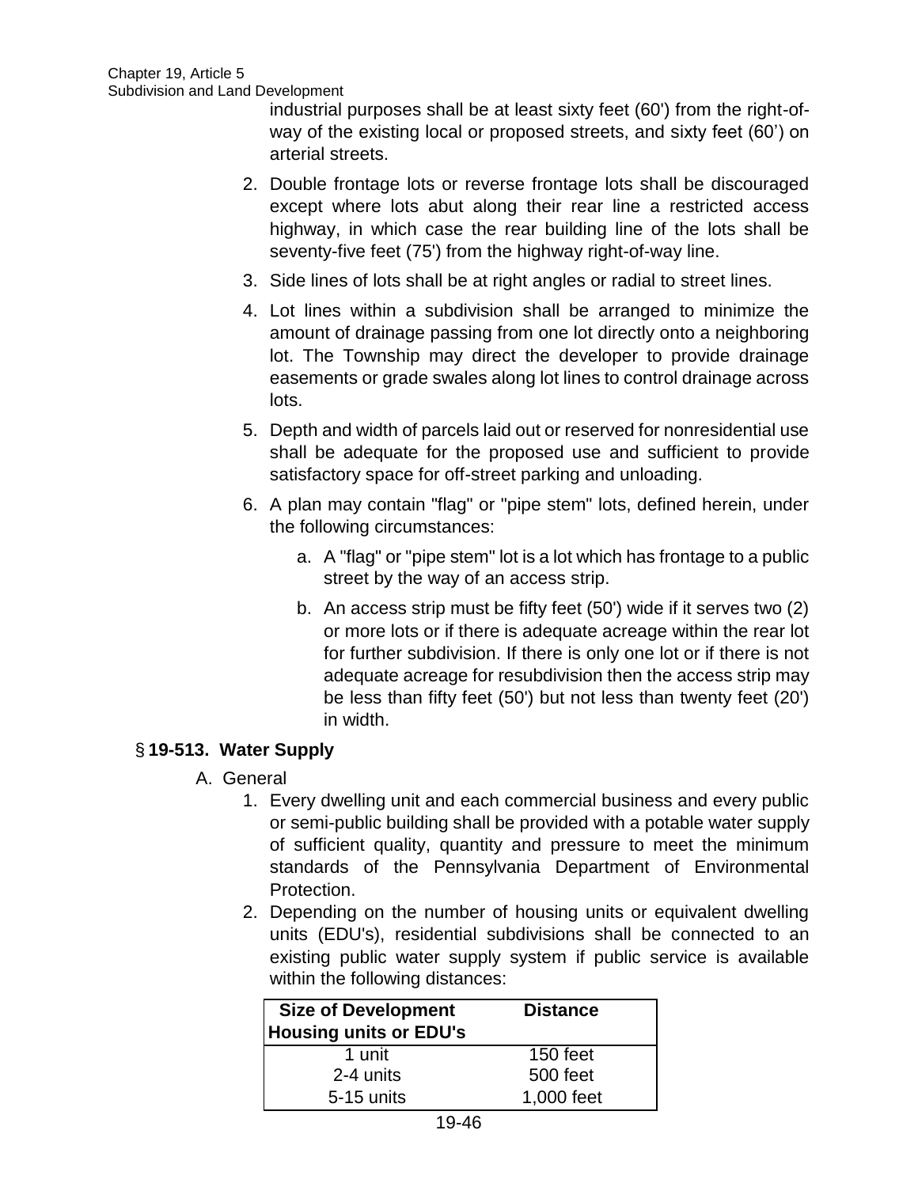industrial purposes shall be at least sixty feet (60') from the right-of-way of the existing local or proposed streets, and sixty feet (60') on arterial streets.

2. Double frontage lots or reverse frontage lots shall be discouraged except where lots abut along their rear line a restricted access highway, in which case the rear building line of the lots shall be seventy-five feet (75') from the highway right-of-way line.
3. Side lines of lots shall be at right angles or radial to street lines.
4. Lot lines within a subdivision shall be arranged to minimize the amount of drainage passing from one lot directly onto a neighboring lot. The Township may direct the developer to provide drainage easements or grade swales along lot lines to control drainage across lots.
5. Depth and width of parcels laid out or reserved for nonresidential use shall be adequate for the proposed use and sufficient to provide satisfactory space for off-street parking and unloading.
6. A plan may contain "flag" or "pipe stem" lots, defined herein, under the following circumstances:
   a. A "flag" or "pipe stem" lot is a lot which has frontage to a public street by the way of an access strip.
   b. An access strip must be fifty feet (50') wide if it serves two (2) or more lots or if there is adequate acreage within the rear lot for further subdivision. If there is only one lot or if there is not adequate acreage for resubdivision then the access strip may be less than fifty feet (50') but not less than twenty feet (20') in width.

## § 19-513. Water Supply

A. General

1. Every dwelling unit and each commercial business and every public or semi-public building shall be provided with a potable water supply of sufficient quality, quantity and pressure to meet the minimum standards of the Pennsylvania Department of Environmental Protection.
2. Depending on the number of housing units or equivalent dwelling units (EDU's), residential subdivisions shall be connected to an existing public water supply system if public service is available within the following distances:

| Size of Development Housing units or EDU's | Distance |
|---|---|
| 1 unit | 150 feet |
| 2-4 units | 500 feet |
| 5-15 units | 1,000 feet |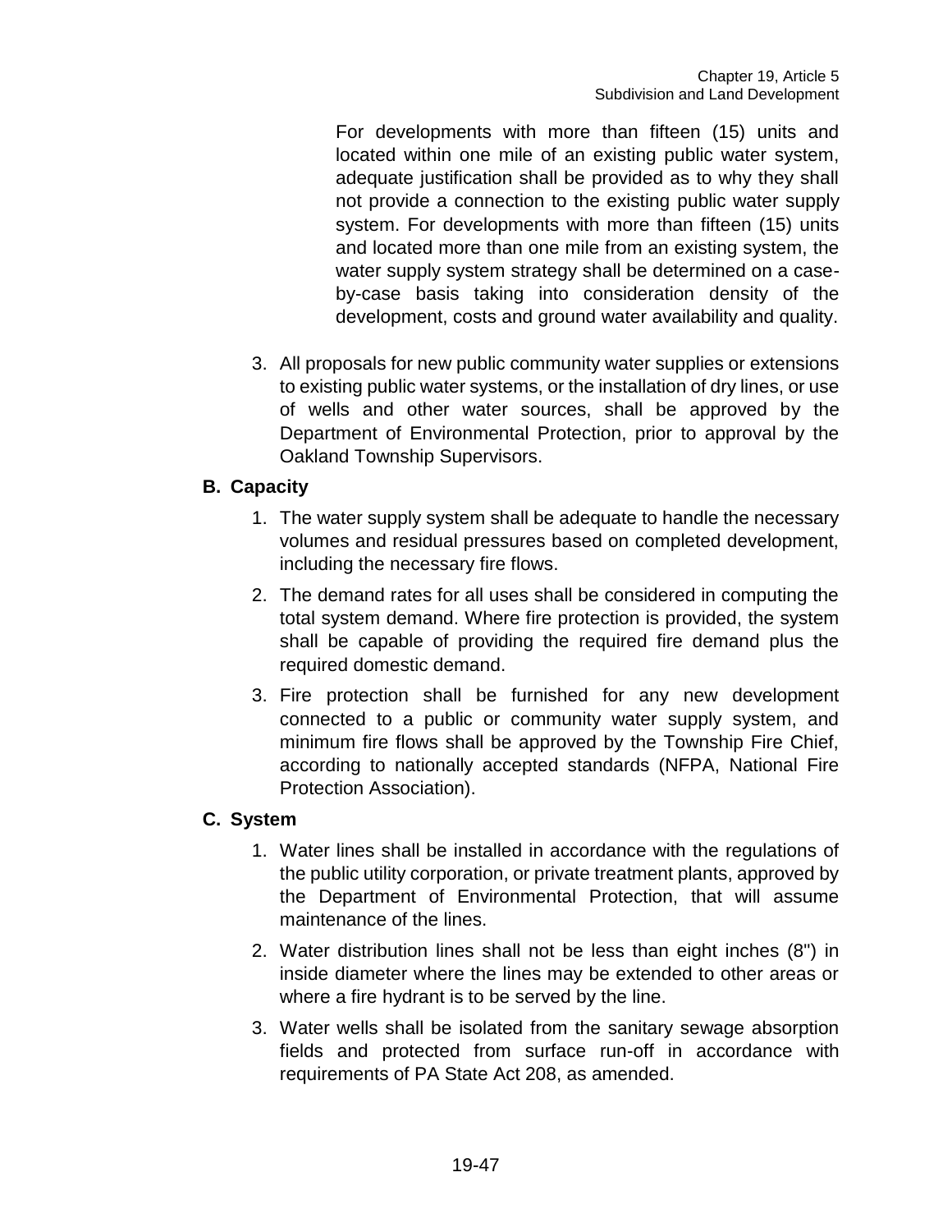For developments with more than fifteen (15) units and located within one mile of an existing public water system, adequate justification shall be provided as to why they shall not provide a connection to the existing public water supply system. For developments with more than fifteen (15) units and located more than one mile from an existing system, the water supply system strategy shall be determined on a case-by-case basis taking into consideration density of the development, costs and ground water availability and quality.

3. All proposals for new public community water supplies or extensions to existing public water systems, or the installation of dry lines, or use of wells and other water sources, shall be approved by the Department of Environmental Protection, prior to approval by the Oakland Township Supervisors.

**B. Capacity**

1. The water supply system shall be adequate to handle the necessary volumes and residual pressures based on completed development, including the necessary fire flows.
2. The demand rates for all uses shall be considered in computing the total system demand. Where fire protection is provided, the system shall be capable of providing the required fire demand plus the required domestic demand.
3. Fire protection shall be furnished for any new development connected to a public or community water supply system, and minimum fire flows shall be approved by the Township Fire Chief, according to nationally accepted standards (NFPA, National Fire Protection Association).

**C. System**

1. Water lines shall be installed in accordance with the regulations of the public utility corporation, or private treatment plants, approved by the Department of Environmental Protection, that will assume maintenance of the lines.
2. Water distribution lines shall not be less than eight inches (8") in inside diameter where the lines may be extended to other areas or where a fire hydrant is to be served by the line.
3. Water wells shall be isolated from the sanitary sewage absorption fields and protected from surface run-off in accordance with requirements of PA State Act 208, as amended.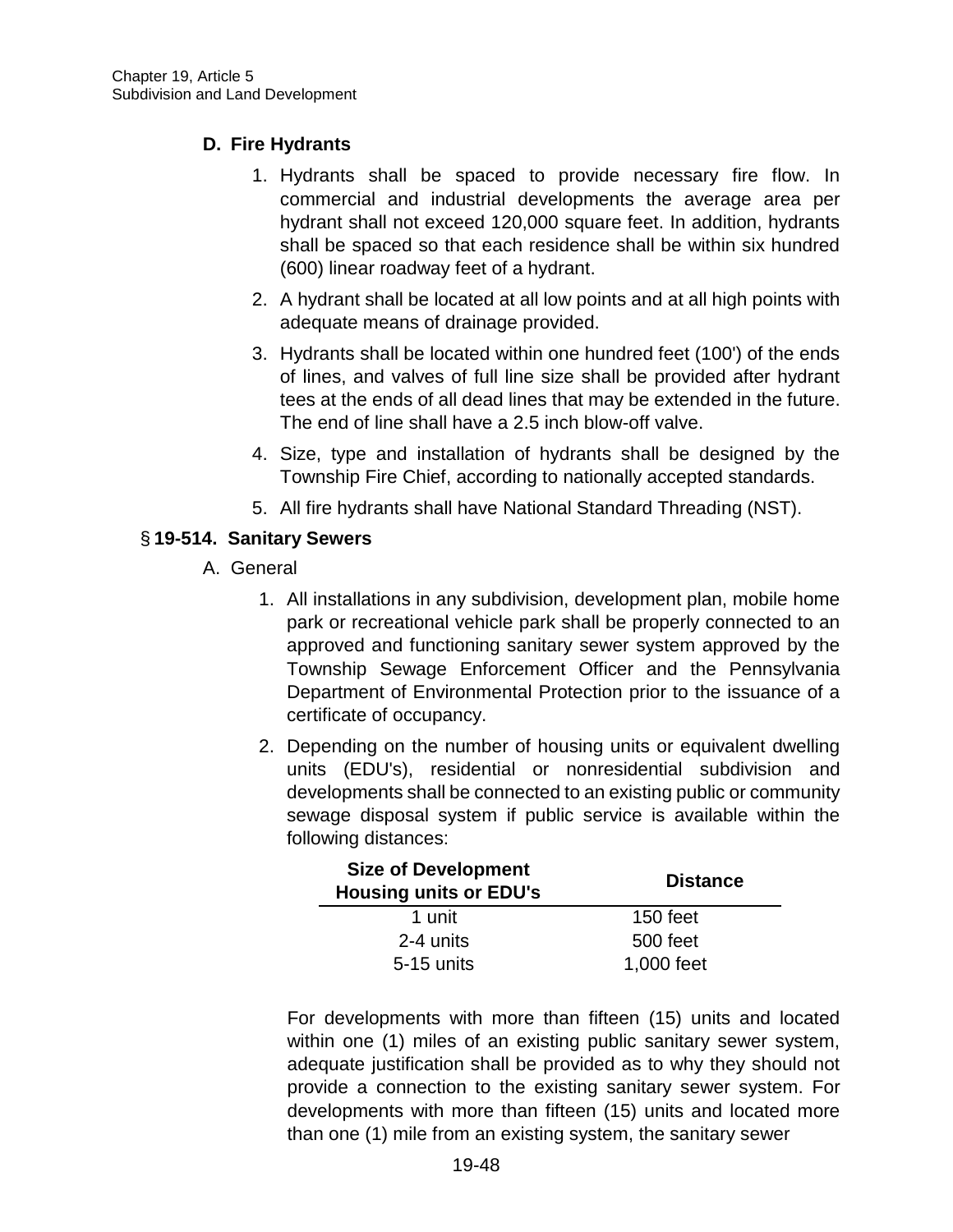### D. Fire Hydrants

1. Hydrants shall be spaced to provide necessary fire flow. In commercial and industrial developments the average area per hydrant shall not exceed 120,000 square feet. In addition, hydrants shall be spaced so that each residence shall be within six hundred (600) linear roadway feet of a hydrant.
2. A hydrant shall be located at all low points and at all high points with adequate means of drainage provided.
3. Hydrants shall be located within one hundred feet (100') of the ends of lines, and valves of full line size shall be provided after hydrant tees at the ends of all dead lines that may be extended in the future. The end of line shall have a 2.5 inch blow-off valve.
4. Size, type and installation of hydrants shall be designed by the Township Fire Chief, according to nationally accepted standards.
5. All fire hydrants shall have National Standard Threading (NST).

## § 19-514. Sanitary Sewers

A. General

1. All installations in any subdivision, development plan, mobile home park or recreational vehicle park shall be properly connected to an approved and functioning sanitary sewer system approved by the Township Sewage Enforcement Officer and the Pennsylvania Department of Environmental Protection prior to the issuance of a certificate of occupancy.
2. Depending on the number of housing units or equivalent dwelling units (EDU's), residential or nonresidential subdivision and developments shall be connected to an existing public or community sewage disposal system if public service is available within the following distances:

| Size of Development Housing units or EDU's | Distance |
|---|---|
| 1 unit | 150 feet |
| 2-4 units | 500 feet |
| 5-15 units | 1,000 feet |

For developments with more than fifteen (15) units and located within one (1) miles of an existing public sanitary sewer system, adequate justification shall be provided as to why they should not provide a connection to the existing sanitary sewer system. For developments with more than fifteen (15) units and located more than one (1) mile from an existing system, the sanitary sewer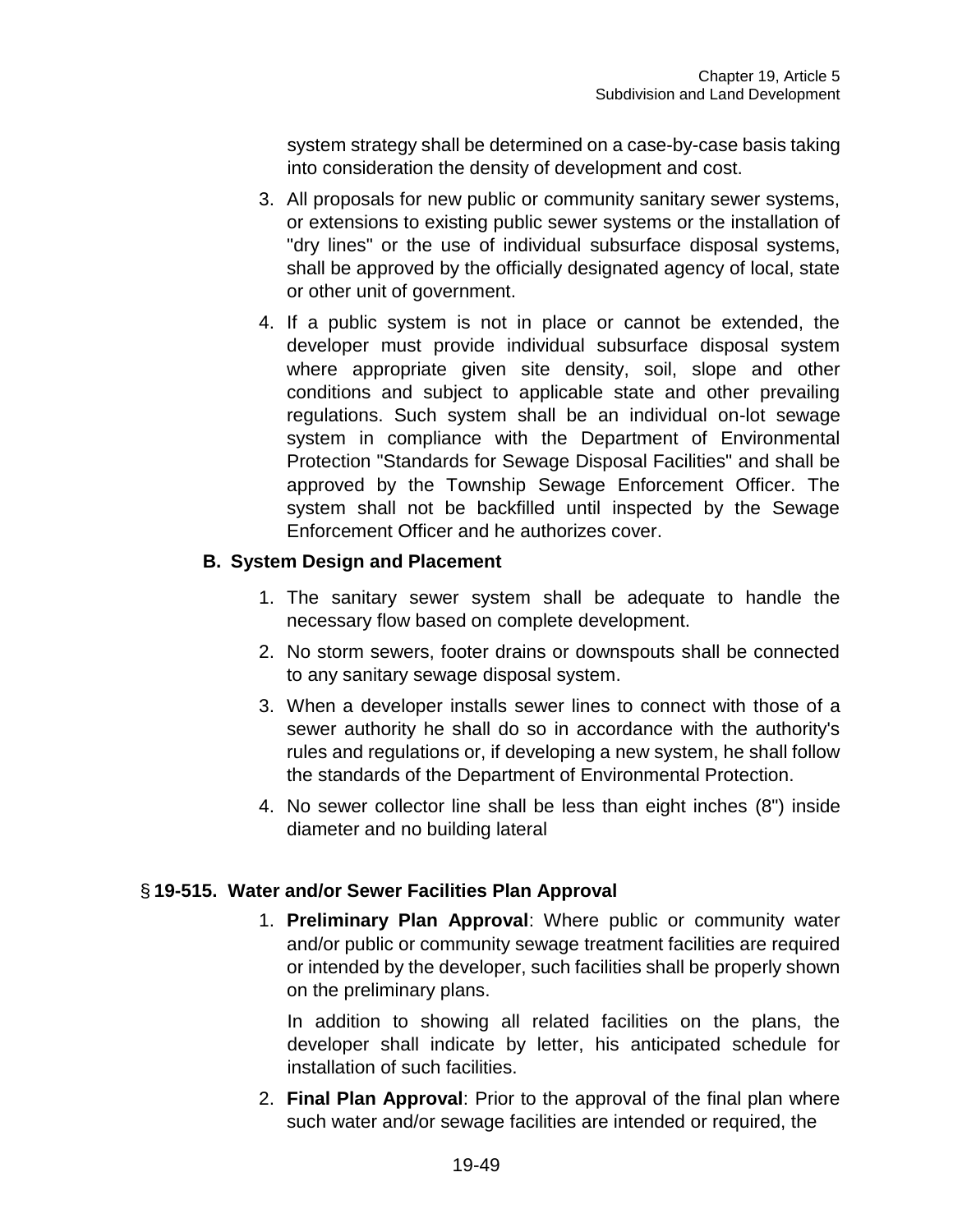system strategy shall be determined on a case-by-case basis taking into consideration the density of development and cost.

3. All proposals for new public or community sanitary sewer systems, or extensions to existing public sewer systems or the installation of "dry lines" or the use of individual subsurface disposal systems, shall be approved by the officially designated agency of local, state or other unit of government.

4. If a public system is not in place or cannot be extended, the developer must provide individual subsurface disposal system where appropriate given site density, soil, slope and other conditions and subject to applicable state and other prevailing regulations. Such system shall be an individual on-lot sewage system in compliance with the Department of Environmental Protection "Standards for Sewage Disposal Facilities" and shall be approved by the Township Sewage Enforcement Officer. The system shall not be backfilled until inspected by the Sewage Enforcement Officer and he authorizes cover.

**B. System Design and Placement**

1. The sanitary sewer system shall be adequate to handle the necessary flow based on complete development.

2. No storm sewers, footer drains or downspouts shall be connected to any sanitary sewage disposal system.

3. When a developer installs sewer lines to connect with those of a sewer authority he shall do so in accordance with the authority's rules and regulations or, if developing a new system, he shall follow the standards of the Department of Environmental Protection.

4. No sewer collector line shall be less than eight inches (8") inside diameter and no building lateral

## § 19-515. Water and/or Sewer Facilities Plan Approval

1. **Preliminary Plan Approval**: Where public or community water and/or public or community sewage treatment facilities are required or intended by the developer, such facilities shall be properly shown on the preliminary plans.

   In addition to showing all related facilities on the plans, the developer shall indicate by letter, his anticipated schedule for installation of such facilities.

2. **Final Plan Approval**: Prior to the approval of the final plan where such water and/or sewage facilities are intended or required, the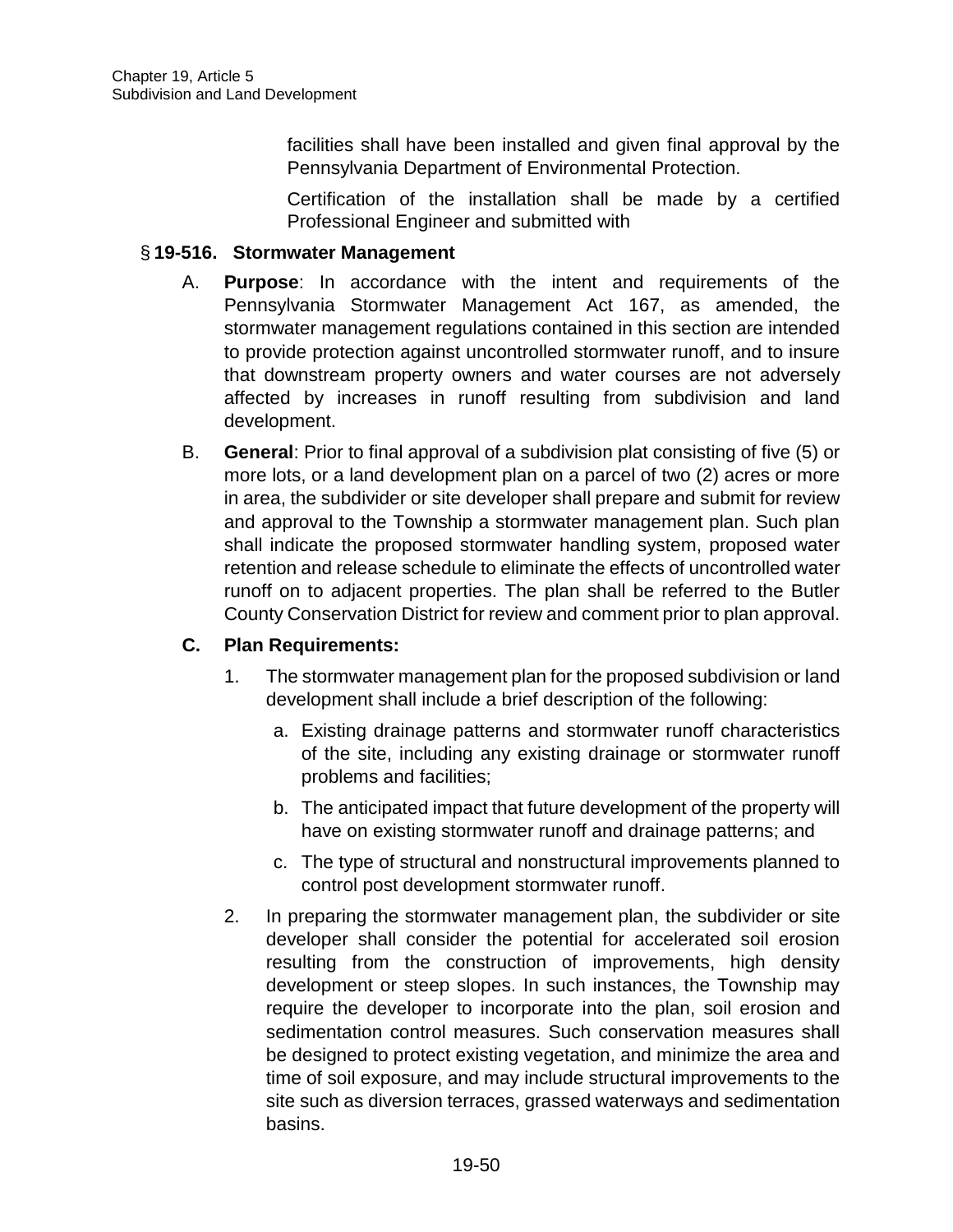facilities shall have been installed and given final approval by the Pennsylvania Department of Environmental Protection.

Certification of the installation shall be made by a certified Professional Engineer and submitted with

## § 19-516. Stormwater Management

A. **Purpose**: In accordance with the intent and requirements of the Pennsylvania Stormwater Management Act 167, as amended, the stormwater management regulations contained in this section are intended to provide protection against uncontrolled stormwater runoff, and to insure that downstream property owners and water courses are not adversely affected by increases in runoff resulting from subdivision and land development.

B. **General**: Prior to final approval of a subdivision plat consisting of five (5) or more lots, or a land development plan on a parcel of two (2) acres or more in area, the subdivider or site developer shall prepare and submit for review and approval to the Township a stormwater management plan. Such plan shall indicate the proposed stormwater handling system, proposed water retention and release schedule to eliminate the effects of uncontrolled water runoff on to adjacent properties. The plan shall be referred to the Butler County Conservation District for review and comment prior to plan approval.

**C. Plan Requirements:**

1. The stormwater management plan for the proposed subdivision or land development shall include a brief description of the following:

   a. Existing drainage patterns and stormwater runoff characteristics of the site, including any existing drainage or stormwater runoff problems and facilities;

   b. The anticipated impact that future development of the property will have on existing stormwater runoff and drainage patterns; and

   c. The type of structural and nonstructural improvements planned to control post development stormwater runoff.

2. In preparing the stormwater management plan, the subdivider or site developer shall consider the potential for accelerated soil erosion resulting from the construction of improvements, high density development or steep slopes. In such instances, the Township may require the developer to incorporate into the plan, soil erosion and sedimentation control measures. Such conservation measures shall be designed to protect existing vegetation, and minimize the area and time of soil exposure, and may include structural improvements to the site such as diversion terraces, grassed waterways and sedimentation basins.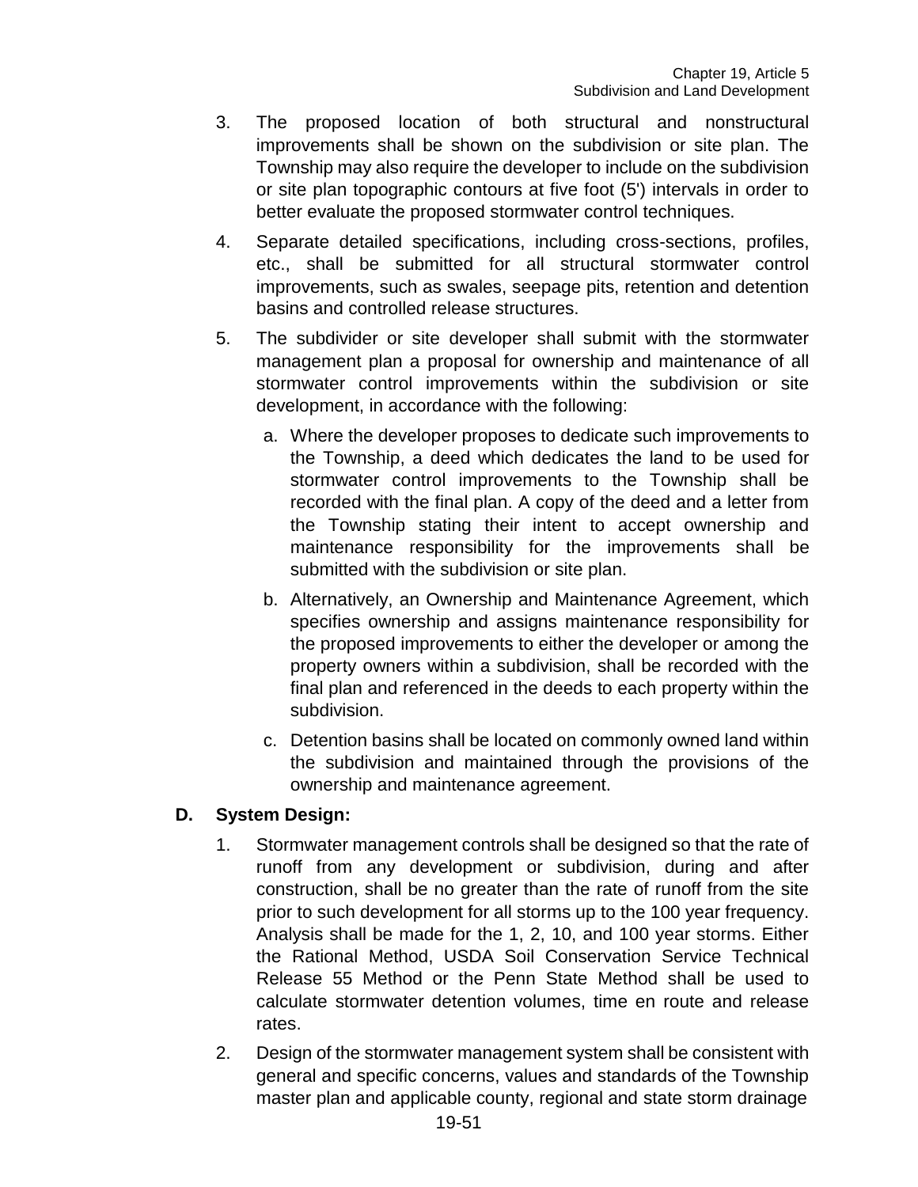3. The proposed location of both structural and nonstructural improvements shall be shown on the subdivision or site plan. The Township may also require the developer to include on the subdivision or site plan topographic contours at five foot (5') intervals in order to better evaluate the proposed stormwater control techniques.

4. Separate detailed specifications, including cross-sections, profiles, etc., shall be submitted for all structural stormwater control improvements, such as swales, seepage pits, retention and detention basins and controlled release structures.

5. The subdivider or site developer shall submit with the stormwater management plan a proposal for ownership and maintenance of all stormwater control improvements within the subdivision or site development, in accordance with the following:

   a. Where the developer proposes to dedicate such improvements to the Township, a deed which dedicates the land to be used for stormwater control improvements to the Township shall be recorded with the final plan. A copy of the deed and a letter from the Township stating their intent to accept ownership and maintenance responsibility for the improvements shall be submitted with the subdivision or site plan.

   b. Alternatively, an Ownership and Maintenance Agreement, which specifies ownership and assigns maintenance responsibility for the proposed improvements to either the developer or among the property owners within a subdivision, shall be recorded with the final plan and referenced in the deeds to each property within the subdivision.

   c. Detention basins shall be located on commonly owned land within the subdivision and maintained through the provisions of the ownership and maintenance agreement.

**D. System Design:**

1. Stormwater management controls shall be designed so that the rate of runoff from any development or subdivision, during and after construction, shall be no greater than the rate of runoff from the site prior to such development for all storms up to the 100 year frequency. Analysis shall be made for the 1, 2, 10, and 100 year storms. Either the Rational Method, USDA Soil Conservation Service Technical Release 55 Method or the Penn State Method shall be used to calculate stormwater detention volumes, time en route and release rates.

2. Design of the stormwater management system shall be consistent with general and specific concerns, values and standards of the Township master plan and applicable county, regional and state storm drainage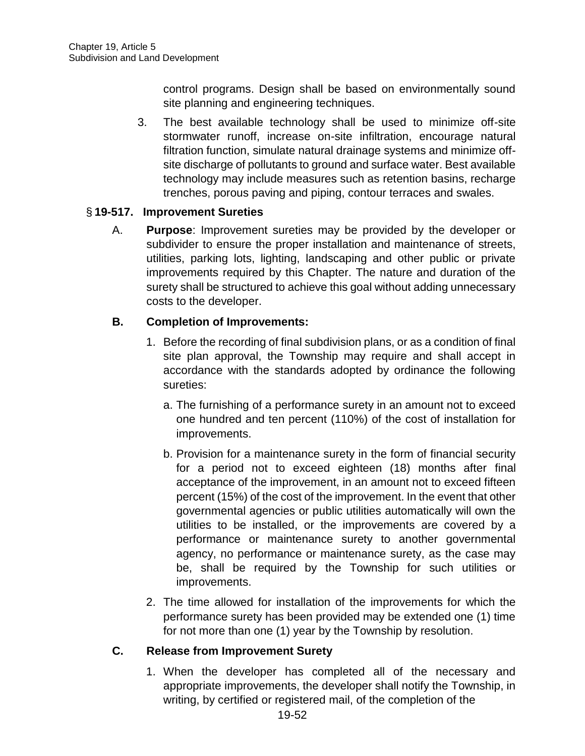control programs. Design shall be based on environmentally sound site planning and engineering techniques.

3. The best available technology shall be used to minimize off-site stormwater runoff, increase on-site infiltration, encourage natural filtration function, simulate natural drainage systems and minimize off-site discharge of pollutants to ground and surface water. Best available technology may include measures such as retention basins, recharge trenches, porous paving and piping, contour terraces and swales.

## § 19-517. Improvement Sureties

A. **Purpose**: Improvement sureties may be provided by the developer or subdivider to ensure the proper installation and maintenance of streets, utilities, parking lots, lighting, landscaping and other public or private improvements required by this Chapter. The nature and duration of the surety shall be structured to achieve this goal without adding unnecessary costs to the developer.

**B. Completion of Improvements:**

1. Before the recording of final subdivision plans, or as a condition of final site plan approval, the Township may require and shall accept in accordance with the standards adopted by ordinance the following sureties:

   a. The furnishing of a performance surety in an amount not to exceed one hundred and ten percent (110%) of the cost of installation for improvements.

   b. Provision for a maintenance surety in the form of financial security for a period not to exceed eighteen (18) months after final acceptance of the improvement, in an amount not to exceed fifteen percent (15%) of the cost of the improvement. In the event that other governmental agencies or public utilities automatically will own the utilities to be installed, or the improvements are covered by a performance or maintenance surety to another governmental agency, no performance or maintenance surety, as the case may be, shall be required by the Township for such utilities or improvements.

2. The time allowed for installation of the improvements for which the performance surety has been provided may be extended one (1) time for not more than one (1) year by the Township by resolution.

**C. Release from Improvement Surety**

1. When the developer has completed all of the necessary and appropriate improvements, the developer shall notify the Township, in writing, by certified or registered mail, of the completion of the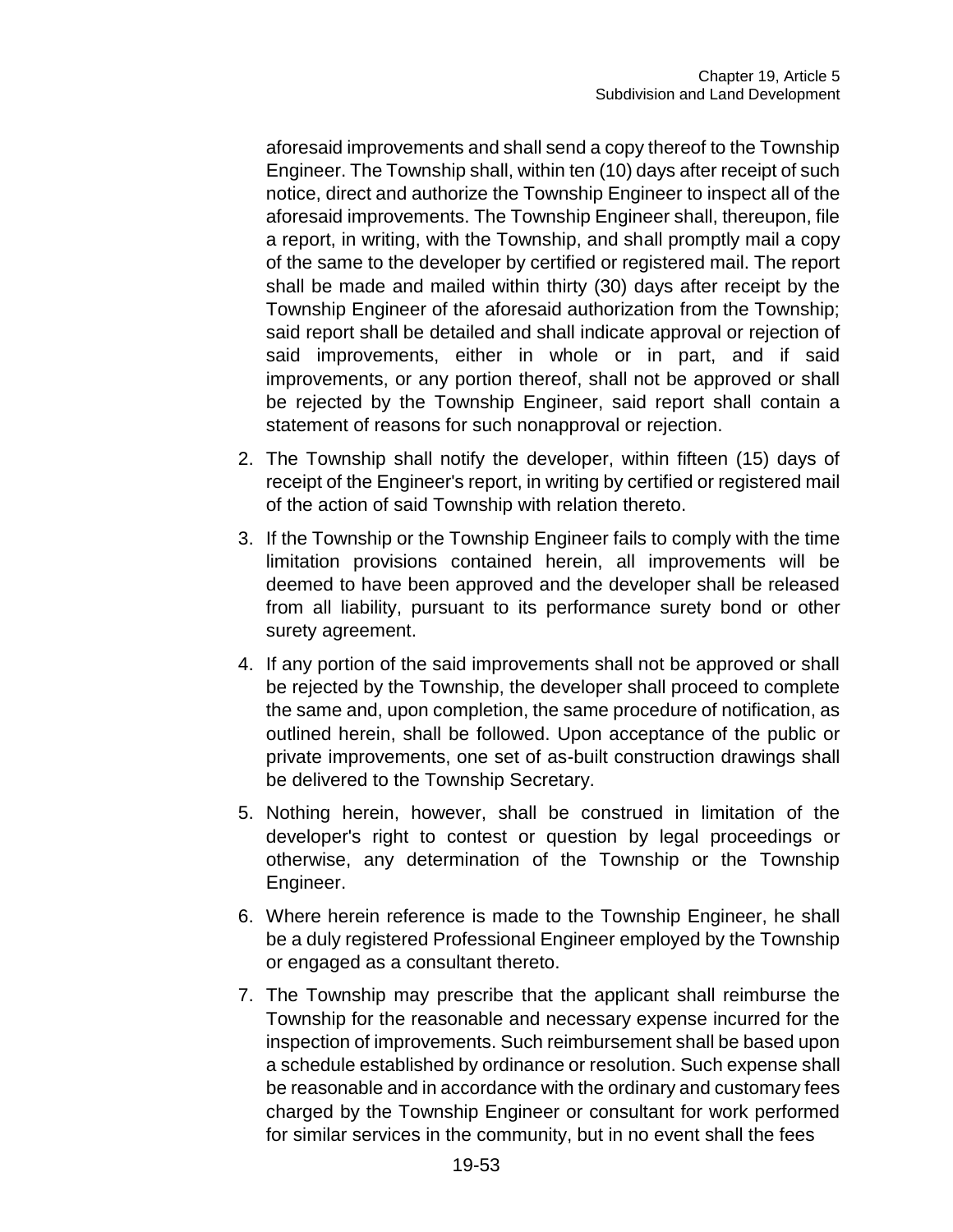aforesaid improvements and shall send a copy thereof to the Township Engineer. The Township shall, within ten (10) days after receipt of such notice, direct and authorize the Township Engineer to inspect all of the aforesaid improvements. The Township Engineer shall, thereupon, file a report, in writing, with the Township, and shall promptly mail a copy of the same to the developer by certified or registered mail. The report shall be made and mailed within thirty (30) days after receipt by the Township Engineer of the aforesaid authorization from the Township; said report shall be detailed and shall indicate approval or rejection of said improvements, either in whole or in part, and if said improvements, or any portion thereof, shall not be approved or shall be rejected by the Township Engineer, said report shall contain a statement of reasons for such nonapproval or rejection.

2. The Township shall notify the developer, within fifteen (15) days of receipt of the Engineer's report, in writing by certified or registered mail of the action of said Township with relation thereto.

3. If the Township or the Township Engineer fails to comply with the time limitation provisions contained herein, all improvements will be deemed to have been approved and the developer shall be released from all liability, pursuant to its performance surety bond or other surety agreement.

4. If any portion of the said improvements shall not be approved or shall be rejected by the Township, the developer shall proceed to complete the same and, upon completion, the same procedure of notification, as outlined herein, shall be followed. Upon acceptance of the public or private improvements, one set of as-built construction drawings shall be delivered to the Township Secretary.

5. Nothing herein, however, shall be construed in limitation of the developer's right to contest or question by legal proceedings or otherwise, any determination of the Township or the Township Engineer.

6. Where herein reference is made to the Township Engineer, he shall be a duly registered Professional Engineer employed by the Township or engaged as a consultant thereto.

7. The Township may prescribe that the applicant shall reimburse the Township for the reasonable and necessary expense incurred for the inspection of improvements. Such reimbursement shall be based upon a schedule established by ordinance or resolution. Such expense shall be reasonable and in accordance with the ordinary and customary fees charged by the Township Engineer or consultant for work performed for similar services in the community, but in no event shall the fees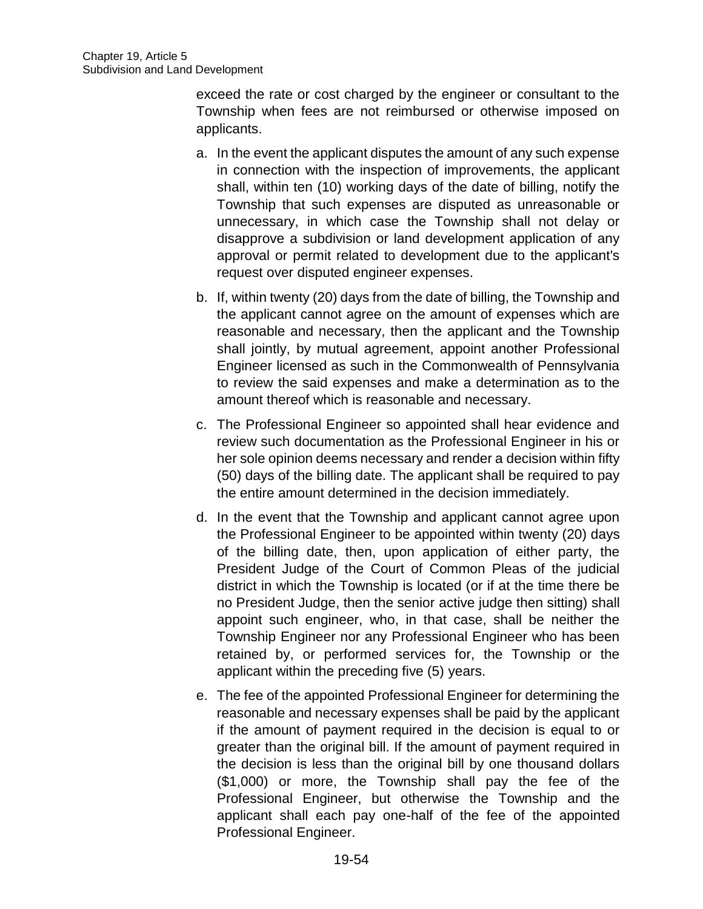exceed the rate or cost charged by the engineer or consultant to the Township when fees are not reimbursed or otherwise imposed on applicants.

a. In the event the applicant disputes the amount of any such expense in connection with the inspection of improvements, the applicant shall, within ten (10) working days of the date of billing, notify the Township that such expenses are disputed as unreasonable or unnecessary, in which case the Township shall not delay or disapprove a subdivision or land development application of any approval or permit related to development due to the applicant's request over disputed engineer expenses.

b. If, within twenty (20) days from the date of billing, the Township and the applicant cannot agree on the amount of expenses which are reasonable and necessary, then the applicant and the Township shall jointly, by mutual agreement, appoint another Professional Engineer licensed as such in the Commonwealth of Pennsylvania to review the said expenses and make a determination as to the amount thereof which is reasonable and necessary.

c. The Professional Engineer so appointed shall hear evidence and review such documentation as the Professional Engineer in his or her sole opinion deems necessary and render a decision within fifty (50) days of the billing date. The applicant shall be required to pay the entire amount determined in the decision immediately.

d. In the event that the Township and applicant cannot agree upon the Professional Engineer to be appointed within twenty (20) days of the billing date, then, upon application of either party, the President Judge of the Court of Common Pleas of the judicial district in which the Township is located (or if at the time there be no President Judge, then the senior active judge then sitting) shall appoint such engineer, who, in that case, shall be neither the Township Engineer nor any Professional Engineer who has been retained by, or performed services for, the Township or the applicant within the preceding five (5) years.

e. The fee of the appointed Professional Engineer for determining the reasonable and necessary expenses shall be paid by the applicant if the amount of payment required in the decision is equal to or greater than the original bill. If the amount of payment required in the decision is less than the original bill by one thousand dollars ($1,000) or more, the Township shall pay the fee of the Professional Engineer, but otherwise the Township and the applicant shall each pay one-half of the fee of the appointed Professional Engineer.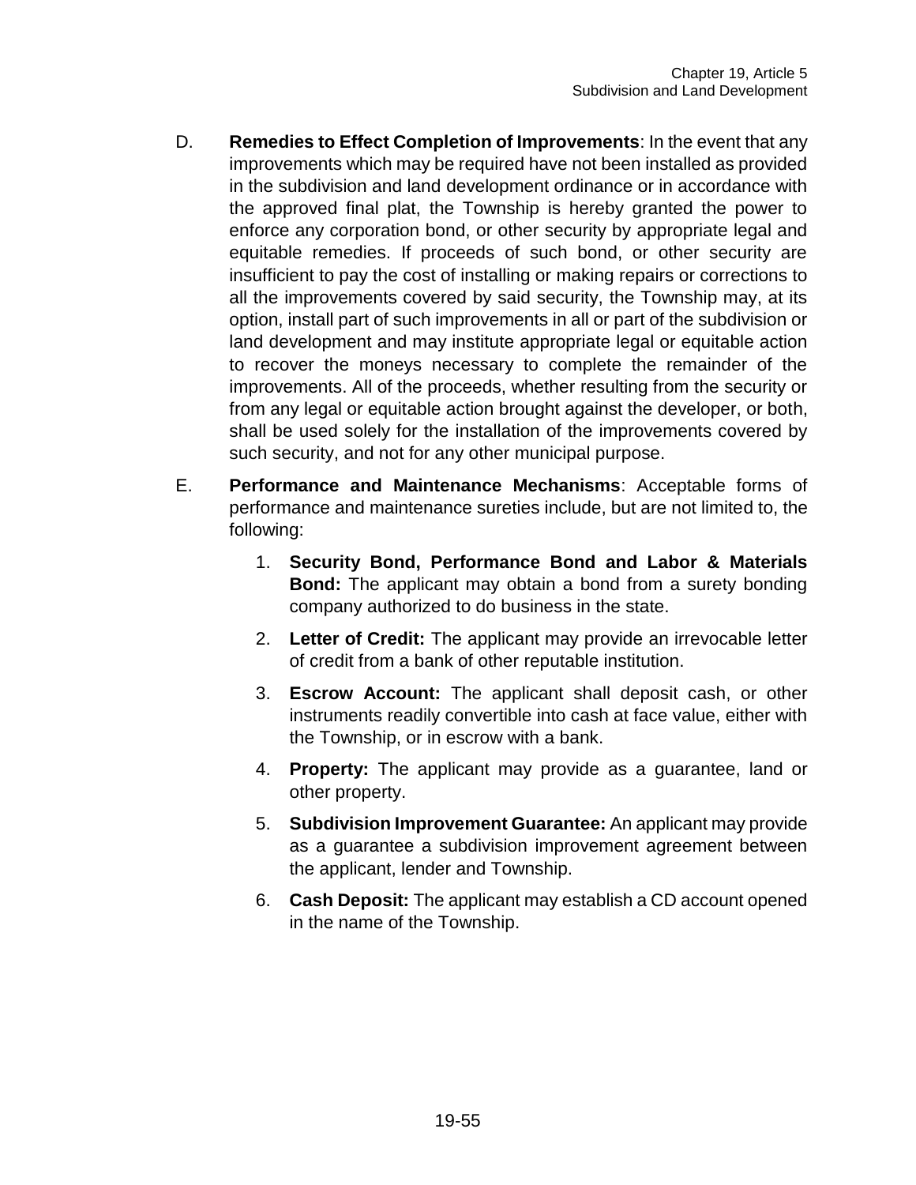D. **Remedies to Effect Completion of Improvements**: In the event that any improvements which may be required have not been installed as provided in the subdivision and land development ordinance or in accordance with the approved final plat, the Township is hereby granted the power to enforce any corporation bond, or other security by appropriate legal and equitable remedies. If proceeds of such bond, or other security are insufficient to pay the cost of installing or making repairs or corrections to all the improvements covered by said security, the Township may, at its option, install part of such improvements in all or part of the subdivision or land development and may institute appropriate legal or equitable action to recover the moneys necessary to complete the remainder of the improvements. All of the proceeds, whether resulting from the security or from any legal or equitable action brought against the developer, or both, shall be used solely for the installation of the improvements covered by such security, and not for any other municipal purpose.

E. **Performance and Maintenance Mechanisms**: Acceptable forms of performance and maintenance sureties include, but are not limited to, the following:

1. **Security Bond, Performance Bond and Labor & Materials Bond:** The applicant may obtain a bond from a surety bonding company authorized to do business in the state.
2. **Letter of Credit:** The applicant may provide an irrevocable letter of credit from a bank of other reputable institution.
3. **Escrow Account:** The applicant shall deposit cash, or other instruments readily convertible into cash at face value, either with the Township, or in escrow with a bank.
4. **Property:** The applicant may provide as a guarantee, land or other property.
5. **Subdivision Improvement Guarantee:** An applicant may provide as a guarantee a subdivision improvement agreement between the applicant, lender and Township.
6. **Cash Deposit:** The applicant may establish a CD account opened in the name of the Township.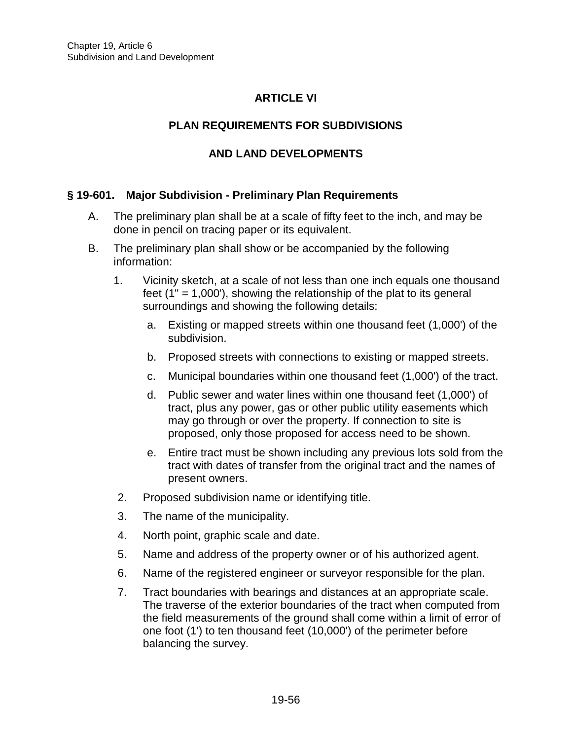# ARTICLE VI

## PLAN REQUIREMENTS FOR SUBDIVISIONS

## AND LAND DEVELOPMENTS

### § 19-601. Major Subdivision - Preliminary Plan Requirements

A. The preliminary plan shall be at a scale of fifty feet to the inch, and may be done in pencil on tracing paper or its equivalent.

B. The preliminary plan shall show or be accompanied by the following information:

1. Vicinity sketch, at a scale of not less than one inch equals one thousand feet (1" = 1,000'), showing the relationship of the plat to its general surroundings and showing the following details:

    a. Existing or mapped streets within one thousand feet (1,000') of the subdivision.

    b. Proposed streets with connections to existing or mapped streets.

    c. Municipal boundaries within one thousand feet (1,000') of the tract.

    d. Public sewer and water lines within one thousand feet (1,000') of tract, plus any power, gas or other public utility easements which may go through or over the property. If connection to site is proposed, only those proposed for access need to be shown.

    e. Entire tract must be shown including any previous lots sold from the tract with dates of transfer from the original tract and the names of present owners.

2. Proposed subdivision name or identifying title.

3. The name of the municipality.

4. North point, graphic scale and date.

5. Name and address of the property owner or of his authorized agent.

6. Name of the registered engineer or surveyor responsible for the plan.

7. Tract boundaries with bearings and distances at an appropriate scale. The traverse of the exterior boundaries of the tract when computed from the field measurements of the ground shall come within a limit of error of one foot (1') to ten thousand feet (10,000') of the perimeter before balancing the survey.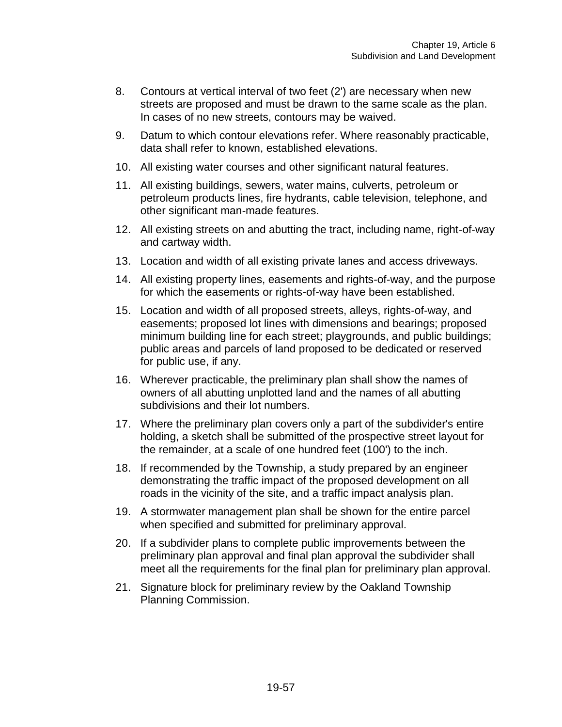8. Contours at vertical interval of two feet (2') are necessary when new streets are proposed and must be drawn to the same scale as the plan. In cases of no new streets, contours may be waived.
9. Datum to which contour elevations refer. Where reasonably practicable, data shall refer to known, established elevations.
10. All existing water courses and other significant natural features.
11. All existing buildings, sewers, water mains, culverts, petroleum or petroleum products lines, fire hydrants, cable television, telephone, and other significant man-made features.
12. All existing streets on and abutting the tract, including name, right-of-way and cartway width.
13. Location and width of all existing private lanes and access driveways.
14. All existing property lines, easements and rights-of-way, and the purpose for which the easements or rights-of-way have been established.
15. Location and width of all proposed streets, alleys, rights-of-way, and easements; proposed lot lines with dimensions and bearings; proposed minimum building line for each street; playgrounds, and public buildings; public areas and parcels of land proposed to be dedicated or reserved for public use, if any.
16. Wherever practicable, the preliminary plan shall show the names of owners of all abutting unplotted land and the names of all abutting subdivisions and their lot numbers.
17. Where the preliminary plan covers only a part of the subdivider's entire holding, a sketch shall be submitted of the prospective street layout for the remainder, at a scale of one hundred feet (100') to the inch.
18. If recommended by the Township, a study prepared by an engineer demonstrating the traffic impact of the proposed development on all roads in the vicinity of the site, and a traffic impact analysis plan.
19. A stormwater management plan shall be shown for the entire parcel when specified and submitted for preliminary approval.
20. If a subdivider plans to complete public improvements between the preliminary plan approval and final plan approval the subdivider shall meet all the requirements for the final plan for preliminary plan approval.
21. Signature block for preliminary review by the Oakland Township Planning Commission.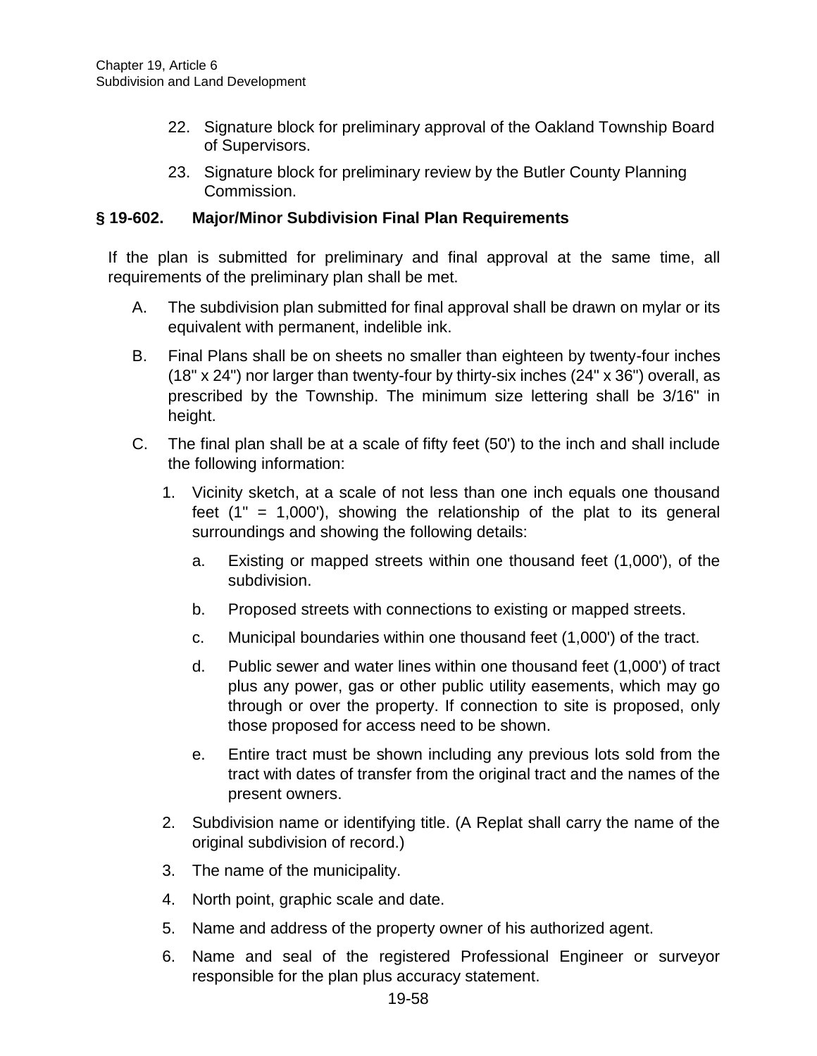22. Signature block for preliminary approval of the Oakland Township Board of Supervisors.

23. Signature block for preliminary review by the Butler County Planning Commission.

### § 19-602. Major/Minor Subdivision Final Plan Requirements

If the plan is submitted for preliminary and final approval at the same time, all requirements of the preliminary plan shall be met.

A. The subdivision plan submitted for final approval shall be drawn on mylar or its equivalent with permanent, indelible ink.

B. Final Plans shall be on sheets no smaller than eighteen by twenty-four inches (18" x 24") nor larger than twenty-four by thirty-six inches (24" x 36") overall, as prescribed by the Township. The minimum size lettering shall be 3/16" in height.

C. The final plan shall be at a scale of fifty feet (50') to the inch and shall include the following information:

   1. Vicinity sketch, at a scale of not less than one inch equals one thousand feet (1" = 1,000'), showing the relationship of the plat to its general surroundings and showing the following details:

      a. Existing or mapped streets within one thousand feet (1,000'), of the subdivision.

      b. Proposed streets with connections to existing or mapped streets.

      c. Municipal boundaries within one thousand feet (1,000') of the tract.

      d. Public sewer and water lines within one thousand feet (1,000') of tract plus any power, gas or other public utility easements, which may go through or over the property. If connection to site is proposed, only those proposed for access need to be shown.

      e. Entire tract must be shown including any previous lots sold from the tract with dates of transfer from the original tract and the names of the present owners.

   2. Subdivision name or identifying title. (A Replat shall carry the name of the original subdivision of record.)

   3. The name of the municipality.

   4. North point, graphic scale and date.

   5. Name and address of the property owner of his authorized agent.

   6. Name and seal of the registered Professional Engineer or surveyor responsible for the plan plus accuracy statement.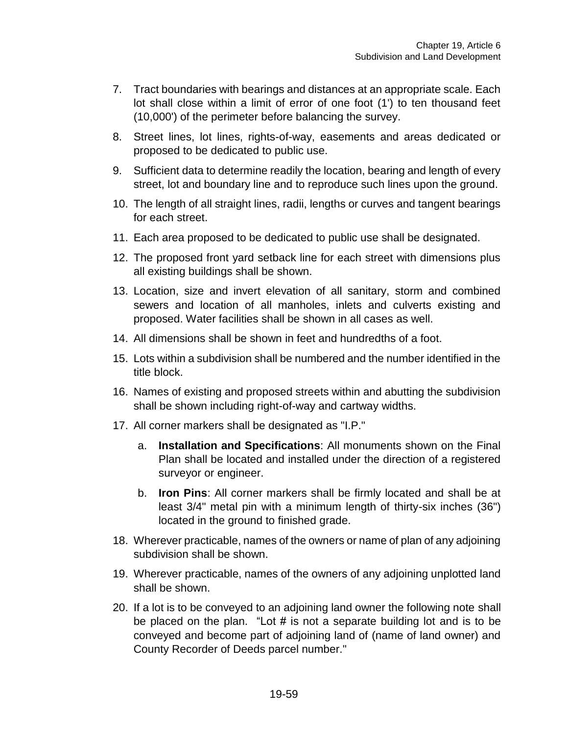7. Tract boundaries with bearings and distances at an appropriate scale. Each lot shall close within a limit of error of one foot (1') to ten thousand feet (10,000') of the perimeter before balancing the survey.

8. Street lines, lot lines, rights-of-way, easements and areas dedicated or proposed to be dedicated to public use.

9. Sufficient data to determine readily the location, bearing and length of every street, lot and boundary line and to reproduce such lines upon the ground.

10. The length of all straight lines, radii, lengths or curves and tangent bearings for each street.

11. Each area proposed to be dedicated to public use shall be designated.

12. The proposed front yard setback line for each street with dimensions plus all existing buildings shall be shown.

13. Location, size and invert elevation of all sanitary, storm and combined sewers and location of all manholes, inlets and culverts existing and proposed. Water facilities shall be shown in all cases as well.

14. All dimensions shall be shown in feet and hundredths of a foot.

15. Lots within a subdivision shall be numbered and the number identified in the title block.

16. Names of existing and proposed streets within and abutting the subdivision shall be shown including right-of-way and cartway widths.

17. All corner markers shall be designated as "I.P."

    a. **Installation and Specifications**: All monuments shown on the Final Plan shall be located and installed under the direction of a registered surveyor or engineer.

    b. **Iron Pins**: All corner markers shall be firmly located and shall be at least 3/4" metal pin with a minimum length of thirty-six inches (36") located in the ground to finished grade.

18. Wherever practicable, names of the owners or name of plan of any adjoining subdivision shall be shown.

19. Wherever practicable, names of the owners of any adjoining unplotted land shall be shown.

20. If a lot is to be conveyed to an adjoining land owner the following note shall be placed on the plan. "Lot # is not a separate building lot and is to be conveyed and become part of adjoining land of (name of land owner) and County Recorder of Deeds parcel number."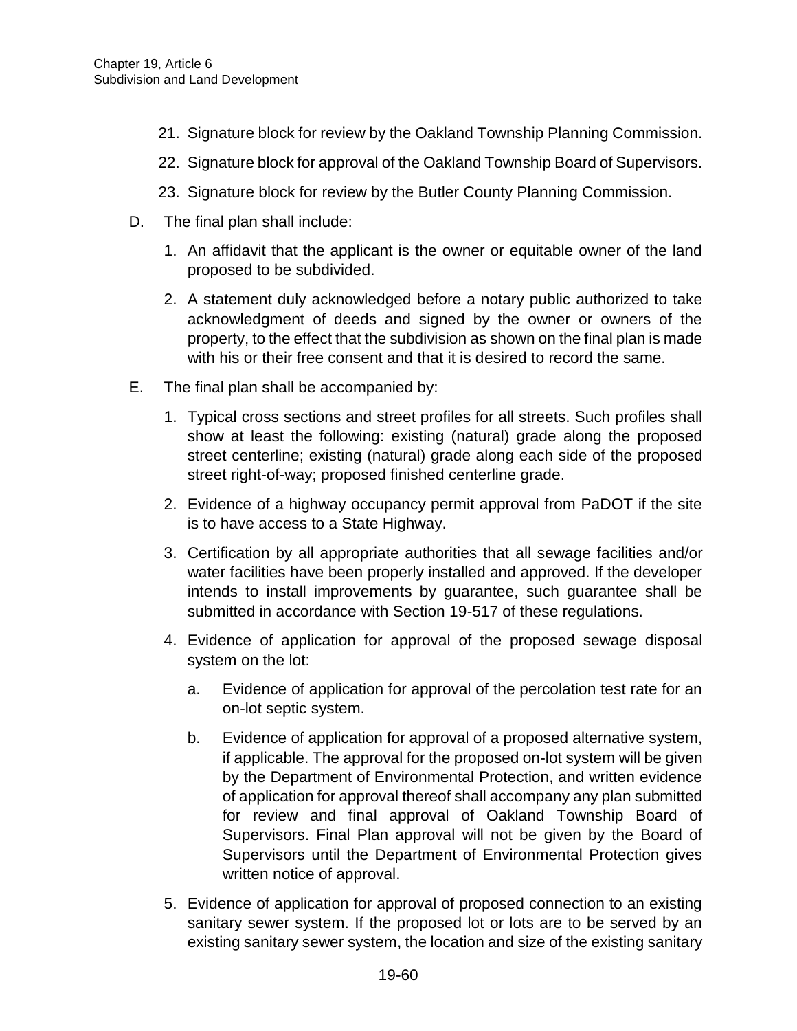21. Signature block for review by the Oakland Township Planning Commission.

22. Signature block for approval of the Oakland Township Board of Supervisors.

23. Signature block for review by the Butler County Planning Commission.

D. The final plan shall include:

   1. An affidavit that the applicant is the owner or equitable owner of the land proposed to be subdivided.

   2. A statement duly acknowledged before a notary public authorized to take acknowledgment of deeds and signed by the owner or owners of the property, to the effect that the subdivision as shown on the final plan is made with his or their free consent and that it is desired to record the same.

E. The final plan shall be accompanied by:

   1. Typical cross sections and street profiles for all streets. Such profiles shall show at least the following: existing (natural) grade along the proposed street centerline; existing (natural) grade along each side of the proposed street right-of-way; proposed finished centerline grade.

   2. Evidence of a highway occupancy permit approval from PaDOT if the site is to have access to a State Highway.

   3. Certification by all appropriate authorities that all sewage facilities and/or water facilities have been properly installed and approved. If the developer intends to install improvements by guarantee, such guarantee shall be submitted in accordance with Section 19-517 of these regulations.

   4. Evidence of application for approval of the proposed sewage disposal system on the lot:

      a. Evidence of application for approval of the percolation test rate for an on-lot septic system.

      b. Evidence of application for approval of a proposed alternative system, if applicable. The approval for the proposed on-lot system will be given by the Department of Environmental Protection, and written evidence of application for approval thereof shall accompany any plan submitted for review and final approval of Oakland Township Board of Supervisors. Final Plan approval will not be given by the Board of Supervisors until the Department of Environmental Protection gives written notice of approval.

   5. Evidence of application for approval of proposed connection to an existing sanitary sewer system. If the proposed lot or lots are to be served by an existing sanitary sewer system, the location and size of the existing sanitary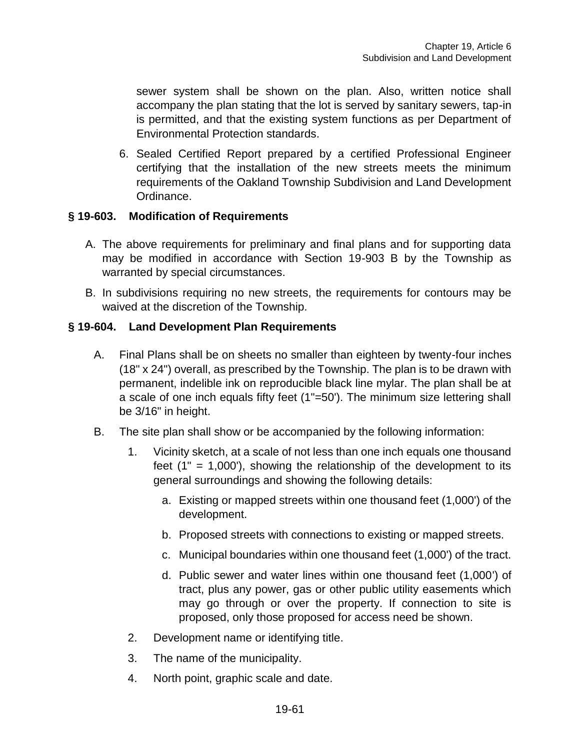sewer system shall be shown on the plan. Also, written notice shall accompany the plan stating that the lot is served by sanitary sewers, tap-in is permitted, and that the existing system functions as per Department of Environmental Protection standards.

6. Sealed Certified Report prepared by a certified Professional Engineer certifying that the installation of the new streets meets the minimum requirements of the Oakland Township Subdivision and Land Development Ordinance.

### § 19-603. Modification of Requirements

A. The above requirements for preliminary and final plans and for supporting data may be modified in accordance with Section 19-903 B by the Township as warranted by special circumstances.

B. In subdivisions requiring no new streets, the requirements for contours may be waived at the discretion of the Township.

### § 19-604. Land Development Plan Requirements

A. Final Plans shall be on sheets no smaller than eighteen by twenty-four inches (18" x 24") overall, as prescribed by the Township. The plan is to be drawn with permanent, indelible ink on reproducible black line mylar. The plan shall be at a scale of one inch equals fifty feet (1"=50'). The minimum size lettering shall be 3/16" in height.

B. The site plan shall show or be accompanied by the following information:

   1. Vicinity sketch, at a scale of not less than one inch equals one thousand feet (1" = 1,000'), showing the relationship of the development to its general surroundings and showing the following details:

      a. Existing or mapped streets within one thousand feet (1,000') of the development.

      b. Proposed streets with connections to existing or mapped streets.

      c. Municipal boundaries within one thousand feet (1,000') of the tract.

      d. Public sewer and water lines within one thousand feet (1,000') of tract, plus any power, gas or other public utility easements which may go through or over the property. If connection to site is proposed, only those proposed for access need be shown.

   2. Development name or identifying title.

   3. The name of the municipality.

   4. North point, graphic scale and date.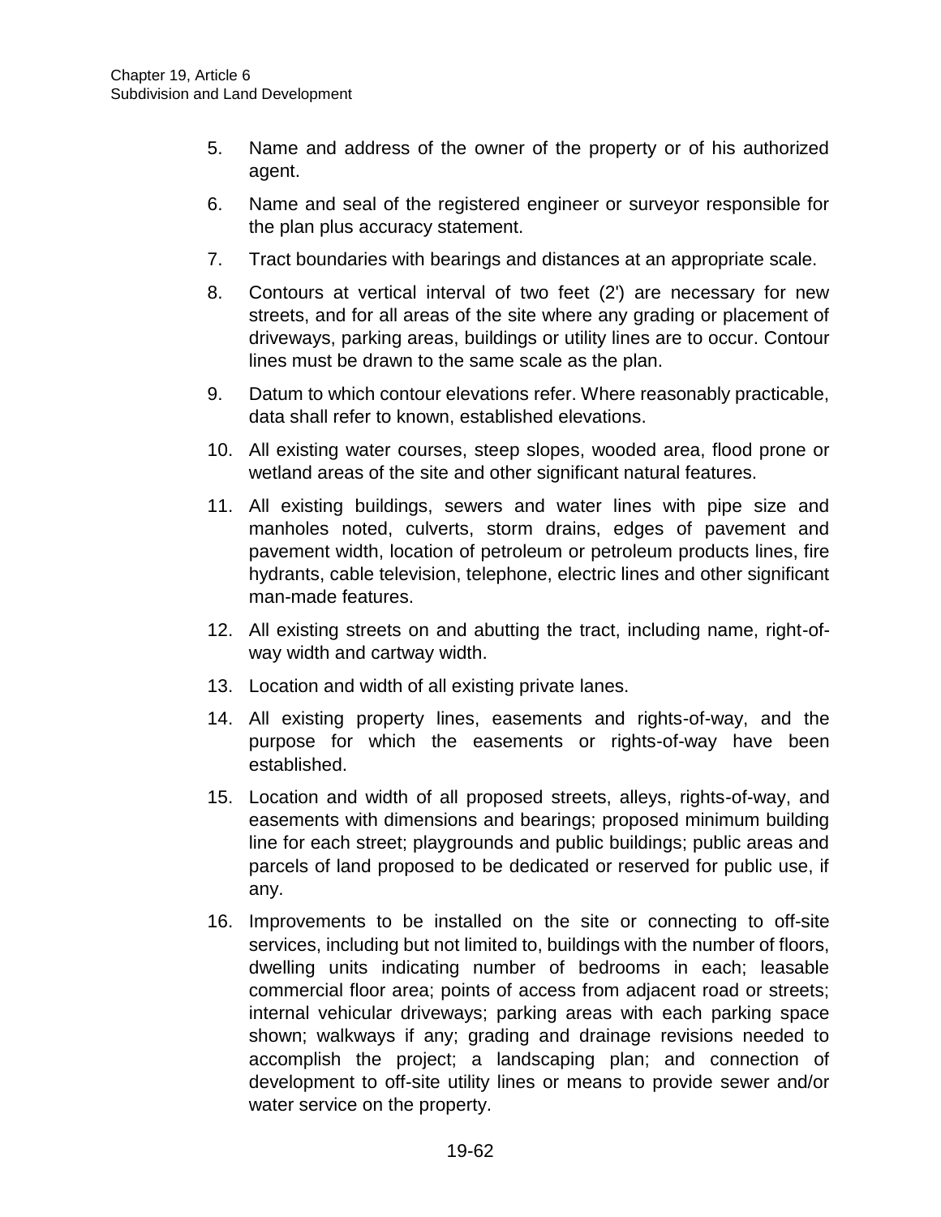5. Name and address of the owner of the property or of his authorized agent.

6. Name and seal of the registered engineer or surveyor responsible for the plan plus accuracy statement.

7. Tract boundaries with bearings and distances at an appropriate scale.

8. Contours at vertical interval of two feet (2') are necessary for new streets, and for all areas of the site where any grading or placement of driveways, parking areas, buildings or utility lines are to occur. Contour lines must be drawn to the same scale as the plan.

9. Datum to which contour elevations refer. Where reasonably practicable, data shall refer to known, established elevations.

10. All existing water courses, steep slopes, wooded area, flood prone or wetland areas of the site and other significant natural features.

11. All existing buildings, sewers and water lines with pipe size and manholes noted, culverts, storm drains, edges of pavement and pavement width, location of petroleum or petroleum products lines, fire hydrants, cable television, telephone, electric lines and other significant man-made features.

12. All existing streets on and abutting the tract, including name, right-of-way width and cartway width.

13. Location and width of all existing private lanes.

14. All existing property lines, easements and rights-of-way, and the purpose for which the easements or rights-of-way have been established.

15. Location and width of all proposed streets, alleys, rights-of-way, and easements with dimensions and bearings; proposed minimum building line for each street; playgrounds and public buildings; public areas and parcels of land proposed to be dedicated or reserved for public use, if any.

16. Improvements to be installed on the site or connecting to off-site services, including but not limited to, buildings with the number of floors, dwelling units indicating number of bedrooms in each; leasable commercial floor area; points of access from adjacent road or streets; internal vehicular driveways; parking areas with each parking space shown; walkways if any; grading and drainage revisions needed to accomplish the project; a landscaping plan; and connection of development to off-site utility lines or means to provide sewer and/or water service on the property.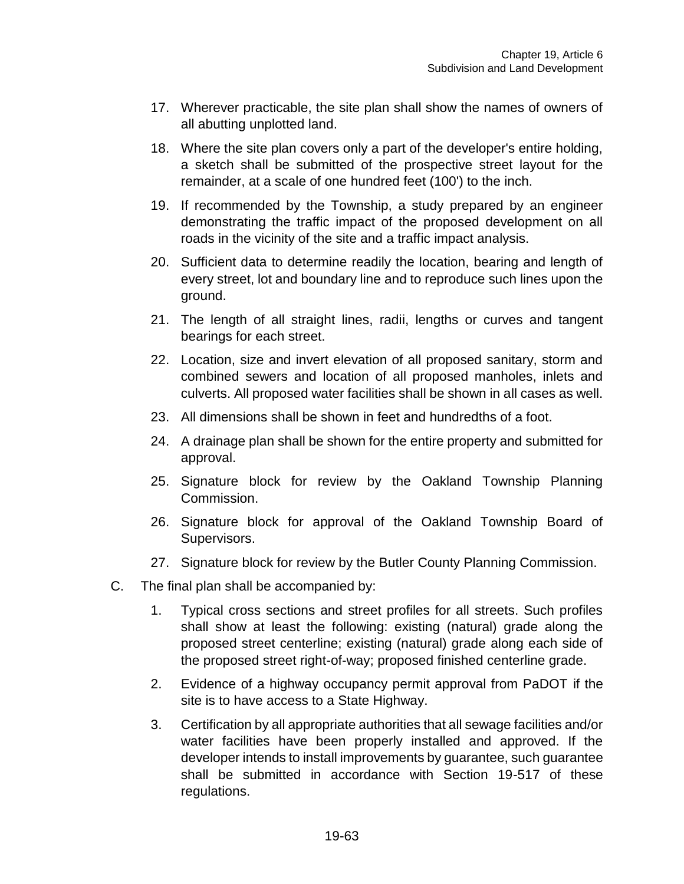17. Wherever practicable, the site plan shall show the names of owners of all abutting unplotted land.

18. Where the site plan covers only a part of the developer's entire holding, a sketch shall be submitted of the prospective street layout for the remainder, at a scale of one hundred feet (100') to the inch.

19. If recommended by the Township, a study prepared by an engineer demonstrating the traffic impact of the proposed development on all roads in the vicinity of the site and a traffic impact analysis.

20. Sufficient data to determine readily the location, bearing and length of every street, lot and boundary line and to reproduce such lines upon the ground.

21. The length of all straight lines, radii, lengths or curves and tangent bearings for each street.

22. Location, size and invert elevation of all proposed sanitary, storm and combined sewers and location of all proposed manholes, inlets and culverts. All proposed water facilities shall be shown in all cases as well.

23. All dimensions shall be shown in feet and hundredths of a foot.

24. A drainage plan shall be shown for the entire property and submitted for approval.

25. Signature block for review by the Oakland Township Planning Commission.

26. Signature block for approval of the Oakland Township Board of Supervisors.

27. Signature block for review by the Butler County Planning Commission.

C. The final plan shall be accompanied by:

   1. Typical cross sections and street profiles for all streets. Such profiles shall show at least the following: existing (natural) grade along the proposed street centerline; existing (natural) grade along each side of the proposed street right-of-way; proposed finished centerline grade.

   2. Evidence of a highway occupancy permit approval from PaDOT if the site is to have access to a State Highway.

   3. Certification by all appropriate authorities that all sewage facilities and/or water facilities have been properly installed and approved. If the developer intends to install improvements by guarantee, such guarantee shall be submitted in accordance with Section 19-517 of these regulations.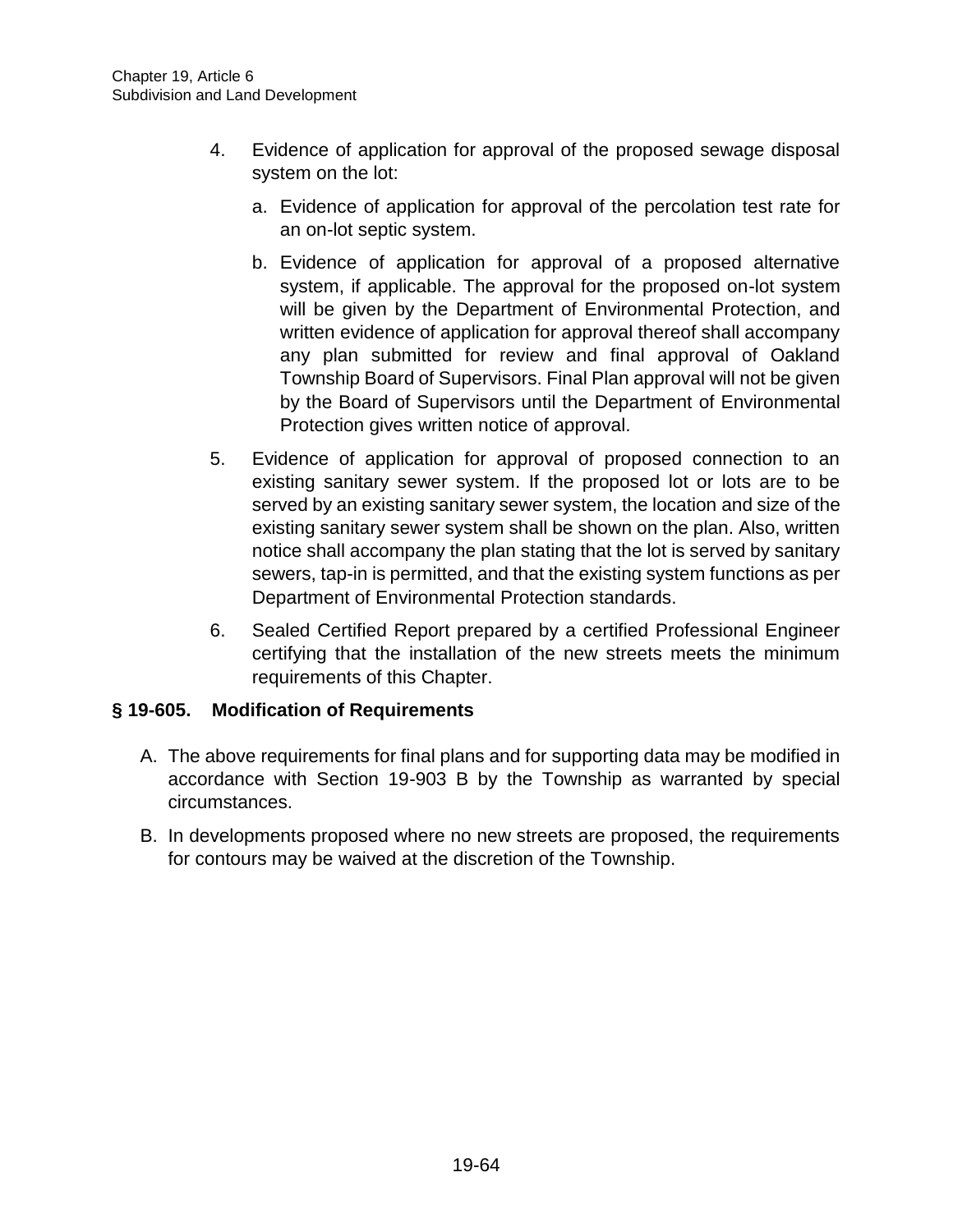4. Evidence of application for approval of the proposed sewage disposal system on the lot:

   a. Evidence of application for approval of the percolation test rate for an on-lot septic system.

   b. Evidence of application for approval of a proposed alternative system, if applicable. The approval for the proposed on-lot system will be given by the Department of Environmental Protection, and written evidence of application for approval thereof shall accompany any plan submitted for review and final approval of Oakland Township Board of Supervisors. Final Plan approval will not be given by the Board of Supervisors until the Department of Environmental Protection gives written notice of approval.

5. Evidence of application for approval of proposed connection to an existing sanitary sewer system. If the proposed lot or lots are to be served by an existing sanitary sewer system, the location and size of the existing sanitary sewer system shall be shown on the plan. Also, written notice shall accompany the plan stating that the lot is served by sanitary sewers, tap-in is permitted, and that the existing system functions as per Department of Environmental Protection standards.

6. Sealed Certified Report prepared by a certified Professional Engineer certifying that the installation of the new streets meets the minimum requirements of this Chapter.

## § 19-605. Modification of Requirements

A. The above requirements for final plans and for supporting data may be modified in accordance with Section 19-903 B by the Township as warranted by special circumstances.

B. In developments proposed where no new streets are proposed, the requirements for contours may be waived at the discretion of the Township.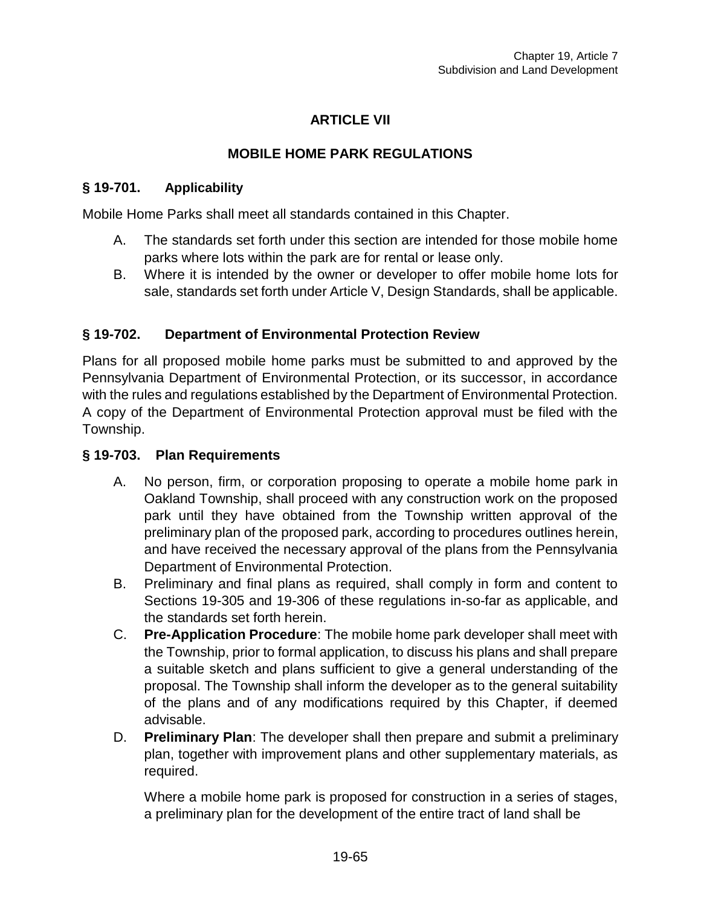## ARTICLE VII

## MOBILE HOME PARK REGULATIONS

### § 19-701. Applicability

Mobile Home Parks shall meet all standards contained in this Chapter.

A. The standards set forth under this section are intended for those mobile home parks where lots within the park are for rental or lease only.

B. Where it is intended by the owner or developer to offer mobile home lots for sale, standards set forth under Article V, Design Standards, shall be applicable.

### § 19-702. Department of Environmental Protection Review

Plans for all proposed mobile home parks must be submitted to and approved by the Pennsylvania Department of Environmental Protection, or its successor, in accordance with the rules and regulations established by the Department of Environmental Protection. A copy of the Department of Environmental Protection approval must be filed with the Township.

### § 19-703. Plan Requirements

A. No person, firm, or corporation proposing to operate a mobile home park in Oakland Township, shall proceed with any construction work on the proposed park until they have obtained from the Township written approval of the preliminary plan of the proposed park, according to procedures outlines herein, and have received the necessary approval of the plans from the Pennsylvania Department of Environmental Protection.

B. Preliminary and final plans as required, shall comply in form and content to Sections 19-305 and 19-306 of these regulations in-so-far as applicable, and the standards set forth herein.

C. **Pre-Application Procedure**: The mobile home park developer shall meet with the Township, prior to formal application, to discuss his plans and shall prepare a suitable sketch and plans sufficient to give a general understanding of the proposal. The Township shall inform the developer as to the general suitability of the plans and of any modifications required by this Chapter, if deemed advisable.

D. **Preliminary Plan**: The developer shall then prepare and submit a preliminary plan, together with improvement plans and other supplementary materials, as required.

Where a mobile home park is proposed for construction in a series of stages, a preliminary plan for the development of the entire tract of land shall be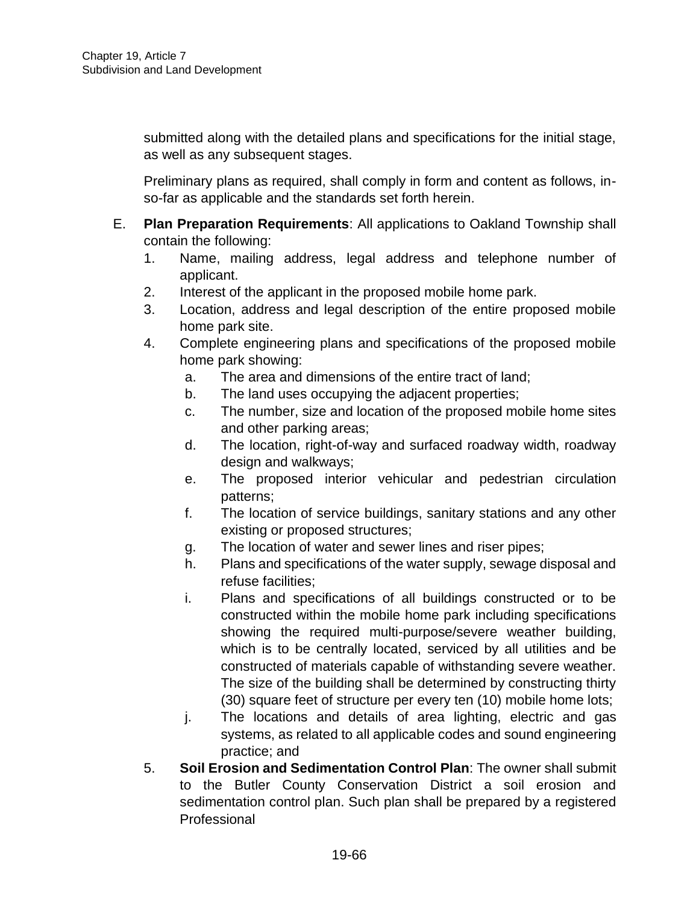submitted along with the detailed plans and specifications for the initial stage, as well as any subsequent stages.

Preliminary plans as required, shall comply in form and content as follows, in-so-far as applicable and the standards set forth herein.

E. **Plan Preparation Requirements**: All applications to Oakland Township shall contain the following:
   1. Name, mailing address, legal address and telephone number of applicant.
   2. Interest of the applicant in the proposed mobile home park.
   3. Location, address and legal description of the entire proposed mobile home park site.
   4. Complete engineering plans and specifications of the proposed mobile home park showing:
      a. The area and dimensions of the entire tract of land;
      b. The land uses occupying the adjacent properties;
      c. The number, size and location of the proposed mobile home sites and other parking areas;
      d. The location, right-of-way and surfaced roadway width, roadway design and walkways;
      e. The proposed interior vehicular and pedestrian circulation patterns;
      f. The location of service buildings, sanitary stations and any other existing or proposed structures;
      g. The location of water and sewer lines and riser pipes;
      h. Plans and specifications of the water supply, sewage disposal and refuse facilities;
      i. Plans and specifications of all buildings constructed or to be constructed within the mobile home park including specifications showing the required multi-purpose/severe weather building, which is to be centrally located, serviced by all utilities and be constructed of materials capable of withstanding severe weather. The size of the building shall be determined by constructing thirty (30) square feet of structure per every ten (10) mobile home lots;
      j. The locations and details of area lighting, electric and gas systems, as related to all applicable codes and sound engineering practice; and
   5. **Soil Erosion and Sedimentation Control Plan**: The owner shall submit to the Butler County Conservation District a soil erosion and sedimentation control plan. Such plan shall be prepared by a registered Professional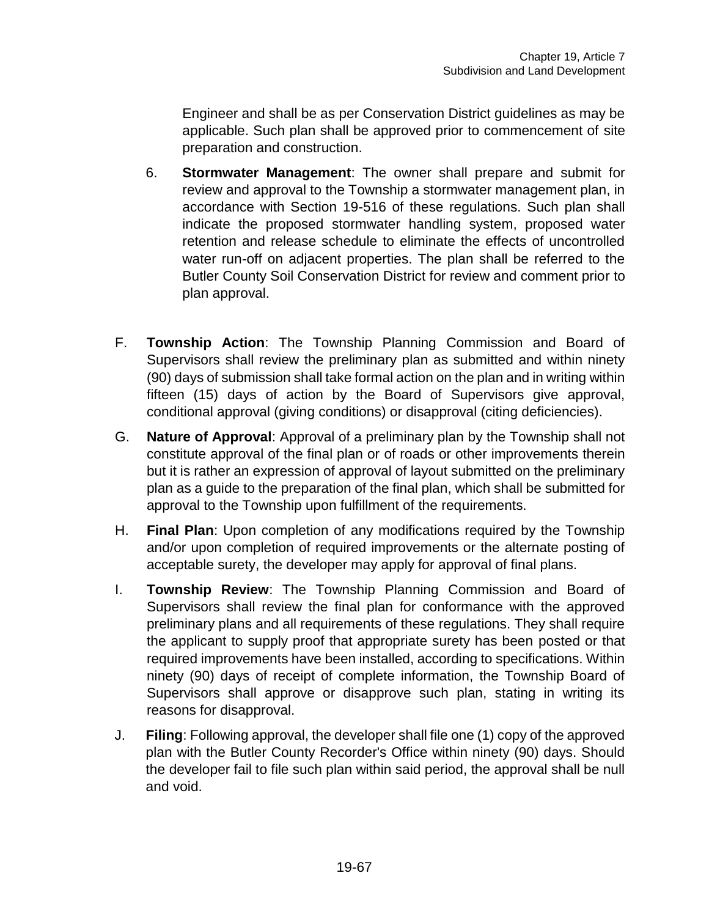Engineer and shall be as per Conservation District guidelines as may be applicable. Such plan shall be approved prior to commencement of site preparation and construction.

6. **Stormwater Management**: The owner shall prepare and submit for review and approval to the Township a stormwater management plan, in accordance with Section 19-516 of these regulations. Such plan shall indicate the proposed stormwater handling system, proposed water retention and release schedule to eliminate the effects of uncontrolled water run-off on adjacent properties. The plan shall be referred to the Butler County Soil Conservation District for review and comment prior to plan approval.

F. **Township Action**: The Township Planning Commission and Board of Supervisors shall review the preliminary plan as submitted and within ninety (90) days of submission shall take formal action on the plan and in writing within fifteen (15) days of action by the Board of Supervisors give approval, conditional approval (giving conditions) or disapproval (citing deficiencies).

G. **Nature of Approval**: Approval of a preliminary plan by the Township shall not constitute approval of the final plan or of roads or other improvements therein but it is rather an expression of approval of layout submitted on the preliminary plan as a guide to the preparation of the final plan, which shall be submitted for approval to the Township upon fulfillment of the requirements.

H. **Final Plan**: Upon completion of any modifications required by the Township and/or upon completion of required improvements or the alternate posting of acceptable surety, the developer may apply for approval of final plans.

I. **Township Review**: The Township Planning Commission and Board of Supervisors shall review the final plan for conformance with the approved preliminary plans and all requirements of these regulations. They shall require the applicant to supply proof that appropriate surety has been posted or that required improvements have been installed, according to specifications. Within ninety (90) days of receipt of complete information, the Township Board of Supervisors shall approve or disapprove such plan, stating in writing its reasons for disapproval.

J. **Filing**: Following approval, the developer shall file one (1) copy of the approved plan with the Butler County Recorder's Office within ninety (90) days. Should the developer fail to file such plan within said period, the approval shall be null and void.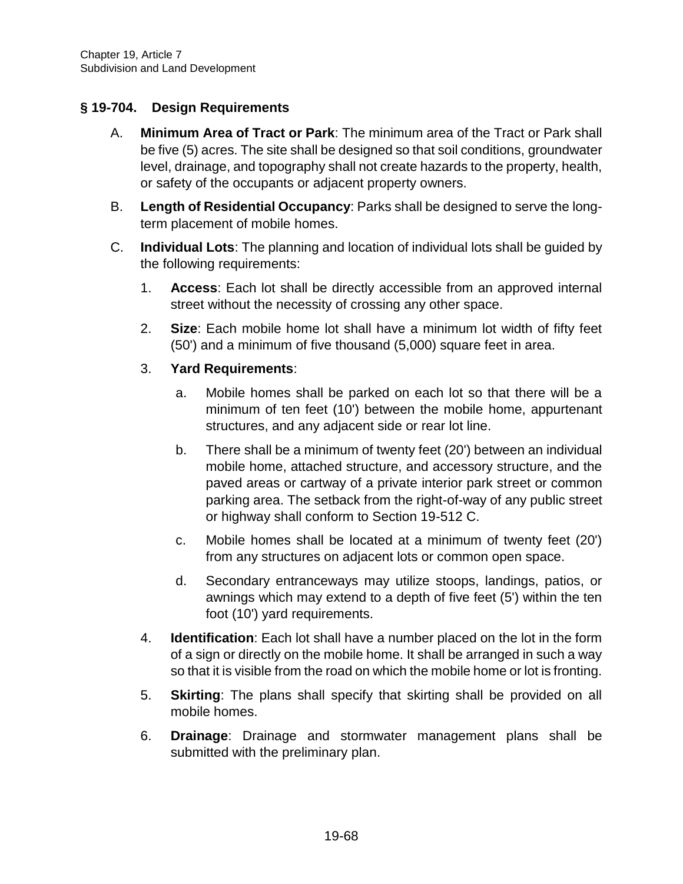## § 19-704. Design Requirements

A. **Minimum Area of Tract or Park**: The minimum area of the Tract or Park shall be five (5) acres. The site shall be designed so that soil conditions, groundwater level, drainage, and topography shall not create hazards to the property, health, or safety of the occupants or adjacent property owners.

B. **Length of Residential Occupancy**: Parks shall be designed to serve the long-term placement of mobile homes.

C. **Individual Lots**: The planning and location of individual lots shall be guided by the following requirements:

   1. **Access**: Each lot shall be directly accessible from an approved internal street without the necessity of crossing any other space.

   2. **Size**: Each mobile home lot shall have a minimum lot width of fifty feet (50') and a minimum of five thousand (5,000) square feet in area.

   3. **Yard Requirements**:

      a. Mobile homes shall be parked on each lot so that there will be a minimum of ten feet (10') between the mobile home, appurtenant structures, and any adjacent side or rear lot line.

      b. There shall be a minimum of twenty feet (20') between an individual mobile home, attached structure, and accessory structure, and the paved areas or cartway of a private interior park street or common parking area. The setback from the right-of-way of any public street or highway shall conform to Section 19-512 C.

      c. Mobile homes shall be located at a minimum of twenty feet (20') from any structures on adjacent lots or common open space.

      d. Secondary entranceways may utilize stoops, landings, patios, or awnings which may extend to a depth of five feet (5') within the ten foot (10') yard requirements.

   4. **Identification**: Each lot shall have a number placed on the lot in the form of a sign or directly on the mobile home. It shall be arranged in such a way so that it is visible from the road on which the mobile home or lot is fronting.

   5. **Skirting**: The plans shall specify that skirting shall be provided on all mobile homes.

   6. **Drainage**: Drainage and stormwater management plans shall be submitted with the preliminary plan.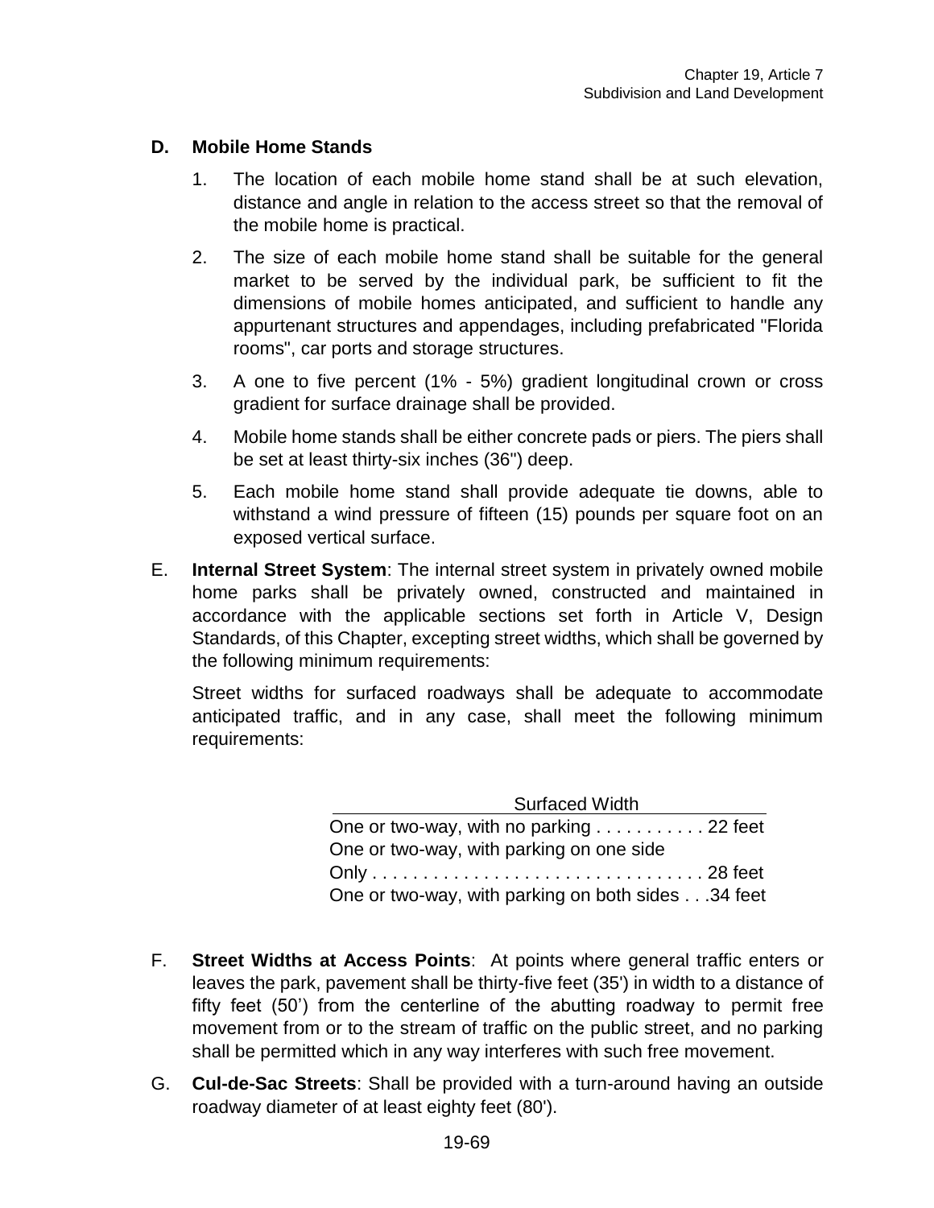**D. Mobile Home Stands**

1. The location of each mobile home stand shall be at such elevation, distance and angle in relation to the access street so that the removal of the mobile home is practical.

2. The size of each mobile home stand shall be suitable for the general market to be served by the individual park, be sufficient to fit the dimensions of mobile homes anticipated, and sufficient to handle any appurtenant structures and appendages, including prefabricated "Florida rooms", car ports and storage structures.

3. A one to five percent (1% - 5%) gradient longitudinal crown or cross gradient for surface drainage shall be provided.

4. Mobile home stands shall be either concrete pads or piers. The piers shall be set at least thirty-six inches (36") deep.

5. Each mobile home stand shall provide adequate tie downs, able to withstand a wind pressure of fifteen (15) pounds per square foot on an exposed vertical surface.

E. **Internal Street System**: The internal street system in privately owned mobile home parks shall be privately owned, constructed and maintained in accordance with the applicable sections set forth in Article V, Design Standards, of this Chapter, excepting street widths, which shall be governed by the following minimum requirements:

Street widths for surfaced roadways shall be adequate to accommodate anticipated traffic, and in any case, shall meet the following minimum requirements:

| Surfaced Width | |
|---|---|
| One or two-way, with no parking | 22 feet |
| One or two-way, with parking on one side Only | 28 feet |
| One or two-way, with parking on both sides | 34 feet |

F. **Street Widths at Access Points**: At points where general traffic enters or leaves the park, pavement shall be thirty-five feet (35') in width to a distance of fifty feet (50') from the centerline of the abutting roadway to permit free movement from or to the stream of traffic on the public street, and no parking shall be permitted which in any way interferes with such free movement.

G. **Cul-de-Sac Streets**: Shall be provided with a turn-around having an outside roadway diameter of at least eighty feet (80').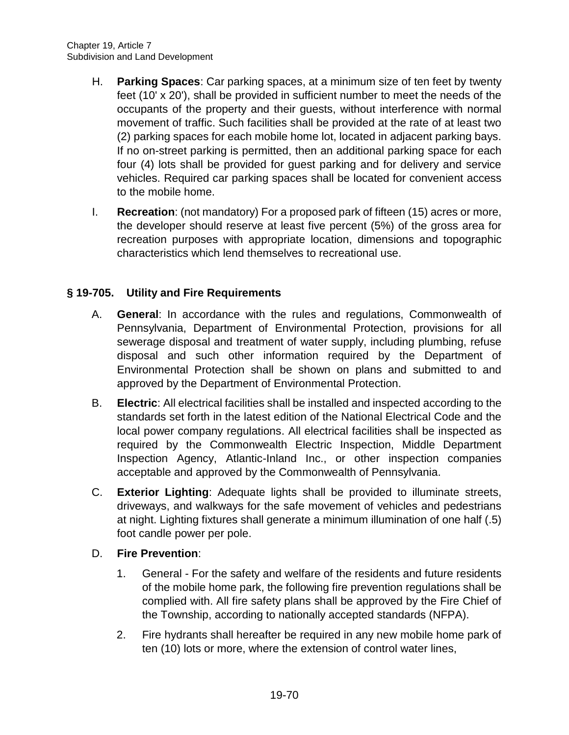H. **Parking Spaces**: Car parking spaces, at a minimum size of ten feet by twenty feet (10' x 20'), shall be provided in sufficient number to meet the needs of the occupants of the property and their guests, without interference with normal movement of traffic. Such facilities shall be provided at the rate of at least two (2) parking spaces for each mobile home lot, located in adjacent parking bays. If no on-street parking is permitted, then an additional parking space for each four (4) lots shall be provided for guest parking and for delivery and service vehicles. Required car parking spaces shall be located for convenient access to the mobile home.

I. **Recreation**: (not mandatory) For a proposed park of fifteen (15) acres or more, the developer should reserve at least five percent (5%) of the gross area for recreation purposes with appropriate location, dimensions and topographic characteristics which lend themselves to recreational use.

## § 19-705. Utility and Fire Requirements

A. **General**: In accordance with the rules and regulations, Commonwealth of Pennsylvania, Department of Environmental Protection, provisions for all sewerage disposal and treatment of water supply, including plumbing, refuse disposal and such other information required by the Department of Environmental Protection shall be shown on plans and submitted to and approved by the Department of Environmental Protection.

B. **Electric**: All electrical facilities shall be installed and inspected according to the standards set forth in the latest edition of the National Electrical Code and the local power company regulations. All electrical facilities shall be inspected as required by the Commonwealth Electric Inspection, Middle Department Inspection Agency, Atlantic-Inland Inc., or other inspection companies acceptable and approved by the Commonwealth of Pennsylvania.

C. **Exterior Lighting**: Adequate lights shall be provided to illuminate streets, driveways, and walkways for the safe movement of vehicles and pedestrians at night. Lighting fixtures shall generate a minimum illumination of one half (.5) foot candle power per pole.

D. **Fire Prevention**:

1. General - For the safety and welfare of the residents and future residents of the mobile home park, the following fire prevention regulations shall be complied with. All fire safety plans shall be approved by the Fire Chief of the Township, according to nationally accepted standards (NFPA).

2. Fire hydrants shall hereafter be required in any new mobile home park of ten (10) lots or more, where the extension of control water lines,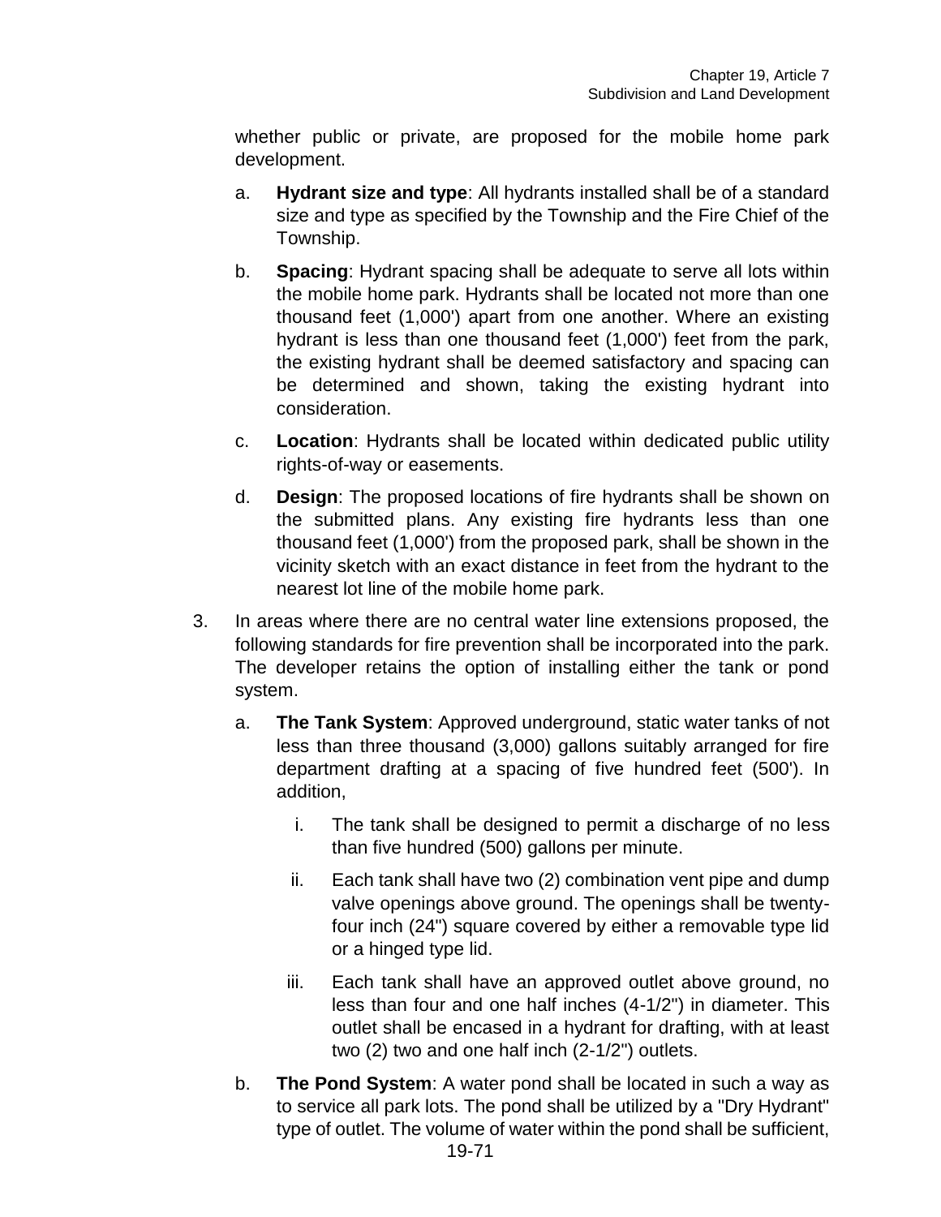whether public or private, are proposed for the mobile home park development.

a. **Hydrant size and type**: All hydrants installed shall be of a standard size and type as specified by the Township and the Fire Chief of the Township.

b. **Spacing**: Hydrant spacing shall be adequate to serve all lots within the mobile home park. Hydrants shall be located not more than one thousand feet (1,000') apart from one another. Where an existing hydrant is less than one thousand feet (1,000') feet from the park, the existing hydrant shall be deemed satisfactory and spacing can be determined and shown, taking the existing hydrant into consideration.

c. **Location**: Hydrants shall be located within dedicated public utility rights-of-way or easements.

d. **Design**: The proposed locations of fire hydrants shall be shown on the submitted plans. Any existing fire hydrants less than one thousand feet (1,000') from the proposed park, shall be shown in the vicinity sketch with an exact distance in feet from the hydrant to the nearest lot line of the mobile home park.

3. In areas where there are no central water line extensions proposed, the following standards for fire prevention shall be incorporated into the park. The developer retains the option of installing either the tank or pond system.

   a. **The Tank System**: Approved underground, static water tanks of not less than three thousand (3,000) gallons suitably arranged for fire department drafting at a spacing of five hundred feet (500'). In addition,

      i. The tank shall be designed to permit a discharge of no less than five hundred (500) gallons per minute.

      ii. Each tank shall have two (2) combination vent pipe and dump valve openings above ground. The openings shall be twenty-four inch (24") square covered by either a removable type lid or a hinged type lid.

      iii. Each tank shall have an approved outlet above ground, no less than four and one half inches (4-1/2") in diameter. This outlet shall be encased in a hydrant for drafting, with at least two (2) two and one half inch (2-1/2") outlets.

   b. **The Pond System**: A water pond shall be located in such a way as to service all park lots. The pond shall be utilized by a "Dry Hydrant" type of outlet. The volume of water within the pond shall be sufficient,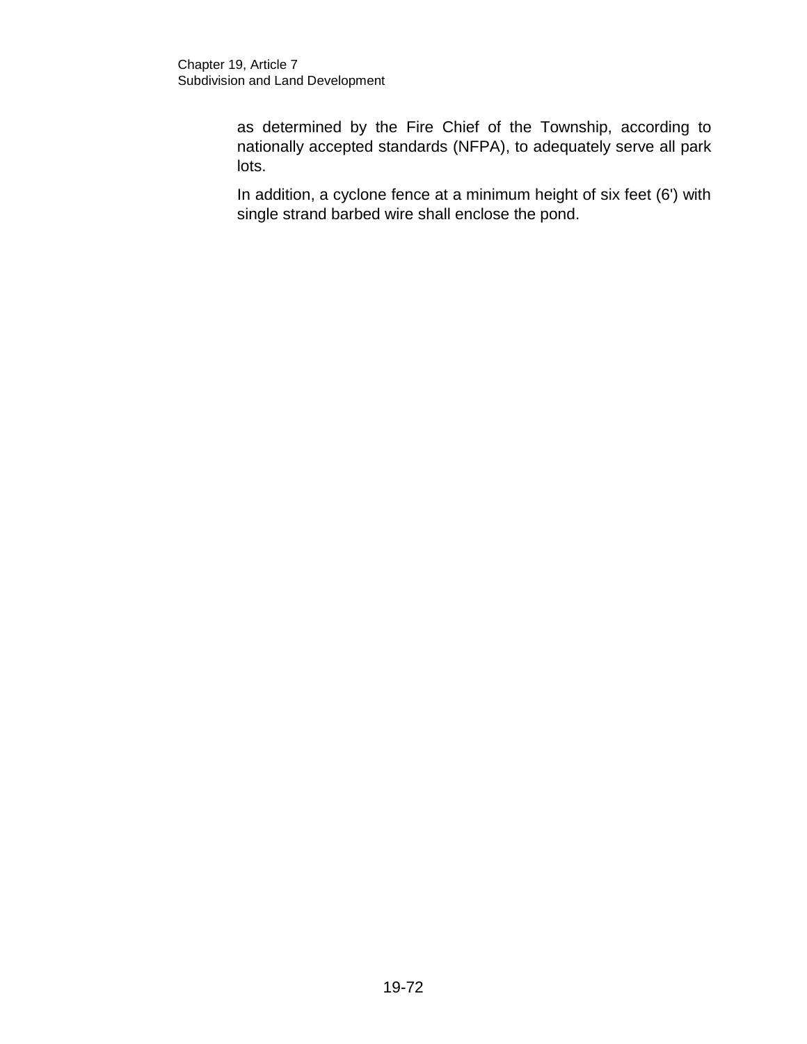as determined by the Fire Chief of the Township, according to nationally accepted standards (NFPA), to adequately serve all park lots.

In addition, a cyclone fence at a minimum height of six feet (6') with single strand barbed wire shall enclose the pond.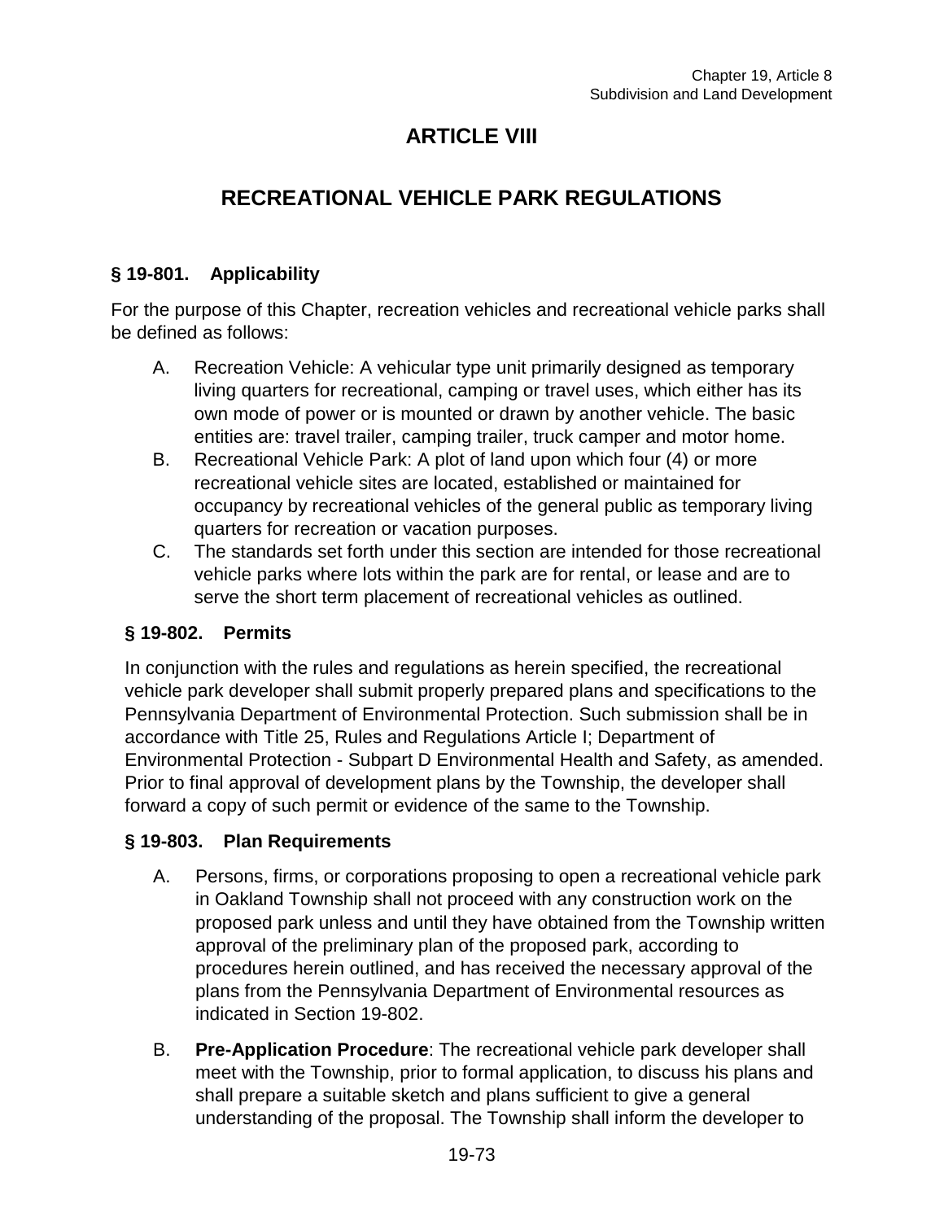# ARTICLE VIII

## RECREATIONAL VEHICLE PARK REGULATIONS

### § 19-801. Applicability

For the purpose of this Chapter, recreation vehicles and recreational vehicle parks shall be defined as follows:

A. Recreation Vehicle: A vehicular type unit primarily designed as temporary living quarters for recreational, camping or travel uses, which either has its own mode of power or is mounted or drawn by another vehicle. The basic entities are: travel trailer, camping trailer, truck camper and motor home.

B. Recreational Vehicle Park: A plot of land upon which four (4) or more recreational vehicle sites are located, established or maintained for occupancy by recreational vehicles of the general public as temporary living quarters for recreation or vacation purposes.

C. The standards set forth under this section are intended for those recreational vehicle parks where lots within the park are for rental, or lease and are to serve the short term placement of recreational vehicles as outlined.

### § 19-802. Permits

In conjunction with the rules and regulations as herein specified, the recreational vehicle park developer shall submit properly prepared plans and specifications to the Pennsylvania Department of Environmental Protection. Such submission shall be in accordance with Title 25, Rules and Regulations Article I; Department of Environmental Protection - Subpart D Environmental Health and Safety, as amended. Prior to final approval of development plans by the Township, the developer shall forward a copy of such permit or evidence of the same to the Township.

### § 19-803. Plan Requirements

A. Persons, firms, or corporations proposing to open a recreational vehicle park in Oakland Township shall not proceed with any construction work on the proposed park unless and until they have obtained from the Township written approval of the preliminary plan of the proposed park, according to procedures herein outlined, and has received the necessary approval of the plans from the Pennsylvania Department of Environmental resources as indicated in Section 19-802.

B. **Pre-Application Procedure**: The recreational vehicle park developer shall meet with the Township, prior to formal application, to discuss his plans and shall prepare a suitable sketch and plans sufficient to give a general understanding of the proposal. The Township shall inform the developer to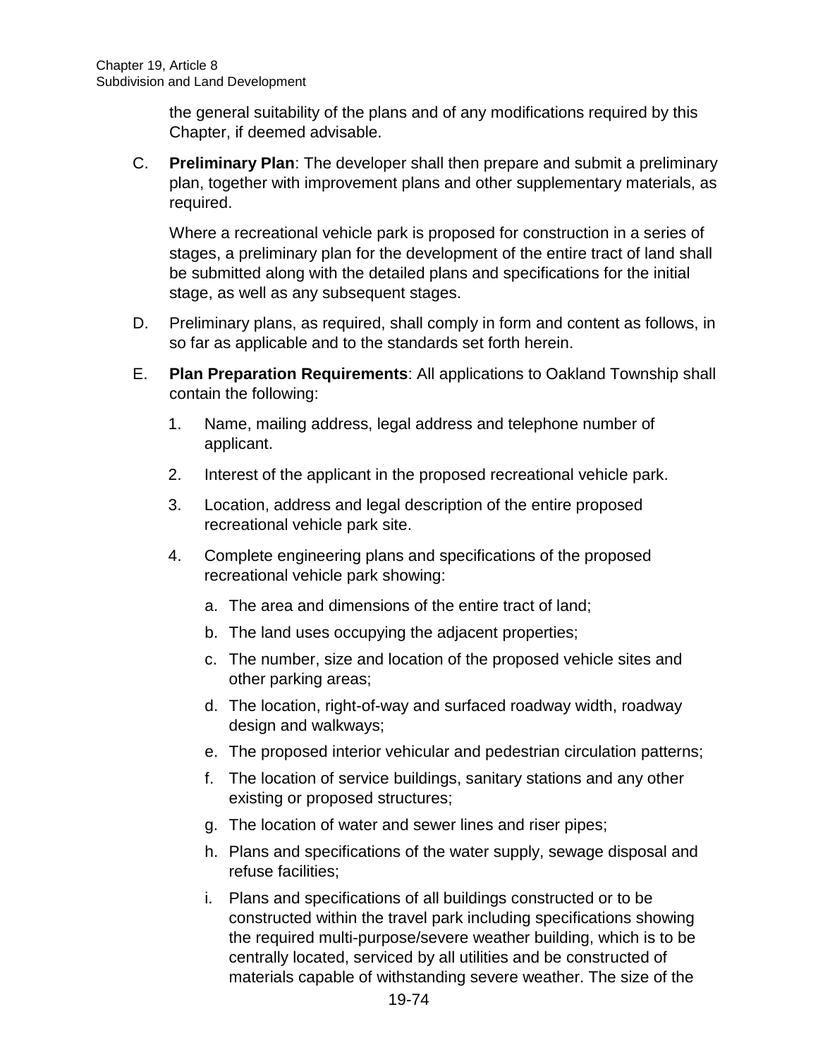the general suitability of the plans and of any modifications required by this Chapter, if deemed advisable.

C. **Preliminary Plan**: The developer shall then prepare and submit a preliminary plan, together with improvement plans and other supplementary materials, as required.

   Where a recreational vehicle park is proposed for construction in a series of stages, a preliminary plan for the development of the entire tract of land shall be submitted along with the detailed plans and specifications for the initial stage, as well as any subsequent stages.

D. Preliminary plans, as required, shall comply in form and content as follows, in so far as applicable and to the standards set forth herein.

E. **Plan Preparation Requirements**: All applications to Oakland Township shall contain the following:

   1. Name, mailing address, legal address and telephone number of applicant.
   2. Interest of the applicant in the proposed recreational vehicle park.
   3. Location, address and legal description of the entire proposed recreational vehicle park site.
   4. Complete engineering plans and specifications of the proposed recreational vehicle park showing:
      a. The area and dimensions of the entire tract of land;
      b. The land uses occupying the adjacent properties;
      c. The number, size and location of the proposed vehicle sites and other parking areas;
      d. The location, right-of-way and surfaced roadway width, roadway design and walkways;
      e. The proposed interior vehicular and pedestrian circulation patterns;
      f. The location of service buildings, sanitary stations and any other existing or proposed structures;
      g. The location of water and sewer lines and riser pipes;
      h. Plans and specifications of the water supply, sewage disposal and refuse facilities;
      i. Plans and specifications of all buildings constructed or to be constructed within the travel park including specifications showing the required multi-purpose/severe weather building, which is to be centrally located, serviced by all utilities and be constructed of materials capable of withstanding severe weather. The size of the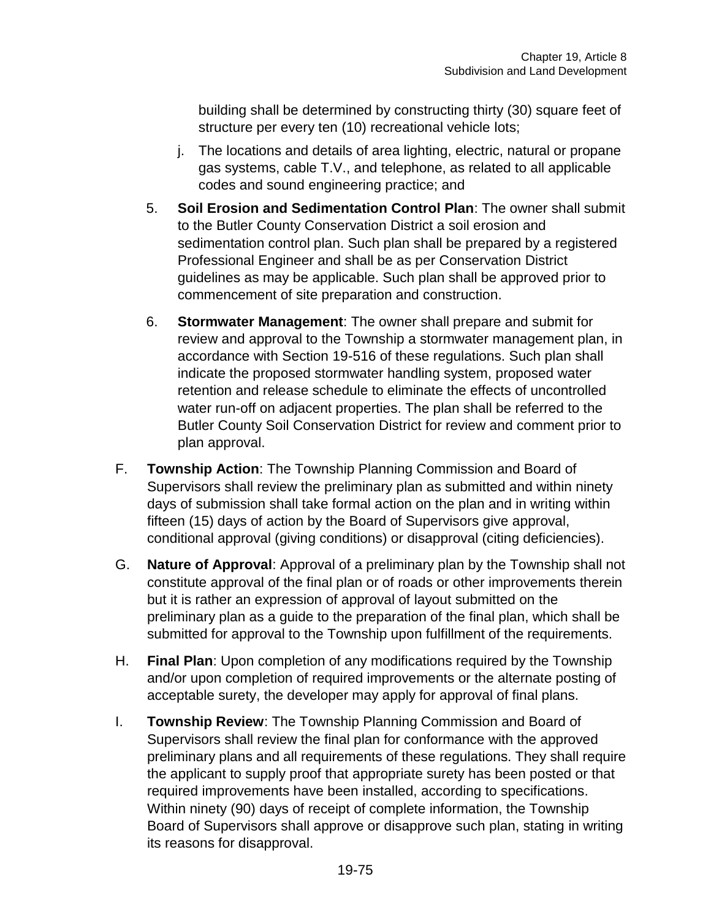building shall be determined by constructing thirty (30) square feet of structure per every ten (10) recreational vehicle lots;

j. The locations and details of area lighting, electric, natural or propane gas systems, cable T.V., and telephone, as related to all applicable codes and sound engineering practice; and

5. **Soil Erosion and Sedimentation Control Plan**: The owner shall submit to the Butler County Conservation District a soil erosion and sedimentation control plan. Such plan shall be prepared by a registered Professional Engineer and shall be as per Conservation District guidelines as may be applicable. Such plan shall be approved prior to commencement of site preparation and construction.

6. **Stormwater Management**: The owner shall prepare and submit for review and approval to the Township a stormwater management plan, in accordance with Section 19-516 of these regulations. Such plan shall indicate the proposed stormwater handling system, proposed water retention and release schedule to eliminate the effects of uncontrolled water run-off on adjacent properties. The plan shall be referred to the Butler County Soil Conservation District for review and comment prior to plan approval.

F. **Township Action**: The Township Planning Commission and Board of Supervisors shall review the preliminary plan as submitted and within ninety days of submission shall take formal action on the plan and in writing within fifteen (15) days of action by the Board of Supervisors give approval, conditional approval (giving conditions) or disapproval (citing deficiencies).

G. **Nature of Approval**: Approval of a preliminary plan by the Township shall not constitute approval of the final plan or of roads or other improvements therein but it is rather an expression of approval of layout submitted on the preliminary plan as a guide to the preparation of the final plan, which shall be submitted for approval to the Township upon fulfillment of the requirements.

H. **Final Plan**: Upon completion of any modifications required by the Township and/or upon completion of required improvements or the alternate posting of acceptable surety, the developer may apply for approval of final plans.

I. **Township Review**: The Township Planning Commission and Board of Supervisors shall review the final plan for conformance with the approved preliminary plans and all requirements of these regulations. They shall require the applicant to supply proof that appropriate surety has been posted or that required improvements have been installed, according to specifications. Within ninety (90) days of receipt of complete information, the Township Board of Supervisors shall approve or disapprove such plan, stating in writing its reasons for disapproval.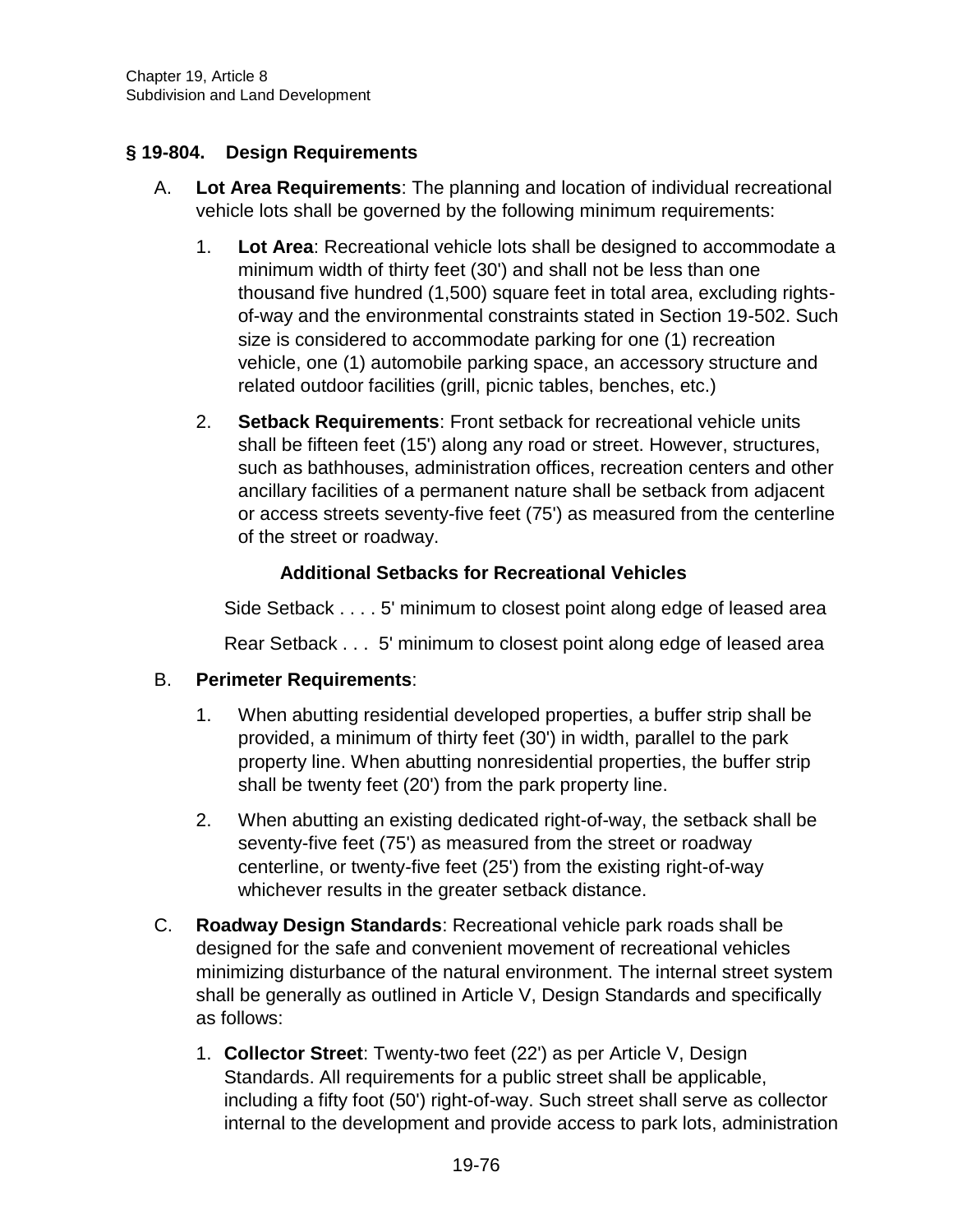## § 19-804. Design Requirements

A. **Lot Area Requirements**: The planning and location of individual recreational vehicle lots shall be governed by the following minimum requirements:

   1. **Lot Area**: Recreational vehicle lots shall be designed to accommodate a minimum width of thirty feet (30') and shall not be less than one thousand five hundred (1,500) square feet in total area, excluding rights-of-way and the environmental constraints stated in Section 19-502. Such size is considered to accommodate parking for one (1) recreation vehicle, one (1) automobile parking space, an accessory structure and related outdoor facilities (grill, picnic tables, benches, etc.)

   2. **Setback Requirements**: Front setback for recreational vehicle units shall be fifteen feet (15') along any road or street. However, structures, such as bathhouses, administration offices, recreation centers and other ancillary facilities of a permanent nature shall be setback from adjacent or access streets seventy-five feet (75') as measured from the centerline of the street or roadway.

      **Additional Setbacks for Recreational Vehicles**

      Side Setback . . . . 5' minimum to closest point along edge of leased area

      Rear Setback . . . 5' minimum to closest point along edge of leased area

B. **Perimeter Requirements**:

   1. When abutting residential developed properties, a buffer strip shall be provided, a minimum of thirty feet (30') in width, parallel to the park property line. When abutting nonresidential properties, the buffer strip shall be twenty feet (20') from the park property line.

   2. When abutting an existing dedicated right-of-way, the setback shall be seventy-five feet (75') as measured from the street or roadway centerline, or twenty-five feet (25') from the existing right-of-way whichever results in the greater setback distance.

C. **Roadway Design Standards**: Recreational vehicle park roads shall be designed for the safe and convenient movement of recreational vehicles minimizing disturbance of the natural environment. The internal street system shall be generally as outlined in Article V, Design Standards and specifically as follows:

   1. **Collector Street**: Twenty-two feet (22') as per Article V, Design Standards. All requirements for a public street shall be applicable, including a fifty foot (50') right-of-way. Such street shall serve as collector internal to the development and provide access to park lots, administration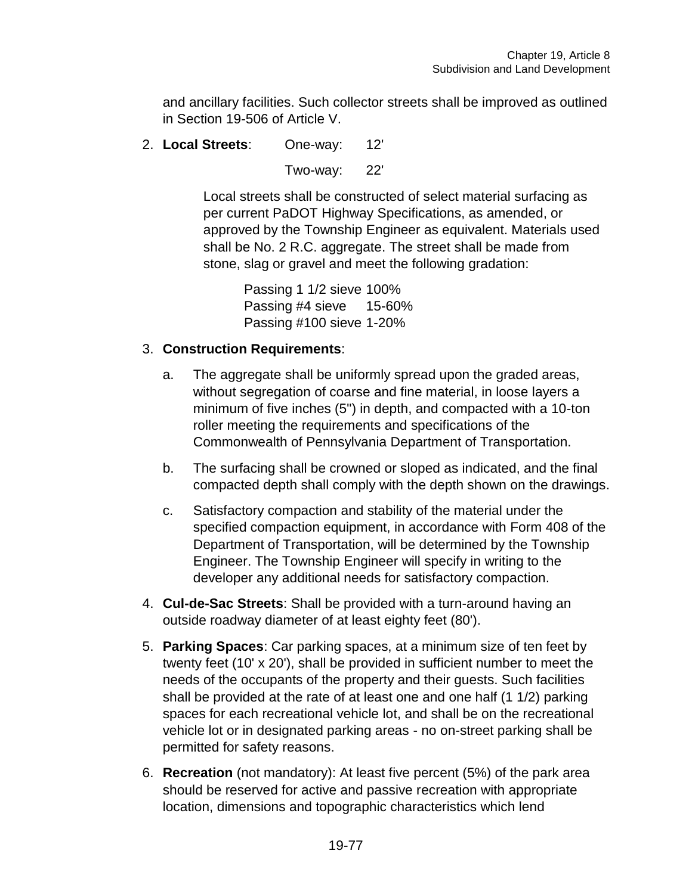and ancillary facilities. Such collector streets shall be improved as outlined in Section 19-506 of Article V.

2. **Local Streets**: One-way: 12'

   Two-way: 22'

   Local streets shall be constructed of select material surfacing as per current PaDOT Highway Specifications, as amended, or approved by the Township Engineer as equivalent. Materials used shall be No. 2 R.C. aggregate. The street shall be made from stone, slag or gravel and meet the following gradation:

   Passing 1 1/2 sieve 100%
   Passing #4 sieve 15-60%
   Passing #100 sieve 1-20%

3. **Construction Requirements**:

   a. The aggregate shall be uniformly spread upon the graded areas, without segregation of coarse and fine material, in loose layers a minimum of five inches (5") in depth, and compacted with a 10-ton roller meeting the requirements and specifications of the Commonwealth of Pennsylvania Department of Transportation.

   b. The surfacing shall be crowned or sloped as indicated, and the final compacted depth shall comply with the depth shown on the drawings.

   c. Satisfactory compaction and stability of the material under the specified compaction equipment, in accordance with Form 408 of the Department of Transportation, will be determined by the Township Engineer. The Township Engineer will specify in writing to the developer any additional needs for satisfactory compaction.

4. **Cul-de-Sac Streets**: Shall be provided with a turn-around having an outside roadway diameter of at least eighty feet (80').

5. **Parking Spaces**: Car parking spaces, at a minimum size of ten feet by twenty feet (10' x 20'), shall be provided in sufficient number to meet the needs of the occupants of the property and their guests. Such facilities shall be provided at the rate of at least one and one half (1 1/2) parking spaces for each recreational vehicle lot, and shall be on the recreational vehicle lot or in designated parking areas - no on-street parking shall be permitted for safety reasons.

6. **Recreation** (not mandatory): At least five percent (5%) of the park area should be reserved for active and passive recreation with appropriate location, dimensions and topographic characteristics which lend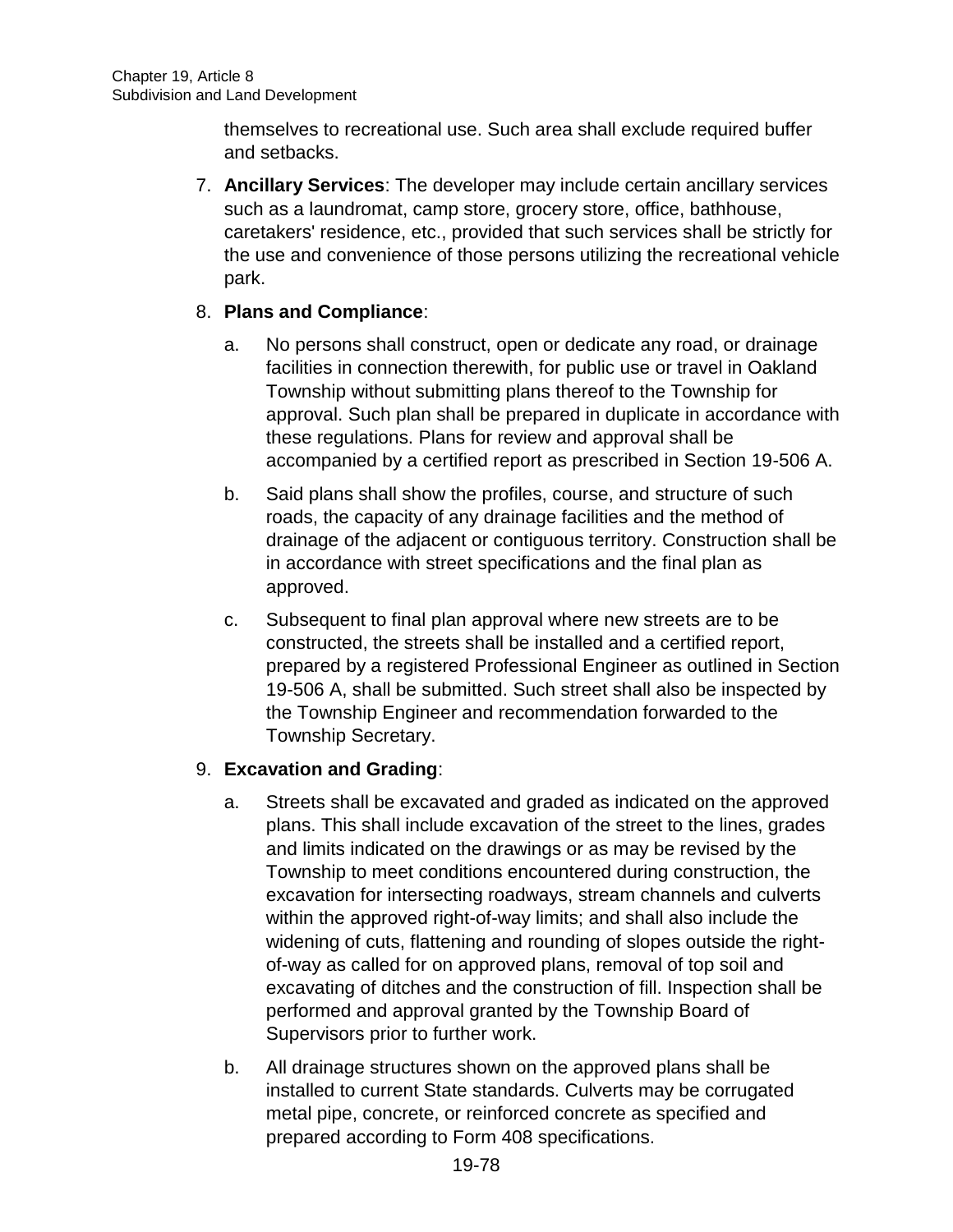themselves to recreational use. Such area shall exclude required buffer and setbacks.

7. **Ancillary Services**: The developer may include certain ancillary services such as a laundromat, camp store, grocery store, office, bathhouse, caretakers' residence, etc., provided that such services shall be strictly for the use and convenience of those persons utilizing the recreational vehicle park.

8. **Plans and Compliance**:

   a. No persons shall construct, open or dedicate any road, or drainage facilities in connection therewith, for public use or travel in Oakland Township without submitting plans thereof to the Township for approval. Such plan shall be prepared in duplicate in accordance with these regulations. Plans for review and approval shall be accompanied by a certified report as prescribed in Section 19-506 A.

   b. Said plans shall show the profiles, course, and structure of such roads, the capacity of any drainage facilities and the method of drainage of the adjacent or contiguous territory. Construction shall be in accordance with street specifications and the final plan as approved.

   c. Subsequent to final plan approval where new streets are to be constructed, the streets shall be installed and a certified report, prepared by a registered Professional Engineer as outlined in Section 19-506 A, shall be submitted. Such street shall also be inspected by the Township Engineer and recommendation forwarded to the Township Secretary.

9. **Excavation and Grading**:

   a. Streets shall be excavated and graded as indicated on the approved plans. This shall include excavation of the street to the lines, grades and limits indicated on the drawings or as may be revised by the Township to meet conditions encountered during construction, the excavation for intersecting roadways, stream channels and culverts within the approved right-of-way limits; and shall also include the widening of cuts, flattening and rounding of slopes outside the right-of-way as called for on approved plans, removal of top soil and excavating of ditches and the construction of fill. Inspection shall be performed and approval granted by the Township Board of Supervisors prior to further work.

   b. All drainage structures shown on the approved plans shall be installed to current State standards. Culverts may be corrugated metal pipe, concrete, or reinforced concrete as specified and prepared according to Form 408 specifications.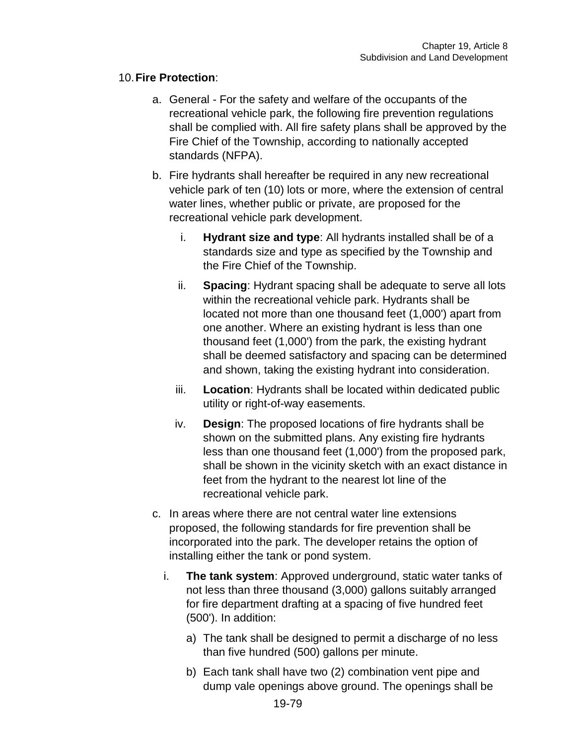10. **Fire Protection**:

    a. General - For the safety and welfare of the occupants of the recreational vehicle park, the following fire prevention regulations shall be complied with. All fire safety plans shall be approved by the Fire Chief of the Township, according to nationally accepted standards (NFPA).

    b. Fire hydrants shall hereafter be required in any new recreational vehicle park of ten (10) lots or more, where the extension of central water lines, whether public or private, are proposed for the recreational vehicle park development.

        i. **Hydrant size and type**: All hydrants installed shall be of a standards size and type as specified by the Township and the Fire Chief of the Township.

        ii. **Spacing**: Hydrant spacing shall be adequate to serve all lots within the recreational vehicle park. Hydrants shall be located not more than one thousand feet (1,000') apart from one another. Where an existing hydrant is less than one thousand feet (1,000') from the park, the existing hydrant shall be deemed satisfactory and spacing can be determined and shown, taking the existing hydrant into consideration.

        iii. **Location**: Hydrants shall be located within dedicated public utility or right-of-way easements.

        iv. **Design**: The proposed locations of fire hydrants shall be shown on the submitted plans. Any existing fire hydrants less than one thousand feet (1,000') from the proposed park, shall be shown in the vicinity sketch with an exact distance in feet from the hydrant to the nearest lot line of the recreational vehicle park.

    c. In areas where there are not central water line extensions proposed, the following standards for fire prevention shall be incorporated into the park. The developer retains the option of installing either the tank or pond system.

        i. **The tank system**: Approved underground, static water tanks of not less than three thousand (3,000) gallons suitably arranged for fire department drafting at a spacing of five hundred feet (500'). In addition:

            a) The tank shall be designed to permit a discharge of no less than five hundred (500) gallons per minute.

            b) Each tank shall have two (2) combination vent pipe and dump vale openings above ground. The openings shall be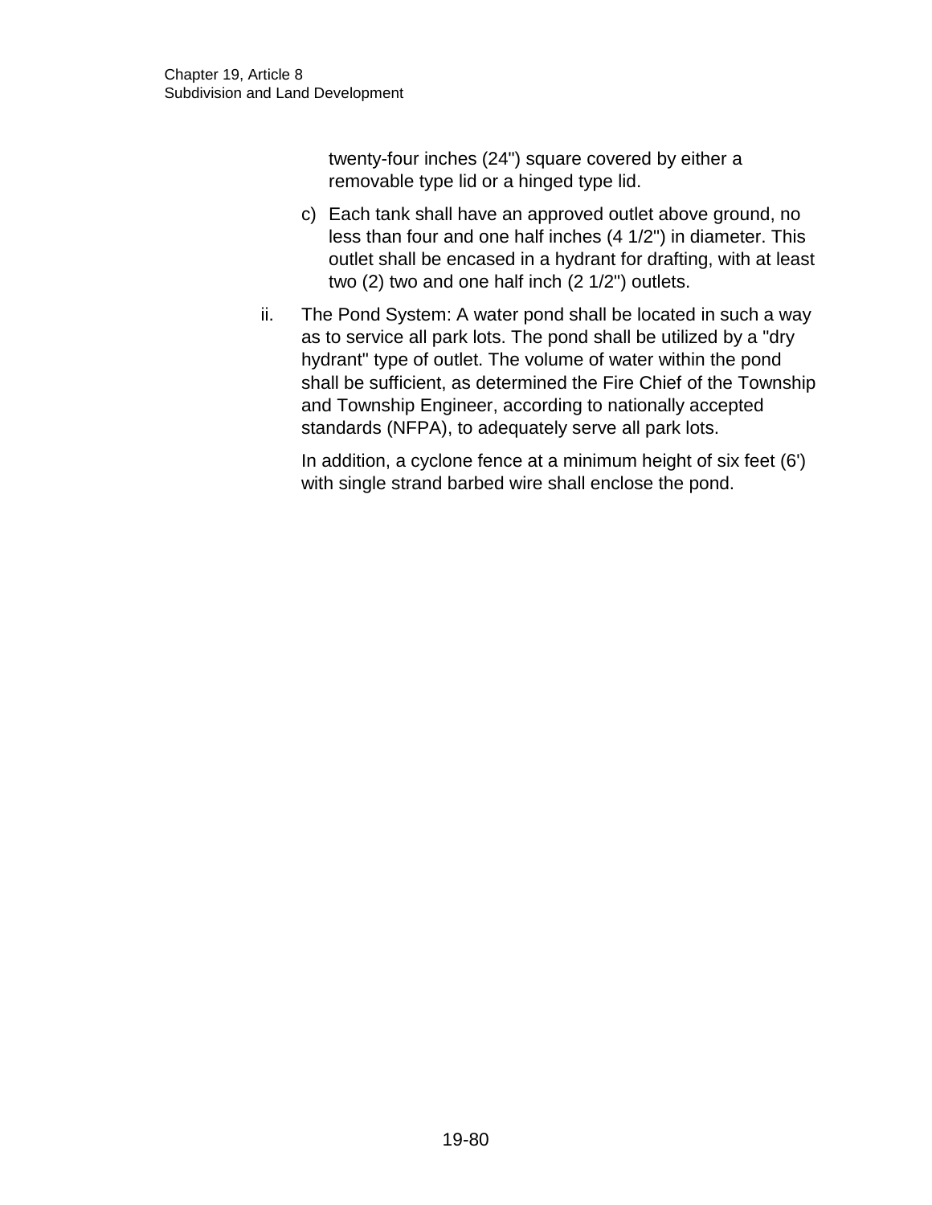twenty-four inches (24") square covered by either a removable type lid or a hinged type lid.

c) Each tank shall have an approved outlet above ground, no less than four and one half inches (4 1/2") in diameter. This outlet shall be encased in a hydrant for drafting, with at least two (2) two and one half inch (2 1/2") outlets.

ii. The Pond System: A water pond shall be located in such a way as to service all park lots. The pond shall be utilized by a "dry hydrant" type of outlet. The volume of water within the pond shall be sufficient, as determined the Fire Chief of the Township and Township Engineer, according to nationally accepted standards (NFPA), to adequately serve all park lots.

In addition, a cyclone fence at a minimum height of six feet (6') with single strand barbed wire shall enclose the pond.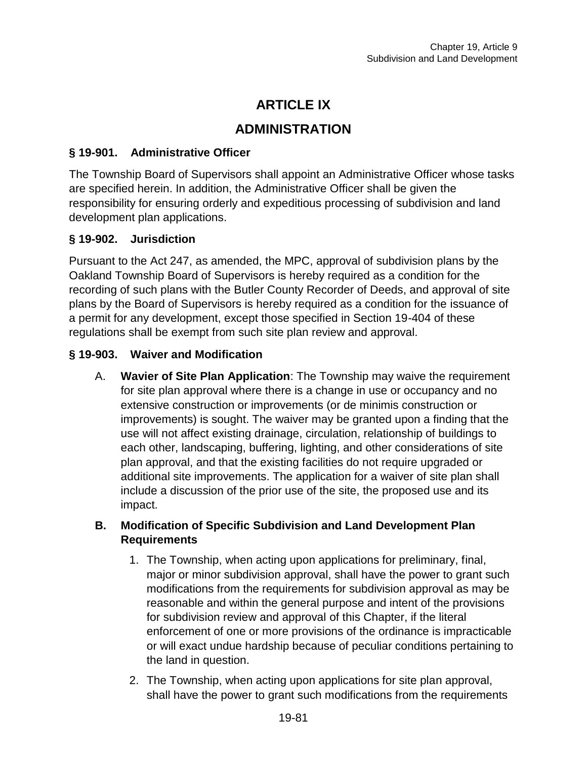# ARTICLE IX

# ADMINISTRATION

### § 19-901. Administrative Officer

The Township Board of Supervisors shall appoint an Administrative Officer whose tasks are specified herein. In addition, the Administrative Officer shall be given the responsibility for ensuring orderly and expeditious processing of subdivision and land development plan applications.

### § 19-902. Jurisdiction

Pursuant to the Act 247, as amended, the MPC, approval of subdivision plans by the Oakland Township Board of Supervisors is hereby required as a condition for the recording of such plans with the Butler County Recorder of Deeds, and approval of site plans by the Board of Supervisors is hereby required as a condition for the issuance of a permit for any development, except those specified in Section 19-404 of these regulations shall be exempt from such site plan review and approval.

### § 19-903. Waiver and Modification

A. **Wavier of Site Plan Application**: The Township may waive the requirement for site plan approval where there is a change in use or occupancy and no extensive construction or improvements (or de minimis construction or improvements) is sought. The waiver may be granted upon a finding that the use will not affect existing drainage, circulation, relationship of buildings to each other, landscaping, buffering, lighting, and other considerations of site plan approval, and that the existing facilities do not require upgraded or additional site improvements. The application for a waiver of site plan shall include a discussion of the prior use of the site, the proposed use and its impact.

**B. Modification of Specific Subdivision and Land Development Plan Requirements**

1. The Township, when acting upon applications for preliminary, final, major or minor subdivision approval, shall have the power to grant such modifications from the requirements for subdivision approval as may be reasonable and within the general purpose and intent of the provisions for subdivision review and approval of this Chapter, if the literal enforcement of one or more provisions of the ordinance is impracticable or will exact undue hardship because of peculiar conditions pertaining to the land in question.
2. The Township, when acting upon applications for site plan approval, shall have the power to grant such modifications from the requirements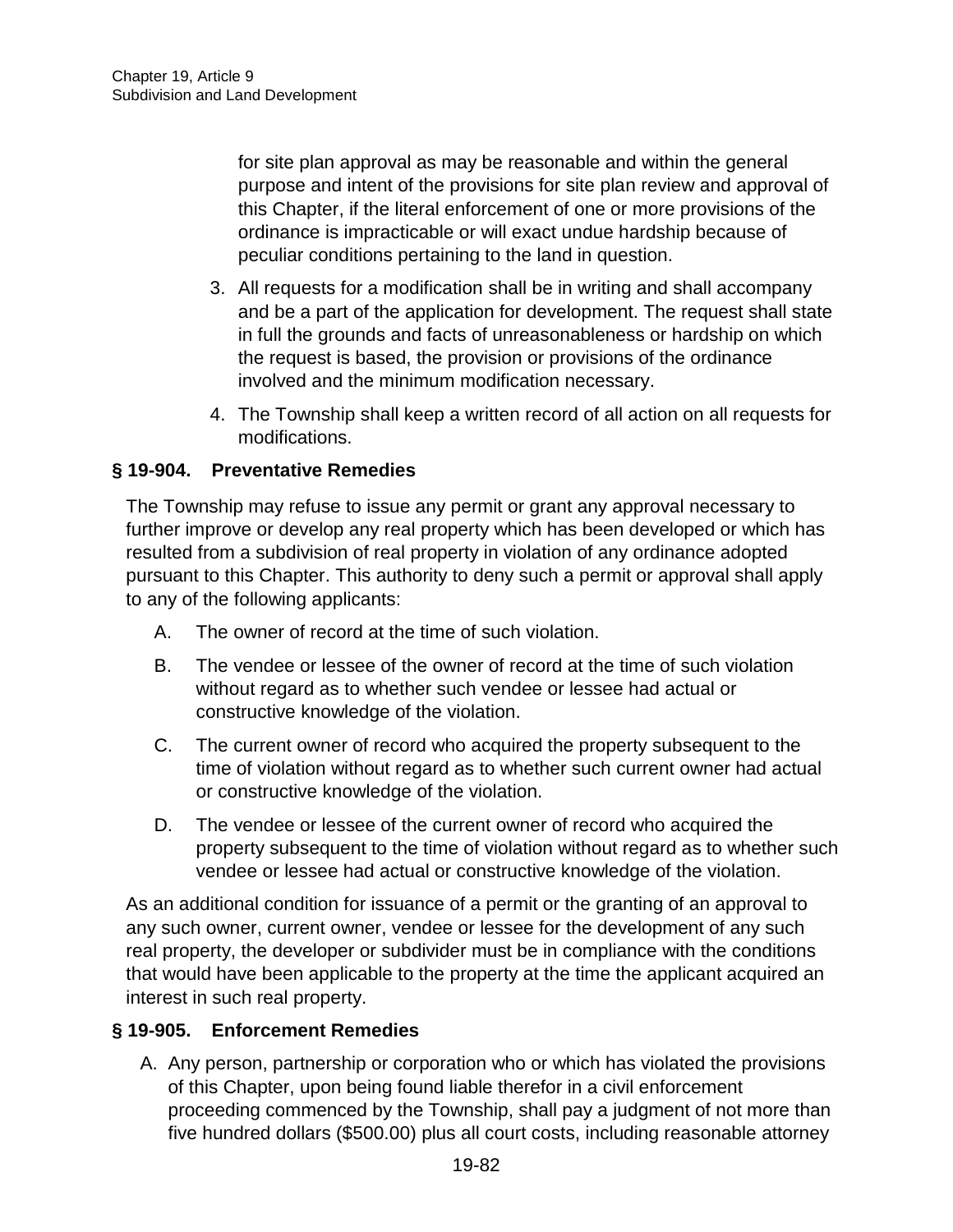for site plan approval as may be reasonable and within the general purpose and intent of the provisions for site plan review and approval of this Chapter, if the literal enforcement of one or more provisions of the ordinance is impracticable or will exact undue hardship because of peculiar conditions pertaining to the land in question.

3. All requests for a modification shall be in writing and shall accompany and be a part of the application for development. The request shall state in full the grounds and facts of unreasonableness or hardship on which the request is based, the provision or provisions of the ordinance involved and the minimum modification necessary.
4. The Township shall keep a written record of all action on all requests for modifications.

### § 19-904. Preventative Remedies

The Township may refuse to issue any permit or grant any approval necessary to further improve or develop any real property which has been developed or which has resulted from a subdivision of real property in violation of any ordinance adopted pursuant to this Chapter. This authority to deny such a permit or approval shall apply to any of the following applicants:

A. The owner of record at the time of such violation.

B. The vendee or lessee of the owner of record at the time of such violation without regard as to whether such vendee or lessee had actual or constructive knowledge of the violation.

C. The current owner of record who acquired the property subsequent to the time of violation without regard as to whether such current owner had actual or constructive knowledge of the violation.

D. The vendee or lessee of the current owner of record who acquired the property subsequent to the time of violation without regard as to whether such vendee or lessee had actual or constructive knowledge of the violation.

As an additional condition for issuance of a permit or the granting of an approval to any such owner, current owner, vendee or lessee for the development of any such real property, the developer or subdivider must be in compliance with the conditions that would have been applicable to the property at the time the applicant acquired an interest in such real property.

### § 19-905. Enforcement Remedies

A. Any person, partnership or corporation who or which has violated the provisions of this Chapter, upon being found liable therefor in a civil enforcement proceeding commenced by the Township, shall pay a judgment of not more than five hundred dollars ($500.00) plus all court costs, including reasonable attorney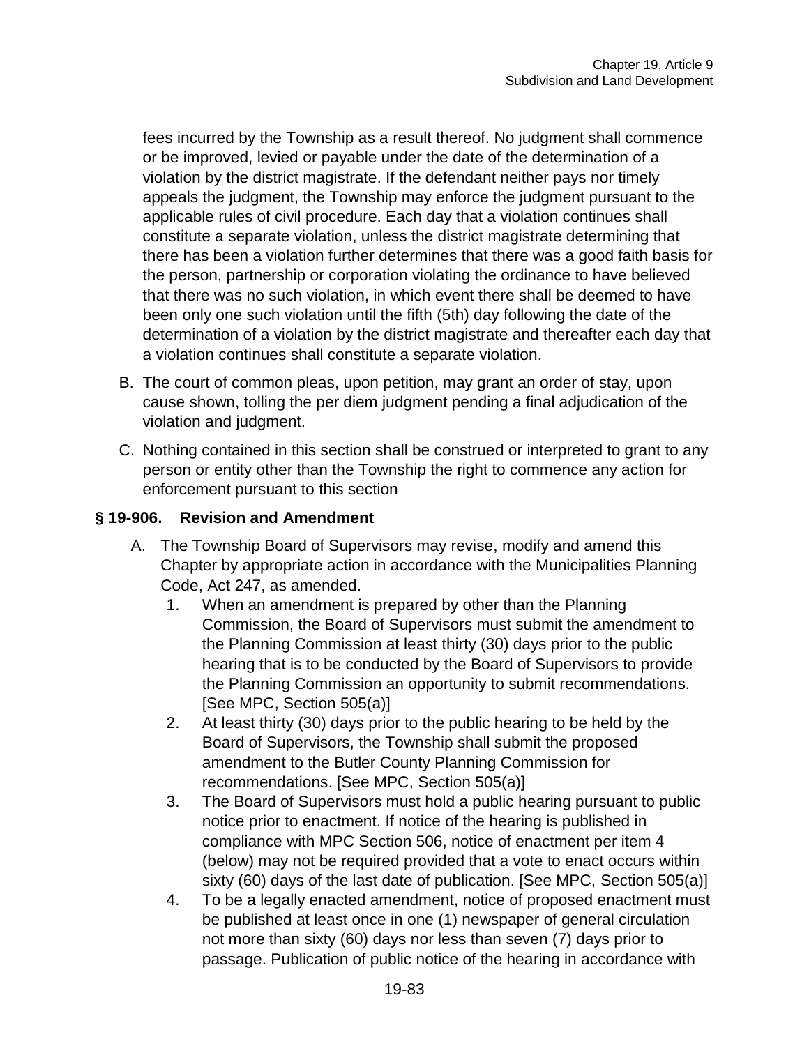fees incurred by the Township as a result thereof. No judgment shall commence or be improved, levied or payable under the date of the determination of a violation by the district magistrate. If the defendant neither pays nor timely appeals the judgment, the Township may enforce the judgment pursuant to the applicable rules of civil procedure. Each day that a violation continues shall constitute a separate violation, unless the district magistrate determining that there has been a violation further determines that there was a good faith basis for the person, partnership or corporation violating the ordinance to have believed that there was no such violation, in which event there shall be deemed to have been only one such violation until the fifth (5th) day following the date of the determination of a violation by the district magistrate and thereafter each day that a violation continues shall constitute a separate violation.

B. The court of common pleas, upon petition, may grant an order of stay, upon cause shown, tolling the per diem judgment pending a final adjudication of the violation and judgment.

C. Nothing contained in this section shall be construed or interpreted to grant to any person or entity other than the Township the right to commence any action for enforcement pursuant to this section

### § 19-906. Revision and Amendment

A. The Township Board of Supervisors may revise, modify and amend this Chapter by appropriate action in accordance with the Municipalities Planning Code, Act 247, as amended.

1. When an amendment is prepared by other than the Planning Commission, the Board of Supervisors must submit the amendment to the Planning Commission at least thirty (30) days prior to the public hearing that is to be conducted by the Board of Supervisors to provide the Planning Commission an opportunity to submit recommendations. [See MPC, Section 505(a)]
2. At least thirty (30) days prior to the public hearing to be held by the Board of Supervisors, the Township shall submit the proposed amendment to the Butler County Planning Commission for recommendations. [See MPC, Section 505(a)]
3. The Board of Supervisors must hold a public hearing pursuant to public notice prior to enactment. If notice of the hearing is published in compliance with MPC Section 506, notice of enactment per item 4 (below) may not be required provided that a vote to enact occurs within sixty (60) days of the last date of publication. [See MPC, Section 505(a)]
4. To be a legally enacted amendment, notice of proposed enactment must be published at least once in one (1) newspaper of general circulation not more than sixty (60) days nor less than seven (7) days prior to passage. Publication of public notice of the hearing in accordance with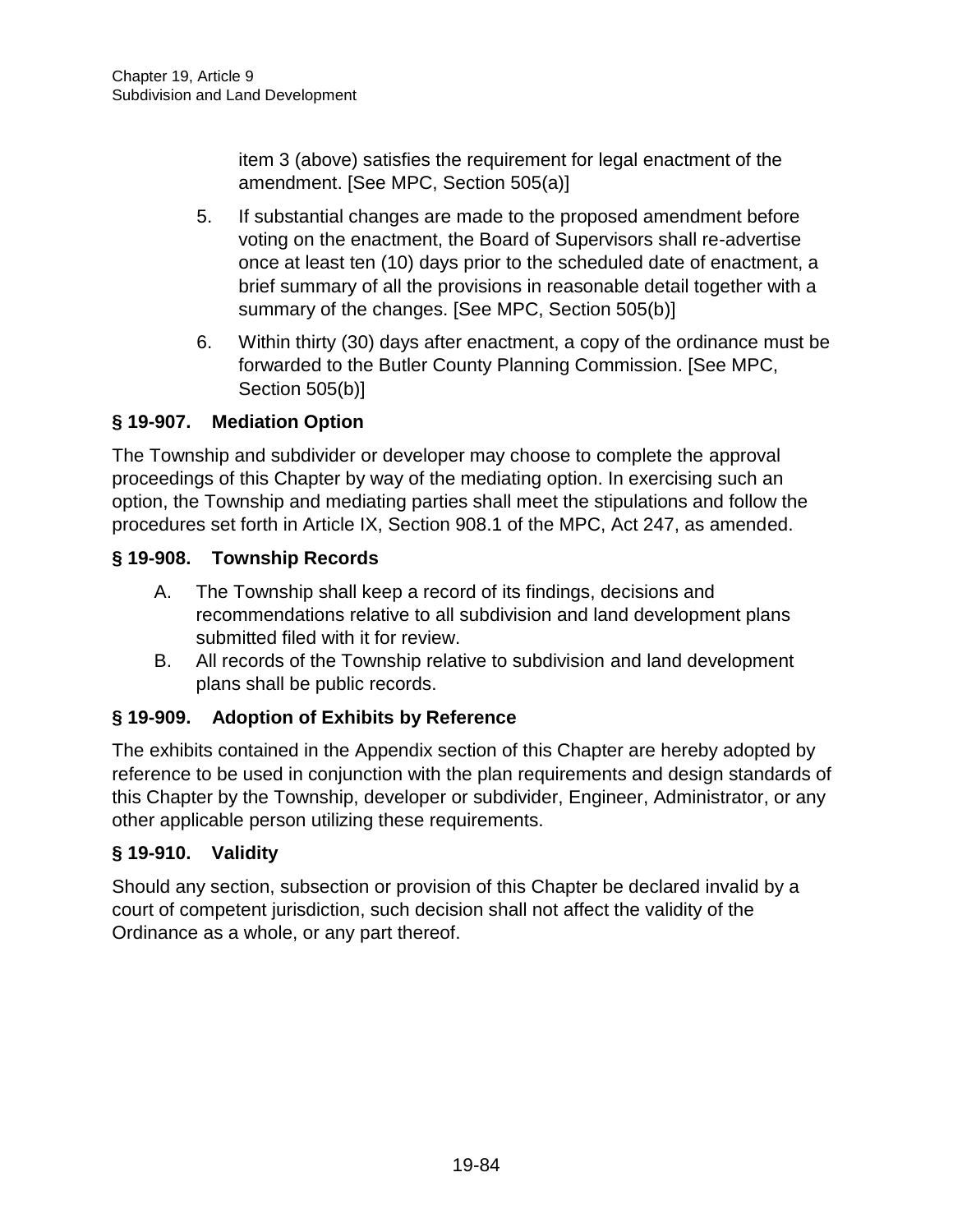item 3 (above) satisfies the requirement for legal enactment of the amendment. [See MPC, Section 505(a)]

5. If substantial changes are made to the proposed amendment before voting on the enactment, the Board of Supervisors shall re-advertise once at least ten (10) days prior to the scheduled date of enactment, a brief summary of all the provisions in reasonable detail together with a summary of the changes. [See MPC, Section 505(b)]
6. Within thirty (30) days after enactment, a copy of the ordinance must be forwarded to the Butler County Planning Commission. [See MPC, Section 505(b)]

### § 19-907. Mediation Option

The Township and subdivider or developer may choose to complete the approval proceedings of this Chapter by way of the mediating option. In exercising such an option, the Township and mediating parties shall meet the stipulations and follow the procedures set forth in Article IX, Section 908.1 of the MPC, Act 247, as amended.

### § 19-908. Township Records

A. The Township shall keep a record of its findings, decisions and recommendations relative to all subdivision and land development plans submitted filed with it for review.
B. All records of the Township relative to subdivision and land development plans shall be public records.

### § 19-909. Adoption of Exhibits by Reference

The exhibits contained in the Appendix section of this Chapter are hereby adopted by reference to be used in conjunction with the plan requirements and design standards of this Chapter by the Township, developer or subdivider, Engineer, Administrator, or any other applicable person utilizing these requirements.

### § 19-910. Validity

Should any section, subsection or provision of this Chapter be declared invalid by a court of competent jurisdiction, such decision shall not affect the validity of the Ordinance as a whole, or any part thereof.